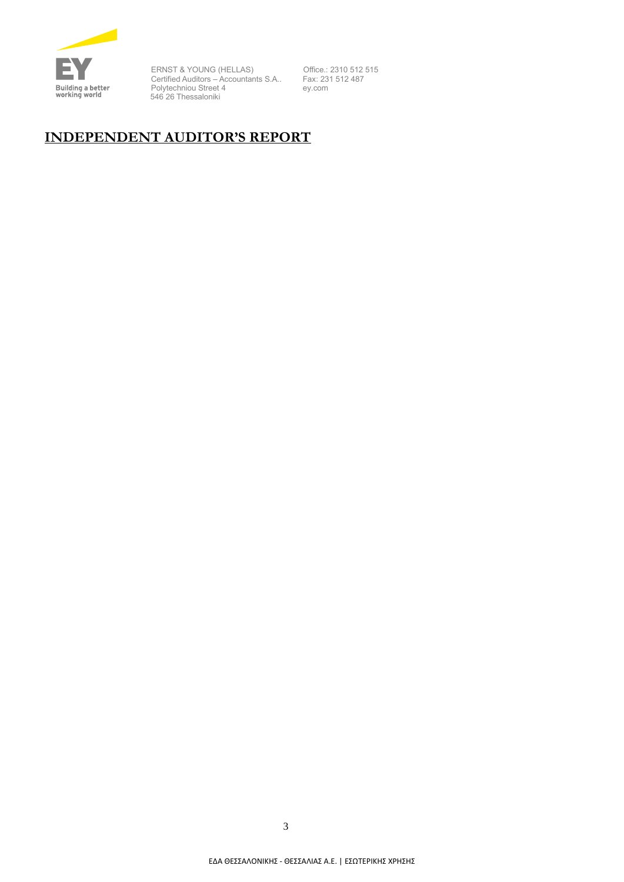ERNST & YOUNG (HELLAS)
Certified Auditors – Accountants S.A..
Polytechniou Street 4
546 26 Thessaloniki

Office.: 2310 512 515
Fax: 231 512 487
ey.com

# INDEPENDENT AUDITOR'S REPORT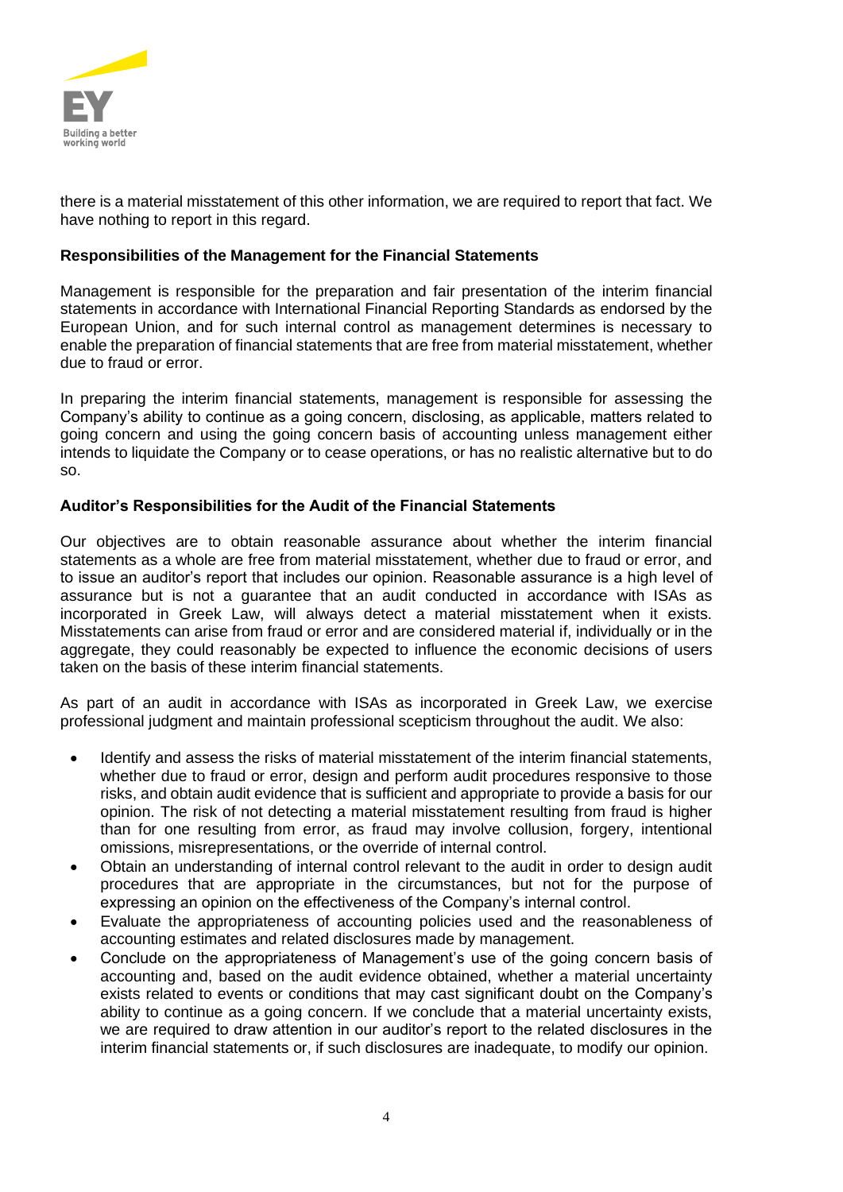there is a material misstatement of this other information, we are required to report that fact. We have nothing to report in this regard.

**Responsibilities of the Management for the Financial Statements**

Management is responsible for the preparation and fair presentation of the interim financial statements in accordance with International Financial Reporting Standards as endorsed by the European Union, and for such internal control as management determines is necessary to enable the preparation of financial statements that are free from material misstatement, whether due to fraud or error.

In preparing the interim financial statements, management is responsible for assessing the Company's ability to continue as a going concern, disclosing, as applicable, matters related to going concern and using the going concern basis of accounting unless management either intends to liquidate the Company or to cease operations, or has no realistic alternative but to do so.

**Auditor's Responsibilities for the Audit of the Financial Statements**

Our objectives are to obtain reasonable assurance about whether the interim financial statements as a whole are free from material misstatement, whether due to fraud or error, and to issue an auditor's report that includes our opinion. Reasonable assurance is a high level of assurance but is not a guarantee that an audit conducted in accordance with ISAs as incorporated in Greek Law, will always detect a material misstatement when it exists. Misstatements can arise from fraud or error and are considered material if, individually or in the aggregate, they could reasonably be expected to influence the economic decisions of users taken on the basis of these interim financial statements.

As part of an audit in accordance with ISAs as incorporated in Greek Law, we exercise professional judgment and maintain professional scepticism throughout the audit. We also:

- Identify and assess the risks of material misstatement of the interim financial statements, whether due to fraud or error, design and perform audit procedures responsive to those risks, and obtain audit evidence that is sufficient and appropriate to provide a basis for our opinion. The risk of not detecting a material misstatement resulting from fraud is higher than for one resulting from error, as fraud may involve collusion, forgery, intentional omissions, misrepresentations, or the override of internal control.
- Obtain an understanding of internal control relevant to the audit in order to design audit procedures that are appropriate in the circumstances, but not for the purpose of expressing an opinion on the effectiveness of the Company's internal control.
- Evaluate the appropriateness of accounting policies used and the reasonableness of accounting estimates and related disclosures made by management.
- Conclude on the appropriateness of Management's use of the going concern basis of accounting and, based on the audit evidence obtained, whether a material uncertainty exists related to events or conditions that may cast significant doubt on the Company's ability to continue as a going concern. If we conclude that a material uncertainty exists, we are required to draw attention in our auditor's report to the related disclosures in the interim financial statements or, if such disclosures are inadequate, to modify our opinion.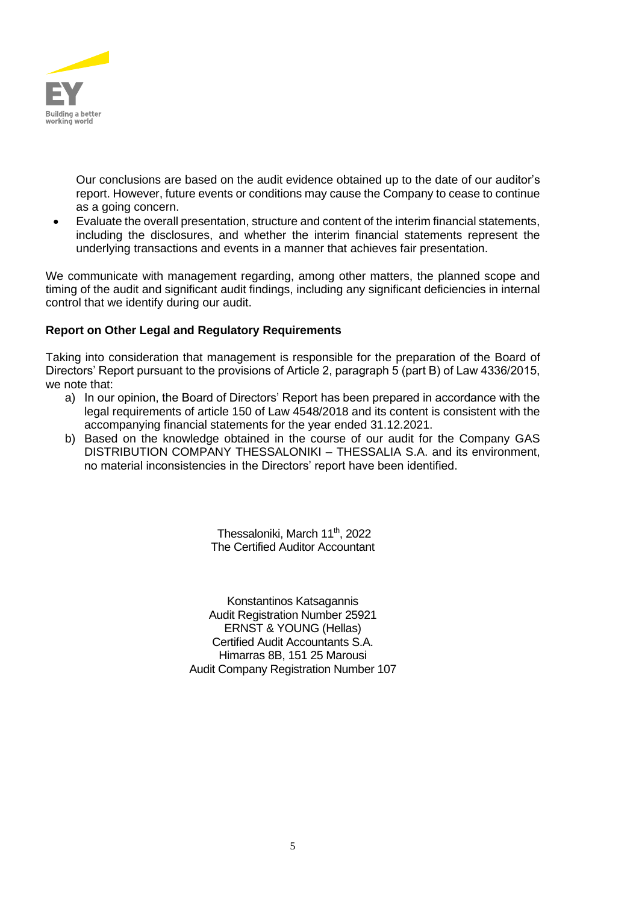Our conclusions are based on the audit evidence obtained up to the date of our auditor's report. However, future events or conditions may cause the Company to cease to continue as a going concern.

- Evaluate the overall presentation, structure and content of the interim financial statements, including the disclosures, and whether the interim financial statements represent the underlying transactions and events in a manner that achieves fair presentation.

We communicate with management regarding, among other matters, the planned scope and timing of the audit and significant audit findings, including any significant deficiencies in internal control that we identify during our audit.

**Report on Other Legal and Regulatory Requirements**

Taking into consideration that management is responsible for the preparation of the Board of Directors' Report pursuant to the provisions of Article 2, paragraph 5 (part B) of Law 4336/2015, we note that:

a) In our opinion, the Board of Directors' Report has been prepared in accordance with the legal requirements of article 150 of Law 4548/2018 and its content is consistent with the accompanying financial statements for the year ended 31.12.2021.

b) Based on the knowledge obtained in the course of our audit for the Company GAS DISTRIBUTION COMPANY THESSALONIKI – THESSALIA S.A. and its environment, no material inconsistencies in the Directors' report have been identified.

Thessaloniki, March 11th, 2022
The Certified Auditor Accountant

Konstantinos Katsagannis
Audit Registration Number 25921
ERNST & YOUNG (Hellas)
Certified Audit Accountants S.A.
Himarras 8B, 151 25 Marousi
Audit Company Registration Number 107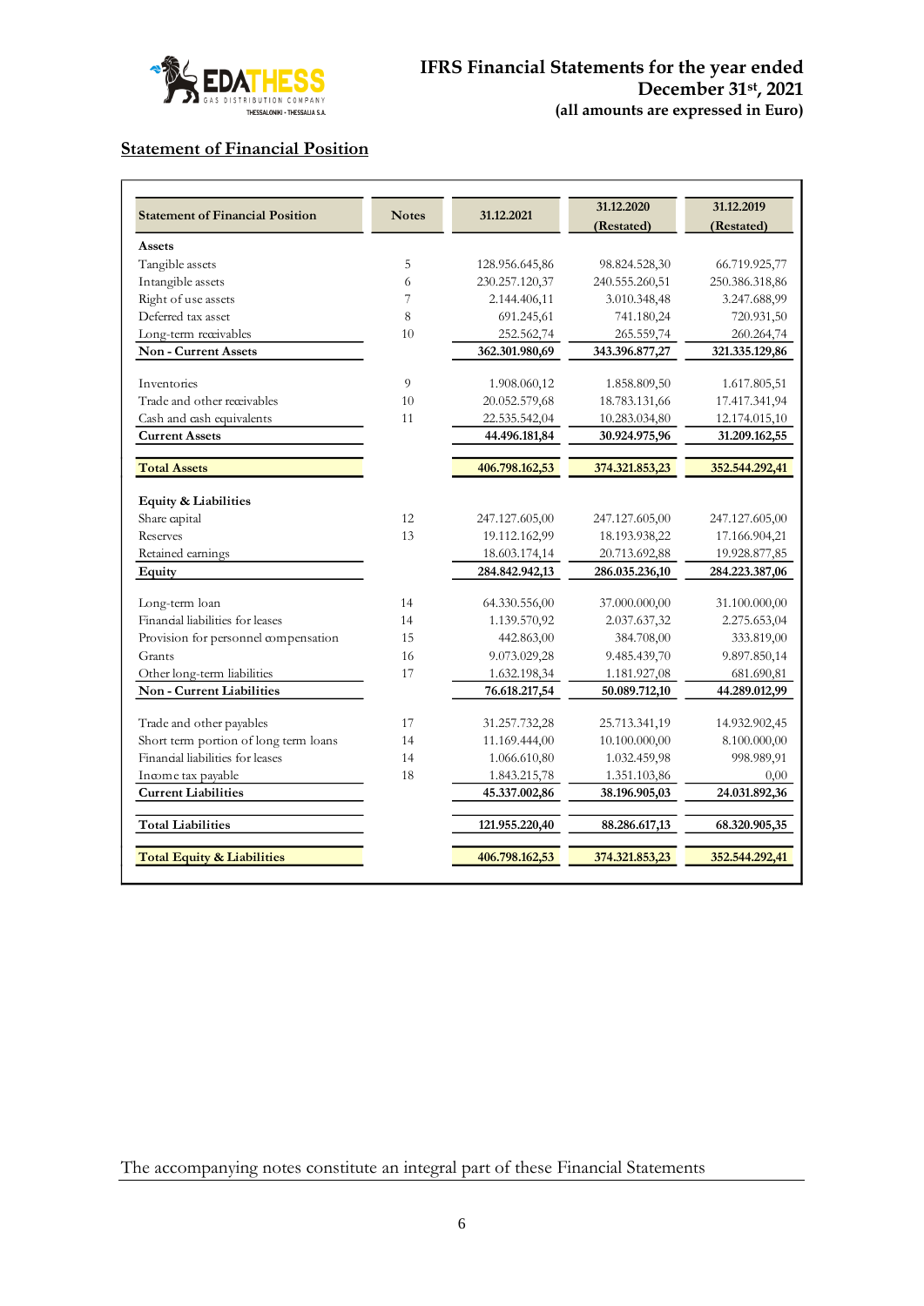## Statement of Financial Position

| Statement of Financial Position | Notes | 31.12.2021 | 31.12.2020 (Restated) | 31.12.2019 (Restated) |
|---|---|---|---|---|
| **Assets** | | | | |
| Tangible assets | 5 | 128.956.645,86 | 98.824.528,30 | 66.719.925,77 |
| Intangible assets | 6 | 230.257.120,37 | 240.555.260,51 | 250.386.318,86 |
| Right of use assets | 7 | 2.144.406,11 | 3.010.348,48 | 3.247.688,99 |
| Deferred tax asset | 8 | 691.245,61 | 741.180,24 | 720.931,50 |
| Long-term receivables | 10 | 252.562,74 | 265.559,74 | 260.264,74 |
| **Non - Current Assets** | | **362.301.980,69** | **343.396.877,27** | **321.335.129,86** |
| Inventories | 9 | 1.908.060,12 | 1.858.809,50 | 1.617.805,51 |
| Trade and other receivables | 10 | 20.052.579,68 | 18.783.131,66 | 17.417.341,94 |
| Cash and cash equivalents | 11 | 22.535.542,04 | 10.283.034,80 | 12.174.015,10 |
| **Current Assets** | | **44.496.181,84** | **30.924.975,96** | **31.209.162,55** |
| **Total Assets** | | **406.798.162,53** | **374.321.853,23** | **352.544.292,41** |
| **Equity & Liabilities** | | | | |
| Share capital | 12 | 247.127.605,00 | 247.127.605,00 | 247.127.605,00 |
| Reserves | 13 | 19.112.162,99 | 18.193.938,22 | 17.166.904,21 |
| Retained earnings | | 18.603.174,14 | 20.713.692,88 | 19.928.877,85 |
| **Equity** | | **284.842.942,13** | **286.035.236,10** | **284.223.387,06** |
| Long-term loan | 14 | 64.330.556,00 | 37.000.000,00 | 31.100.000,00 |
| Financial liabilities for leases | 14 | 1.139.570,92 | 2.037.637,32 | 2.275.653,04 |
| Provision for personnel compensation | 15 | 442.863,00 | 384.708,00 | 333.819,00 |
| Grants | 16 | 9.073.029,28 | 9.485.439,70 | 9.897.850,14 |
| Other long-term liabilities | 17 | 1.632.198,34 | 1.181.927,08 | 681.690,81 |
| **Non - Current Liabilities** | | **76.618.217,54** | **50.089.712,10** | **44.289.012,99** |
| Trade and other payables | 17 | 31.257.732,28 | 25.713.341,19 | 14.932.902,45 |
| Short term portion of long term loans | 14 | 11.169.444,00 | 10.100.000,00 | 8.100.000,00 |
| Financial liabilities for leases | 14 | 1.066.610,80 | 1.032.459,98 | 998.989,91 |
| Income tax payable | 18 | 1.843.215,78 | 1.351.103,86 | 0,00 |
| **Current Liabilities** | | **45.337.002,86** | **38.196.905,03** | **24.031.892,36** |
| **Total Liabilities** | | **121.955.220,40** | **88.286.617,13** | **68.320.905,35** |
| **Total Equity & Liabilities** | | **406.798.162,53** | **374.321.853,23** | **352.544.292,41** |

The accompanying notes constitute an integral part of these Financial Statements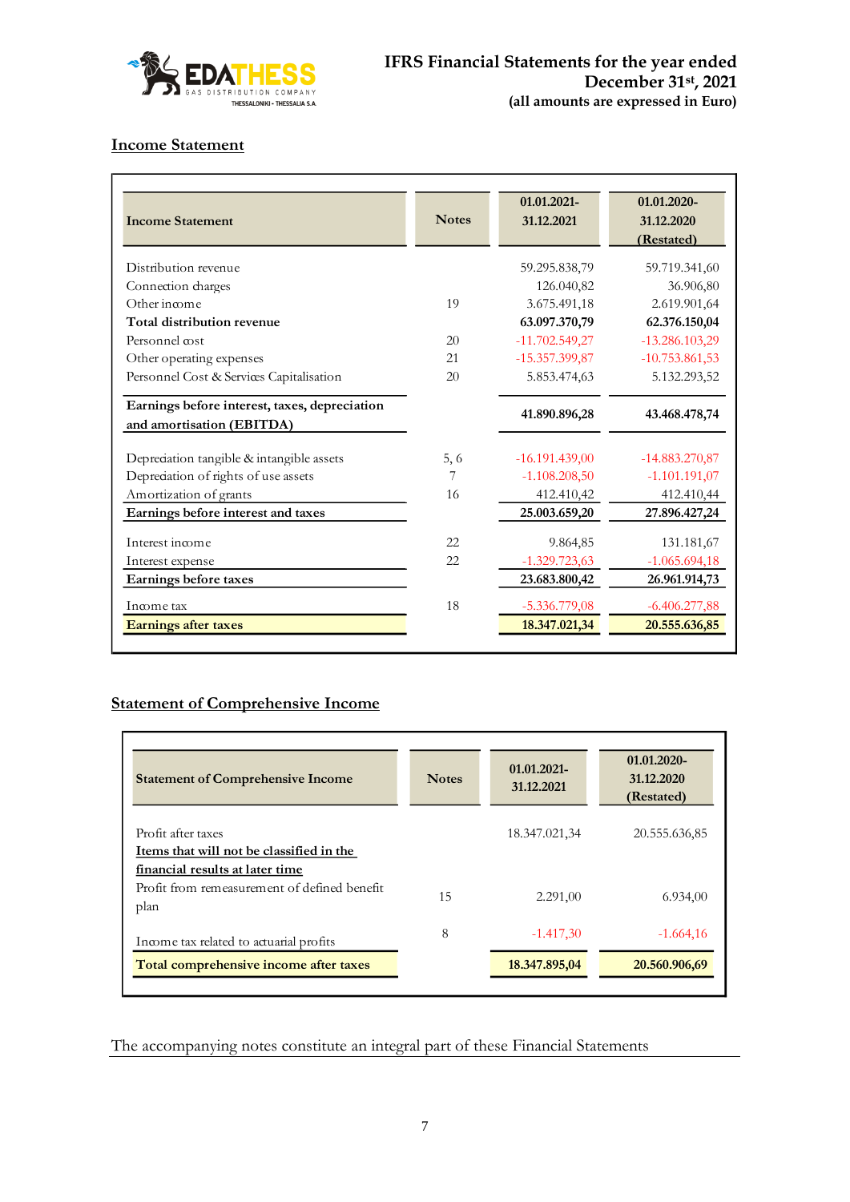## Income Statement

| Income Statement | Notes | 01.01.2021-31.12.2021 | 01.01.2020-31.12.2020 (Restated) |
|---|---|---|---|
| Distribution revenue | | 59.295.838,79 | 59.719.341,60 |
| Connection charges | | 126.040,82 | 36.906,80 |
| Other income | 19 | 3.675.491,18 | 2.619.901,64 |
| **Total distribution revenue** | | **63.097.370,79** | **62.376.150,04** |
| Personnel cost | 20 | -11.702.549,27 | -13.286.103,29 |
| Other operating expenses | 21 | -15.357.399,87 | -10.753.861,53 |
| Personnel Cost & Services Capitalisation | 20 | 5.853.474,63 | 5.132.293,52 |
| **Earnings before interest, taxes, depreciation and amortisation (EBITDA)** | | **41.890.896,28** | **43.468.478,74** |
| Depreciation tangible & intangible assets | 5, 6 | -16.191.439,00 | -14.883.270,87 |
| Depreciation of rights of use assets | 7 | -1.108.208,50 | -1.101.191,07 |
| Amortization of grants | 16 | 412.410,42 | 412.410,44 |
| **Earnings before interest and taxes** | | **25.003.659,20** | **27.896.427,24** |
| Interest income | 22 | 9.864,85 | 131.181,67 |
| Interest expense | 22 | -1.329.723,63 | -1.065.694,18 |
| **Earnings before taxes** | | **23.683.800,42** | **26.961.914,73** |
| Income tax | 18 | -5.336.779,08 | -6.406.277,88 |
| **Earnings after taxes** | | **18.347.021,34** | **20.555.636,85** |

## Statement of Comprehensive Income

| Statement of Comprehensive Income | Notes | 01.01.2021-31.12.2021 | 01.01.2020-31.12.2020 (Restated) |
|---|---|---|---|
| Profit after taxes | | 18.347.021,34 | 20.555.636,85 |
| Items that will not be classified in the financial results at later time | | | |
| Profit from remeasurement of defined benefit plan | 15 | 2.291,00 | 6.934,00 |
| Income tax related to actuarial profits | 8 | -1.417,30 | -1.664,16 |
| **Total comprehensive income after taxes** | | **18.347.895,04** | **20.560.906,69** |

The accompanying notes constitute an integral part of these Financial Statements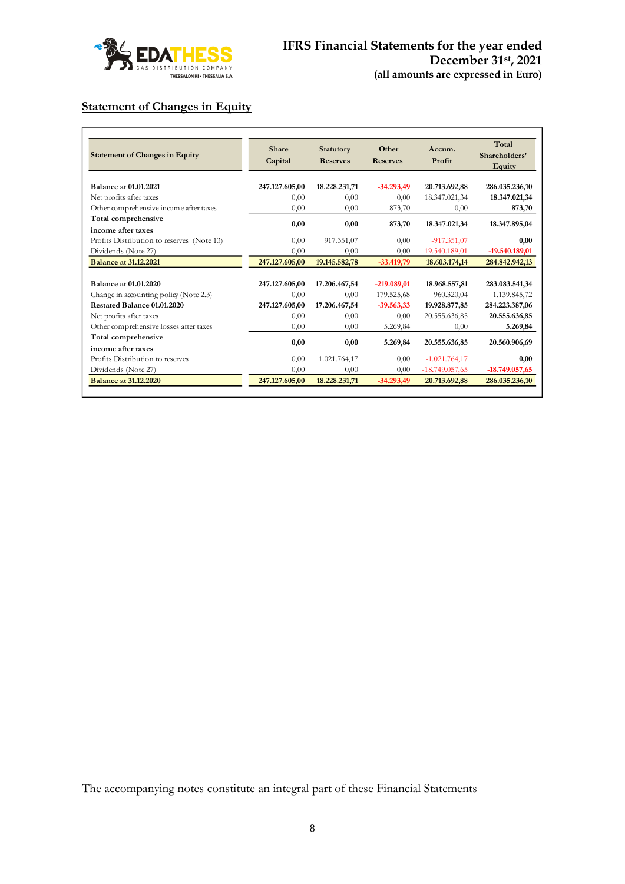## Statement of Changes in Equity

| Statement of Changes in Equity | Share Capital | Statutory Reserves | Other Reserves | Accum. Profit | Total Shareholders' Equity |
|---|---|---|---|---|---|
| **Balance at 01.01.2021** | **247.127.605,00** | **18.228.231,71** | **-34.293,49** | **20.713.692,88** | **286.035.236,10** |
| Net profits after taxes | 0,00 | 0,00 | 0,00 | 18.347.021,34 | **18.347.021,34** |
| Other comprehensive income after taxes | 0,00 | 0,00 | 873,70 | 0,00 | **873,70** |
| **Total comprehensive income after taxes** | **0,00** | **0,00** | **873,70** | **18.347.021,34** | **18.347.895,04** |
| Profits Distribution to reserves (Note 13) | 0,00 | 917.351,07 | 0,00 | -917.351,07 | **0,00** |
| Dividends (Note 27) | 0,00 | 0,00 | 0,00 | -19.540.189,01 | **-19.540.189,01** |
| **Balance at 31.12.2021** | **247.127.605,00** | **19.145.582,78** | **-33.419,79** | **18.603.174,14** | **284.842.942,13** |
| | | | | | |
| **Balance at 01.01.2020** | **247.127.605,00** | **17.206.467,54** | **-219.089,01** | **18.968.557,81** | **283.083.541,34** |
| Change in accounting policy (Note 2.3) | 0,00 | 0,00 | 179.525,68 | 960.320,04 | 1.139.845,72 |
| **Restated Balance 01.01.2020** | **247.127.605,00** | **17.206.467,54** | **-39.563,33** | **19.928.877,85** | **284.223.387,06** |
| Net profits after taxes | 0,00 | 0,00 | 0,00 | 20.555.636,85 | **20.555.636,85** |
| Other comprehensive losses after taxes | 0,00 | 0,00 | 5.269,84 | 0,00 | **5.269,84** |
| **Total comprehensive income after taxes** | **0,00** | **0,00** | **5.269,84** | **20.555.636,85** | **20.560.906,69** |
| Profits Distribution to reserves | 0,00 | 1.021.764,17 | 0,00 | -1.021.764,17 | **0,00** |
| Dividends (Note 27) | 0,00 | 0,00 | 0,00 | -18.749.057,65 | **-18.749.057,65** |
| **Balance at 31.12.2020** | **247.127.605,00** | **18.228.231,71** | **-34.293,49** | **20.713.692,88** | **286.035.236,10** |

The accompanying notes constitute an integral part of these Financial Statements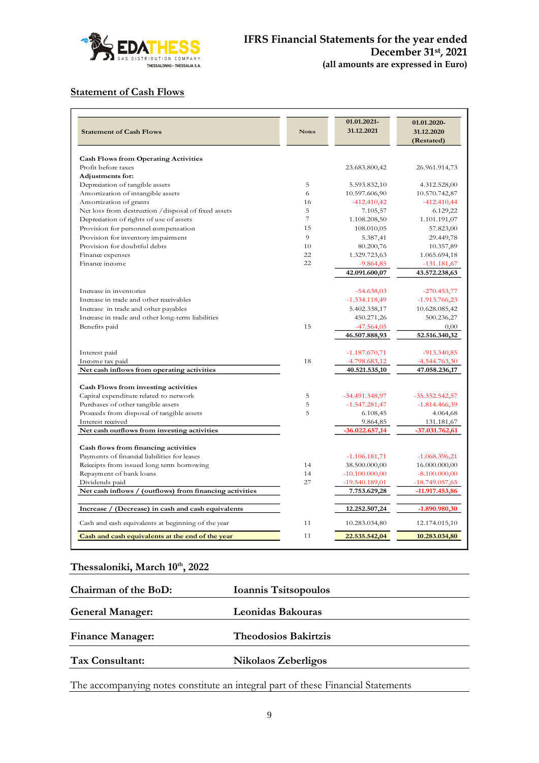## Statement of Cash Flows

| Statement of Cash Flows | Notes | 01.01.2021-31.12.2021 | 01.01.2020-31.12.2020 (Restated) |
|---|---|---|---|
| **Cash Flows from Operating Activities** | | | |
| Profit before taxes | | 23.683.800,42 | 26.961.914,73 |
| **Adjustments for:** | | | |
| Depreciation of tangible assets | 5 | 5.593.832,10 | 4.312.528,00 |
| Amortization of intangible assets | 6 | 10.597.606,90 | 10.570.742,87 |
| Amortization of grants | 16 | -412.410,42 | -412.410,44 |
| Net loss from destruction /disposal of fixed assets | 5 | 7.105,57 | 6.129,22 |
| Depreciation of rights of use of assets | 7 | 1.108.208,50 | 1.101.191,07 |
| Provision for personnel compensation | 15 | 108.010,05 | 57.823,00 |
| Provision for inventory impairment | 9 | 5.387,41 | 29.449,78 |
| Provision for doubtful debts | 10 | 80.200,76 | 10.357,89 |
| Finance expenses | 22 | 1.329.723,63 | 1.065.694,18 |
| Finance income | 22 | -9.864,85 | -131.181,67 |
| | | **42.091.600,07** | **43.572.238,63** |
| Increase in inventories | | -54.638,03 | -270.453,77 |
| Increase in trade and other receivables | | -1.334.118,49 | -1.913.766,23 |
| Increase in trade and other payables | | 5.402.338,17 | 10.628.085,42 |
| Increase in trade and other long-term liabilities | | 450.271,26 | 500.236,27 |
| Benefits paid | 15 | -47.564,05 | 0,00 |
| | | **46.507.888,93** | **52.516.340,32** |
| Interest paid | | -1.187.670,71 | -913.340,85 |
| Income tax paid | 18 | -4.798.683,12 | -4.544.763,30 |
| **Net cash inflows from operating activities** | | **40.521.535,10** | **47.058.236,17** |
| **Cash Flows from investing activities** | | | |
| Capital expenditure related to network | 5 | -34.491.348,97 | -35.352.542,57 |
| Purchases of other tangible assets | 5 | -1.547.281,47 | -1.814.466,39 |
| Proceeds from disposal of tangible assets | 5 | 6.108,45 | 4.064,68 |
| Interest received | | 9.864,85 | 131.181,67 |
| **Net cash outflows from investing activities** | | **-36.022.657,14** | **-37.031.762,61** |
| **Cash flows from financing activities** | | | |
| Payments of financial liabilities for leases | | -1.106.181,71 | -1.068.396,21 |
| Reiceipts from issued long term borrowing | 14 | 38.500.000,00 | 16.000.000,00 |
| Repayment of bank loans | 14 | -10.100.000,00 | -8.100.000,00 |
| Dividends paid | 27 | -19.540.189,01 | -18.749.057,65 |
| **Net cash inflows / (outflows) from financing activities** | | **7.753.629,28** | **-11.917.453,86** |
| **Increase / (Decrease) in cash and cash equivalents** | | **12.252.507,24** | **-1.890.980,30** |
| Cash and cash equivalents at beginning of the year | 11 | 10.283.034,80 | 12.174.015,10 |
| **Cash and cash equivalents at the end of the year** | 11 | **22.535.542,04** | **10.283.034,80** |

**Thessaloniki, March 10th, 2022**

| | |
|---|---|
| **Chairman of the BoD:** | **Ioannis Tsitsopoulos** |
| **General Manager:** | **Leonidas Bakouras** |
| **Finance Manager:** | **Theodosios Bakirtzis** |
| **Tax Consultant:** | **Nikolaos Zeberligos** |

The accompanying notes constitute an integral part of these Financial Statements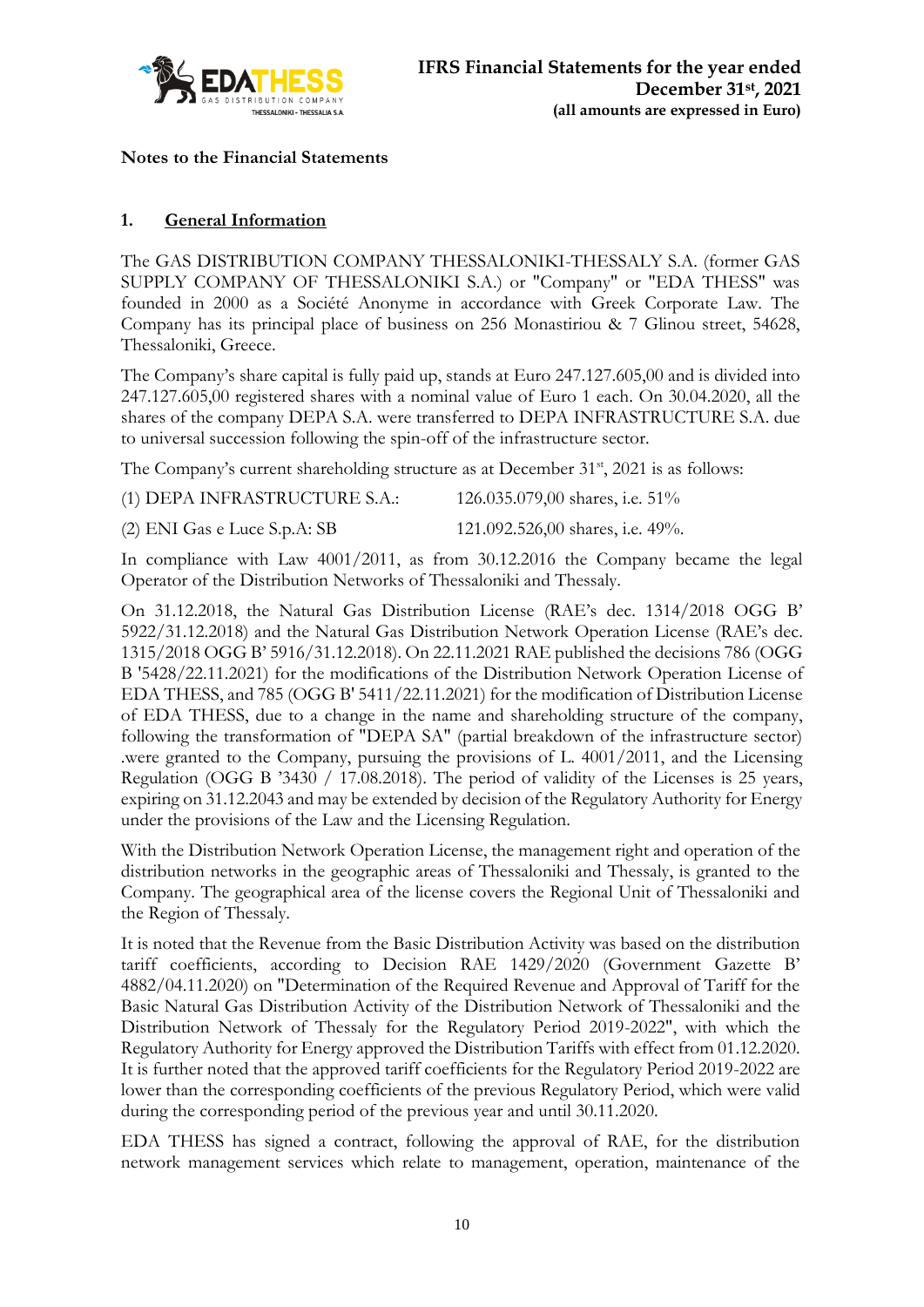**Notes to the Financial Statements**

## 1. General Information

The GAS DISTRIBUTION COMPANY THESSALONIKI-THESSALY S.A. (former GAS SUPPLY COMPANY OF THESSALONIKI S.A.) or "Company" or "EDA THESS" was founded in 2000 as a Société Anonyme in accordance with Greek Corporate Law. The Company has its principal place of business on 256 Monastiriou & 7 Glinou street, 54628, Thessaloniki, Greece.

The Company's share capital is fully paid up, stands at Euro 247.127.605,00 and is divided into 247.127.605,00 registered shares with a nominal value of Euro 1 each. On 30.04.2020, all the shares of the company DEPA S.A. were transferred to DEPA INFRASTRUCTURE S.A. due to universal succession following the spin-off of the infrastructure sector.

The Company's current shareholding structure as at December 31st, 2021 is as follows:

(1) DEPA INFRASTRUCTURE S.A.: 126.035.079,00 shares, i.e. 51%

(2) ENI Gas e Luce S.p.A: SB 121.092.526,00 shares, i.e. 49%.

In compliance with Law 4001/2011, as from 30.12.2016 the Company became the legal Operator of the Distribution Networks of Thessaloniki and Thessaly.

On 31.12.2018, the Natural Gas Distribution License (RAE's dec. 1314/2018 OGG B' 5922/31.12.2018) and the Natural Gas Distribution Network Operation License (RAE's dec. 1315/2018 OGG B' 5916/31.12.2018). On 22.11.2021 RAE published the decisions 786 (OGG B '5428/22.11.2021) for the modifications of the Distribution Network Operation License of EDA THESS, and 785 (OGG B' 5411/22.11.2021) for the modification of Distribution License of EDA THESS, due to a change in the name and shareholding structure of the company, following the transformation of "DEPA SA" (partial breakdown of the infrastructure sector) .were granted to the Company, pursuing the provisions of L. 4001/2011, and the Licensing Regulation (OGG B '3430 / 17.08.2018). The period of validity of the Licenses is 25 years, expiring on 31.12.2043 and may be extended by decision of the Regulatory Authority for Energy under the provisions of the Law and the Licensing Regulation.

With the Distribution Network Operation License, the management right and operation of the distribution networks in the geographic areas of Thessaloniki and Thessaly, is granted to the Company. The geographical area of the license covers the Regional Unit of Thessaloniki and the Region of Thessaly.

It is noted that the Revenue from the Basic Distribution Activity was based on the distribution tariff coefficients, according to Decision RAE 1429/2020 (Government Gazette B' 4882/04.11.2020) on "Determination of the Required Revenue and Approval of Tariff for the Basic Natural Gas Distribution Activity of the Distribution Network of Thessaloniki and the Distribution Network of Thessaly for the Regulatory Period 2019-2022", with which the Regulatory Authority for Energy approved the Distribution Tariffs with effect from 01.12.2020. It is further noted that the approved tariff coefficients for the Regulatory Period 2019-2022 are lower than the corresponding coefficients of the previous Regulatory Period, which were valid during the corresponding period of the previous year and until 30.11.2020.

EDA THESS has signed a contract, following the approval of RAE, for the distribution network management services which relate to management, operation, maintenance of the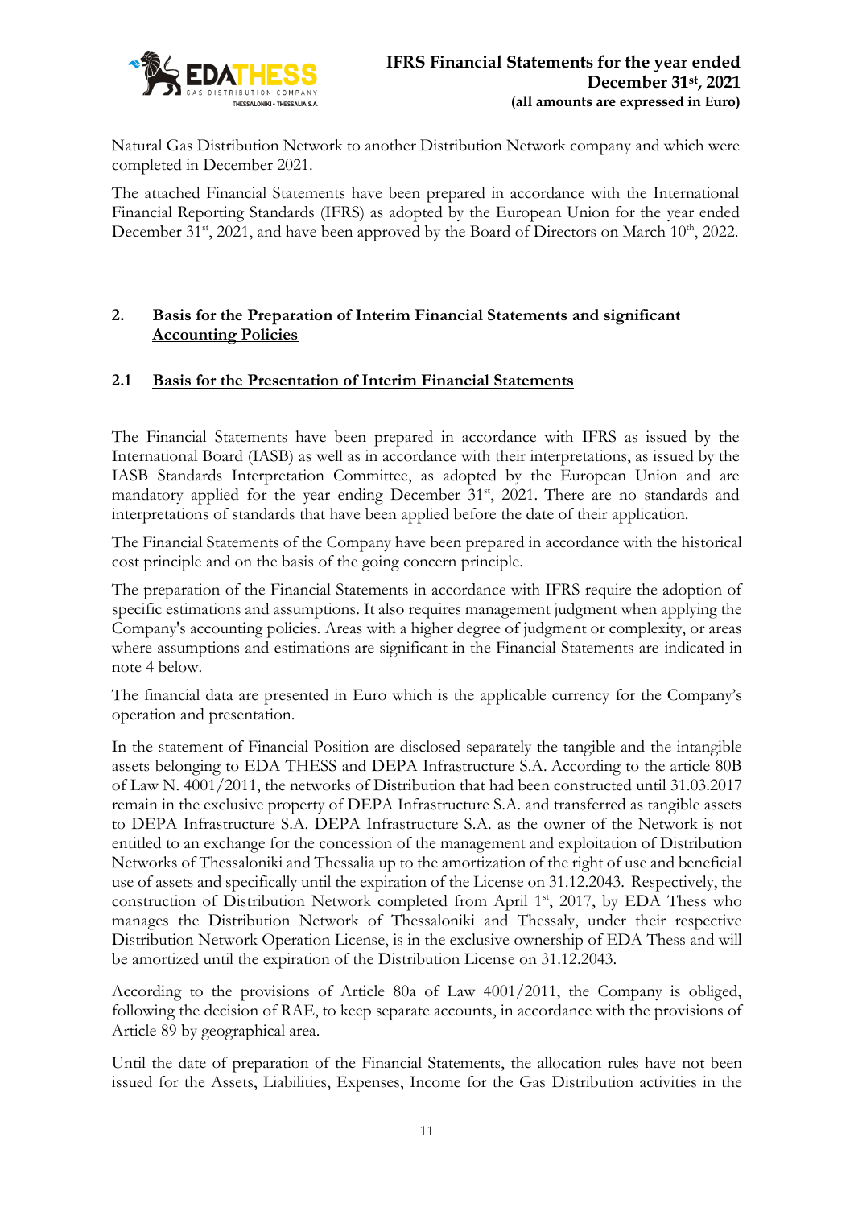Natural Gas Distribution Network to another Distribution Network company and which were completed in December 2021.

The attached Financial Statements have been prepared in accordance with the International Financial Reporting Standards (IFRS) as adopted by the European Union for the year ended December 31st, 2021, and have been approved by the Board of Directors on March 10th, 2022.

## 2. Basis for the Preparation of Interim Financial Statements and significant Accounting Policies

### 2.1 Basis for the Presentation of Interim Financial Statements

The Financial Statements have been prepared in accordance with IFRS as issued by the International Board (IASB) as well as in accordance with their interpretations, as issued by the IASB Standards Interpretation Committee, as adopted by the European Union and are mandatory applied for the year ending December 31st, 2021. There are no standards and interpretations of standards that have been applied before the date of their application.

The Financial Statements of the Company have been prepared in accordance with the historical cost principle and on the basis of the going concern principle.

The preparation of the Financial Statements in accordance with IFRS require the adoption of specific estimations and assumptions. It also requires management judgment when applying the Company's accounting policies. Areas with a higher degree of judgment or complexity, or areas where assumptions and estimations are significant in the Financial Statements are indicated in note 4 below.

The financial data are presented in Euro which is the applicable currency for the Company's operation and presentation.

In the statement of Financial Position are disclosed separately the tangible and the intangible assets belonging to EDA THESS and DEPA Infrastructure S.A. According to the article 80B of Law N. 4001/2011, the networks of Distribution that had been constructed until 31.03.2017 remain in the exclusive property of DEPA Infrastructure S.A. and transferred as tangible assets to DEPA Infrastructure S.A. DEPA Infrastructure S.A. as the owner of the Network is not entitled to an exchange for the concession of the management and exploitation of Distribution Networks of Thessaloniki and Thessalia up to the amortization of the right of use and beneficial use of assets and specifically until the expiration of the License on 31.12.2043. Respectively, the construction of Distribution Network completed from April 1st, 2017, by EDA Thess who manages the Distribution Network of Thessaloniki and Thessaly, under their respective Distribution Network Operation License, is in the exclusive ownership of EDA Thess and will be amortized until the expiration of the Distribution License on 31.12.2043.

According to the provisions of Article 80a of Law 4001/2011, the Company is obliged, following the decision of RAE, to keep separate accounts, in accordance with the provisions of Article 89 by geographical area.

Until the date of preparation of the Financial Statements, the allocation rules have not been issued for the Assets, Liabilities, Expenses, Income for the Gas Distribution activities in the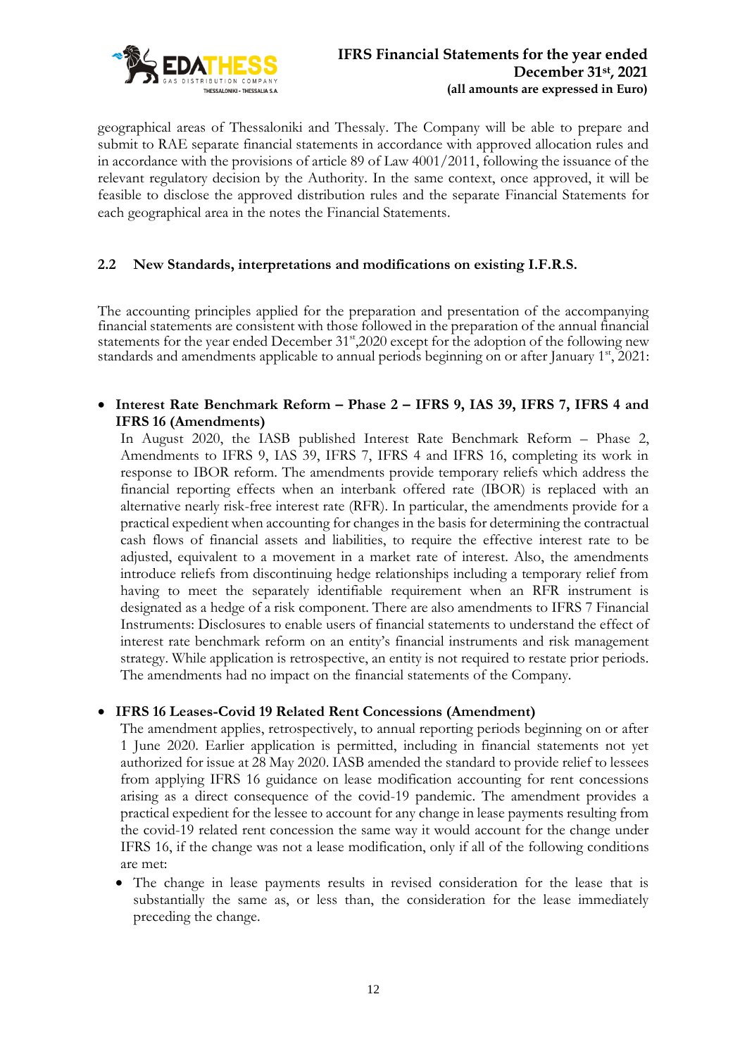geographical areas of Thessaloniki and Thessaly. The Company will be able to prepare and submit to RAE separate financial statements in accordance with approved allocation rules and in accordance with the provisions of article 89 of Law 4001/2011, following the issuance of the relevant regulatory decision by the Authority. In the same context, once approved, it will be feasible to disclose the approved distribution rules and the separate Financial Statements for each geographical area in the notes the Financial Statements.

## 2.2 New Standards, interpretations and modifications on existing I.F.R.S.

The accounting principles applied for the preparation and presentation of the accompanying financial statements are consistent with those followed in the preparation of the annual financial statements for the year ended December 31st,2020 except for the adoption of the following new standards and amendments applicable to annual periods beginning on or after January 1st, 2021:

- **Interest Rate Benchmark Reform – Phase 2 – IFRS 9, IAS 39, IFRS 7, IFRS 4 and IFRS 16 (Amendments)**
  In August 2020, the IASB published Interest Rate Benchmark Reform – Phase 2, Amendments to IFRS 9, IAS 39, IFRS 7, IFRS 4 and IFRS 16, completing its work in response to IBOR reform. The amendments provide temporary reliefs which address the financial reporting effects when an interbank offered rate (IBOR) is replaced with an alternative nearly risk-free interest rate (RFR). In particular, the amendments provide for a practical expedient when accounting for changes in the basis for determining the contractual cash flows of financial assets and liabilities, to require the effective interest rate to be adjusted, equivalent to a movement in a market rate of interest. Also, the amendments introduce reliefs from discontinuing hedge relationships including a temporary relief from having to meet the separately identifiable requirement when an RFR instrument is designated as a hedge of a risk component. There are also amendments to IFRS 7 Financial Instruments: Disclosures to enable users of financial statements to understand the effect of interest rate benchmark reform on an entity's financial instruments and risk management strategy. While application is retrospective, an entity is not required to restate prior periods. The amendments had no impact on the financial statements of the Company.

- **IFRS 16 Leases-Covid 19 Related Rent Concessions (Amendment)**
  The amendment applies, retrospectively, to annual reporting periods beginning on or after 1 June 2020. Earlier application is permitted, including in financial statements not yet authorized for issue at 28 May 2020. IASB amended the standard to provide relief to lessees from applying IFRS 16 guidance on lease modification accounting for rent concessions arising as a direct consequence of the covid-19 pandemic. The amendment provides a practical expedient for the lessee to account for any change in lease payments resulting from the covid-19 related rent concession the same way it would account for the change under IFRS 16, if the change was not a lease modification, only if all of the following conditions are met:
  - The change in lease payments results in revised consideration for the lease that is substantially the same as, or less than, the consideration for the lease immediately preceding the change.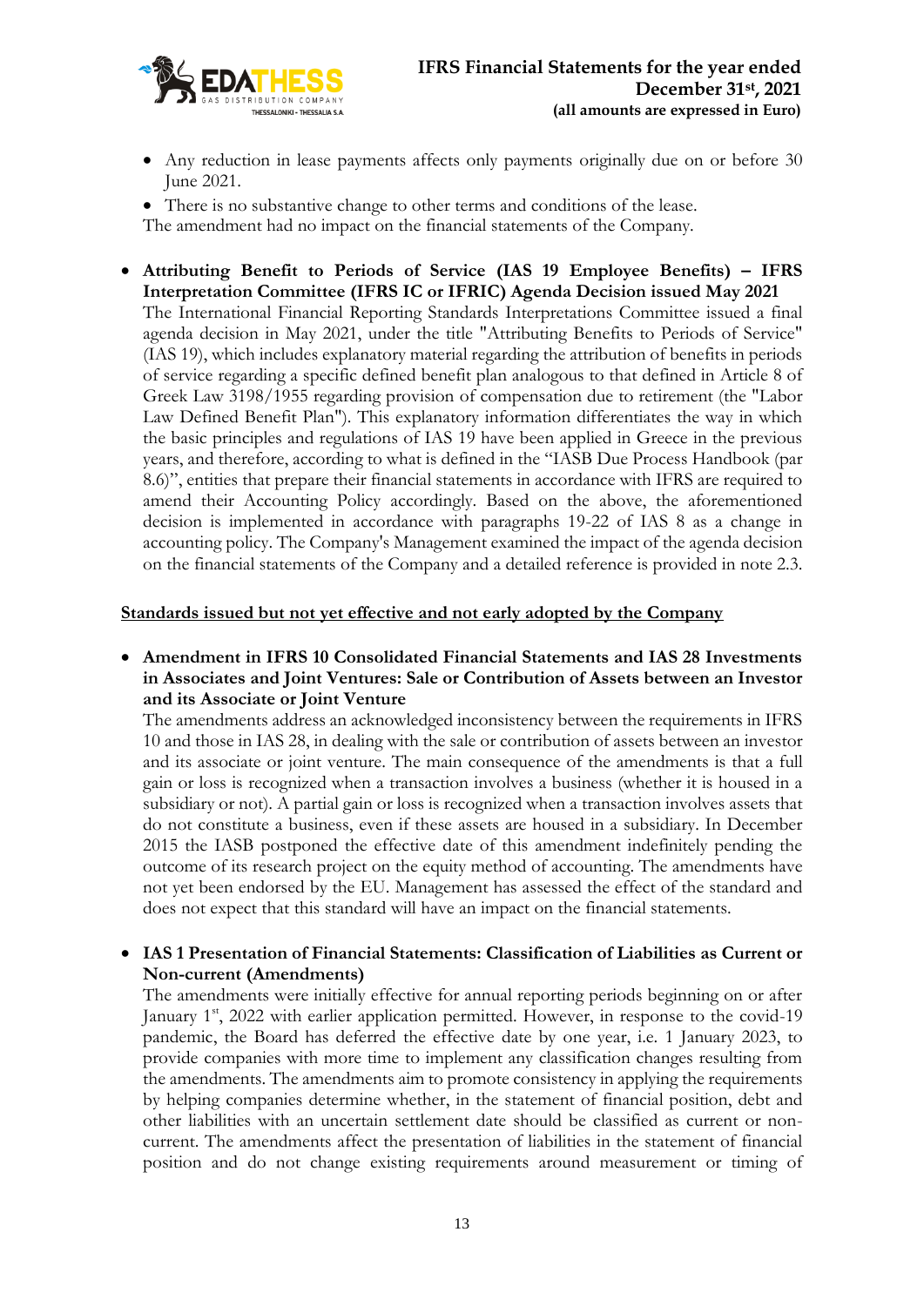- Any reduction in lease payments affects only payments originally due on or before 30 June 2021.
- There is no substantive change to other terms and conditions of the lease.

The amendment had no impact on the financial statements of the Company.

- **Attributing Benefit to Periods of Service (IAS 19 Employee Benefits) – IFRS Interpretation Committee (IFRS IC or IFRIC) Agenda Decision issued May 2021**
  The International Financial Reporting Standards Interpretations Committee issued a final agenda decision in May 2021, under the title "Attributing Benefits to Periods of Service" (IAS 19), which includes explanatory material regarding the attribution of benefits in periods of service regarding a specific defined benefit plan analogous to that defined in Article 8 of Greek Law 3198/1955 regarding provision of compensation due to retirement (the "Labor Law Defined Benefit Plan"). This explanatory information differentiates the way in which the basic principles and regulations of IAS 19 have been applied in Greece in the previous years, and therefore, according to what is defined in the "IASB Due Process Handbook (par 8.6)", entities that prepare their financial statements in accordance with IFRS are required to amend their Accounting Policy accordingly. Based on the above, the aforementioned decision is implemented in accordance with paragraphs 19-22 of IAS 8 as a change in accounting policy. The Company's Management examined the impact of the agenda decision on the financial statements of the Company and a detailed reference is provided in note 2.3.

**Standards issued but not yet effective and not early adopted by the Company**

- **Amendment in IFRS 10 Consolidated Financial Statements and IAS 28 Investments in Associates and Joint Ventures: Sale or Contribution of Assets between an Investor and its Associate or Joint Venture**
  The amendments address an acknowledged inconsistency between the requirements in IFRS 10 and those in IAS 28, in dealing with the sale or contribution of assets between an investor and its associate or joint venture. The main consequence of the amendments is that a full gain or loss is recognized when a transaction involves a business (whether it is housed in a subsidiary or not). A partial gain or loss is recognized when a transaction involves assets that do not constitute a business, even if these assets are housed in a subsidiary. In December 2015 the IASB postponed the effective date of this amendment indefinitely pending the outcome of its research project on the equity method of accounting. The amendments have not yet been endorsed by the EU. Management has assessed the effect of the standard and does not expect that this standard will have an impact on the financial statements.

- **IAS 1 Presentation of Financial Statements: Classification of Liabilities as Current or Non-current (Amendments)**
  The amendments were initially effective for annual reporting periods beginning on or after January 1st, 2022 with earlier application permitted. However, in response to the covid-19 pandemic, the Board has deferred the effective date by one year, i.e. 1 January 2023, to provide companies with more time to implement any classification changes resulting from the amendments. The amendments aim to promote consistency in applying the requirements by helping companies determine whether, in the statement of financial position, debt and other liabilities with an uncertain settlement date should be classified as current or non-current. The amendments affect the presentation of liabilities in the statement of financial position and do not change existing requirements around measurement or timing of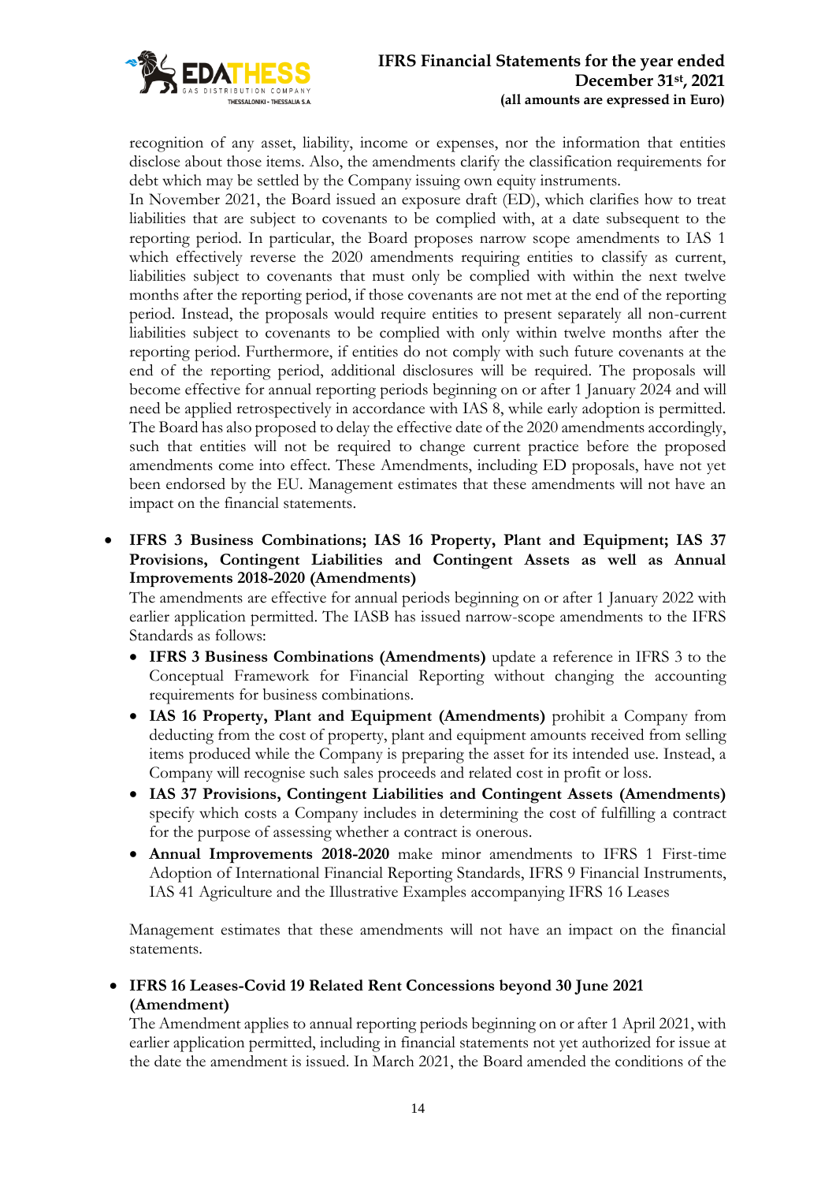recognition of any asset, liability, income or expenses, nor the information that entities disclose about those items. Also, the amendments clarify the classification requirements for debt which may be settled by the Company issuing own equity instruments.
In November 2021, the Board issued an exposure draft (ED), which clarifies how to treat liabilities that are subject to covenants to be complied with, at a date subsequent to the reporting period. In particular, the Board proposes narrow scope amendments to IAS 1 which effectively reverse the 2020 amendments requiring entities to classify as current, liabilities subject to covenants that must only be complied with within the next twelve months after the reporting period, if those covenants are not met at the end of the reporting period. Instead, the proposals would require entities to present separately all non-current liabilities subject to covenants to be complied with only within twelve months after the reporting period. Furthermore, if entities do not comply with such future covenants at the end of the reporting period, additional disclosures will be required. The proposals will become effective for annual reporting periods beginning on or after 1 January 2024 and will need be applied retrospectively in accordance with IAS 8, while early adoption is permitted. The Board has also proposed to delay the effective date of the 2020 amendments accordingly, such that entities will not be required to change current practice before the proposed amendments come into effect. These Amendments, including ED proposals, have not yet been endorsed by the EU. Management estimates that these amendments will not have an impact on the financial statements.

- **IFRS 3 Business Combinations; IAS 16 Property, Plant and Equipment; IAS 37 Provisions, Contingent Liabilities and Contingent Assets as well as Annual Improvements 2018-2020 (Amendments)**
  The amendments are effective for annual periods beginning on or after 1 January 2022 with earlier application permitted. The IASB has issued narrow-scope amendments to the IFRS Standards as follows:
  - **IFRS 3 Business Combinations (Amendments)** update a reference in IFRS 3 to the Conceptual Framework for Financial Reporting without changing the accounting requirements for business combinations.
  - **IAS 16 Property, Plant and Equipment (Amendments)** prohibit a Company from deducting from the cost of property, plant and equipment amounts received from selling items produced while the Company is preparing the asset for its intended use. Instead, a Company will recognise such sales proceeds and related cost in profit or loss.
  - **IAS 37 Provisions, Contingent Liabilities and Contingent Assets (Amendments)** specify which costs a Company includes in determining the cost of fulfilling a contract for the purpose of assessing whether a contract is onerous.
  - **Annual Improvements 2018-2020** make minor amendments to IFRS 1 First-time Adoption of International Financial Reporting Standards, IFRS 9 Financial Instruments, IAS 41 Agriculture and the Illustrative Examples accompanying IFRS 16 Leases

  Management estimates that these amendments will not have an impact on the financial statements.

- **IFRS 16 Leases-Covid 19 Related Rent Concessions beyond 30 June 2021 (Amendment)**
  The Amendment applies to annual reporting periods beginning on or after 1 April 2021, with earlier application permitted, including in financial statements not yet authorized for issue at the date the amendment is issued. In March 2021, the Board amended the conditions of the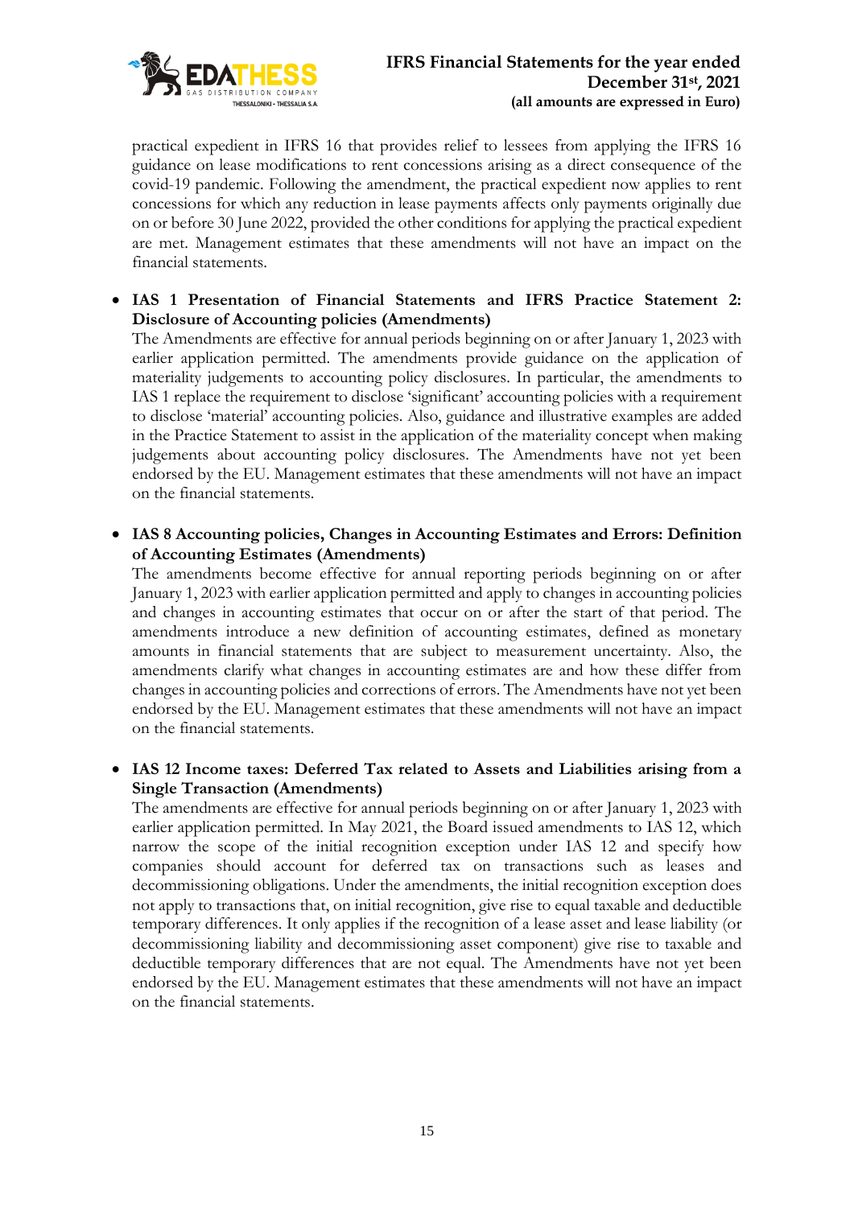practical expedient in IFRS 16 that provides relief to lessees from applying the IFRS 16 guidance on lease modifications to rent concessions arising as a direct consequence of the covid-19 pandemic. Following the amendment, the practical expedient now applies to rent concessions for which any reduction in lease payments affects only payments originally due on or before 30 June 2022, provided the other conditions for applying the practical expedient are met. Management estimates that these amendments will not have an impact on the financial statements.

- **IAS 1 Presentation of Financial Statements and IFRS Practice Statement 2: Disclosure of Accounting policies (Amendments)**
  The Amendments are effective for annual periods beginning on or after January 1, 2023 with earlier application permitted. The amendments provide guidance on the application of materiality judgements to accounting policy disclosures. In particular, the amendments to IAS 1 replace the requirement to disclose 'significant' accounting policies with a requirement to disclose 'material' accounting policies. Also, guidance and illustrative examples are added in the Practice Statement to assist in the application of the materiality concept when making judgements about accounting policy disclosures. The Amendments have not yet been endorsed by the EU. Management estimates that these amendments will not have an impact on the financial statements.

- **IAS 8 Accounting policies, Changes in Accounting Estimates and Errors: Definition of Accounting Estimates (Amendments)**
  The amendments become effective for annual reporting periods beginning on or after January 1, 2023 with earlier application permitted and apply to changes in accounting policies and changes in accounting estimates that occur on or after the start of that period. The amendments introduce a new definition of accounting estimates, defined as monetary amounts in financial statements that are subject to measurement uncertainty. Also, the amendments clarify what changes in accounting estimates are and how these differ from changes in accounting policies and corrections of errors. The Amendments have not yet been endorsed by the EU. Management estimates that these amendments will not have an impact on the financial statements.

- **IAS 12 Income taxes: Deferred Tax related to Assets and Liabilities arising from a Single Transaction (Amendments)**
  The amendments are effective for annual periods beginning on or after January 1, 2023 with earlier application permitted. In May 2021, the Board issued amendments to IAS 12, which narrow the scope of the initial recognition exception under IAS 12 and specify how companies should account for deferred tax on transactions such as leases and decommissioning obligations. Under the amendments, the initial recognition exception does not apply to transactions that, on initial recognition, give rise to equal taxable and deductible temporary differences. It only applies if the recognition of a lease asset and lease liability (or decommissioning liability and decommissioning asset component) give rise to taxable and deductible temporary differences that are not equal. The Amendments have not yet been endorsed by the EU. Management estimates that these amendments will not have an impact on the financial statements.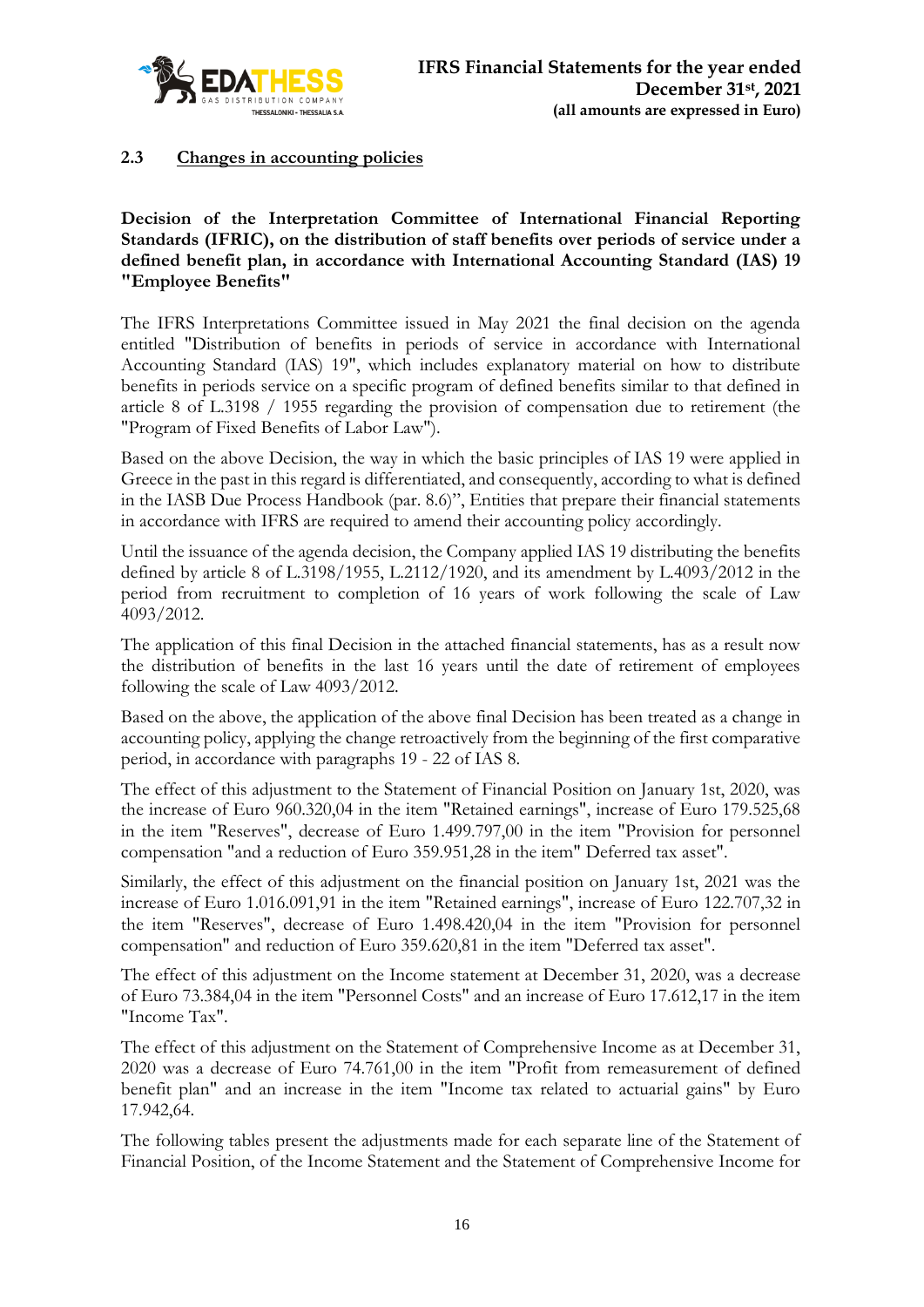## 2.3 Changes in accounting policies

**Decision of the Interpretation Committee of International Financial Reporting Standards (IFRIC), on the distribution of staff benefits over periods of service under a defined benefit plan, in accordance with International Accounting Standard (IAS) 19 "Employee Benefits"**

The IFRS Interpretations Committee issued in May 2021 the final decision on the agenda entitled "Distribution of benefits in periods of service in accordance with International Accounting Standard (IAS) 19", which includes explanatory material on how to distribute benefits in periods service on a specific program of defined benefits similar to that defined in article 8 of L.3198 / 1955 regarding the provision of compensation due to retirement (the "Program of Fixed Benefits of Labor Law").

Based on the above Decision, the way in which the basic principles of IAS 19 were applied in Greece in the past in this regard is differentiated, and consequently, according to what is defined in the IASB Due Process Handbook (par. 8.6)", Entities that prepare their financial statements in accordance with IFRS are required to amend their accounting policy accordingly.

Until the issuance of the agenda decision, the Company applied IAS 19 distributing the benefits defined by article 8 of L.3198/1955, L.2112/1920, and its amendment by L.4093/2012 in the period from recruitment to completion of 16 years of work following the scale of Law 4093/2012.

The application of this final Decision in the attached financial statements, has as a result now the distribution of benefits in the last 16 years until the date of retirement of employees following the scale of Law 4093/2012.

Based on the above, the application of the above final Decision has been treated as a change in accounting policy, applying the change retroactively from the beginning of the first comparative period, in accordance with paragraphs 19 - 22 of IAS 8.

The effect of this adjustment to the Statement of Financial Position on January 1st, 2020, was the increase of Euro 960.320,04 in the item "Retained earnings", increase of Euro 179.525,68 in the item "Reserves", decrease of Euro 1.499.797,00 in the item "Provision for personnel compensation "and a reduction of Euro 359.951,28 in the item" Deferred tax asset".

Similarly, the effect of this adjustment on the financial position on January 1st, 2021 was the increase of Euro 1.016.091,91 in the item "Retained earnings", increase of Euro 122.707,32 in the item "Reserves", decrease of Euro 1.498.420,04 in the item "Provision for personnel compensation" and reduction of Euro 359.620,81 in the item "Deferred tax asset".

The effect of this adjustment on the Income statement at December 31, 2020, was a decrease of Euro 73.384,04 in the item "Personnel Costs" and an increase of Euro 17.612,17 in the item "Income Tax".

The effect of this adjustment on the Statement of Comprehensive Income as at December 31, 2020 was a decrease of Euro 74.761,00 in the item "Profit from remeasurement of defined benefit plan" and an increase in the item "Income tax related to actuarial gains" by Euro 17.942,64.

The following tables present the adjustments made for each separate line of the Statement of Financial Position, of the Income Statement and the Statement of Comprehensive Income for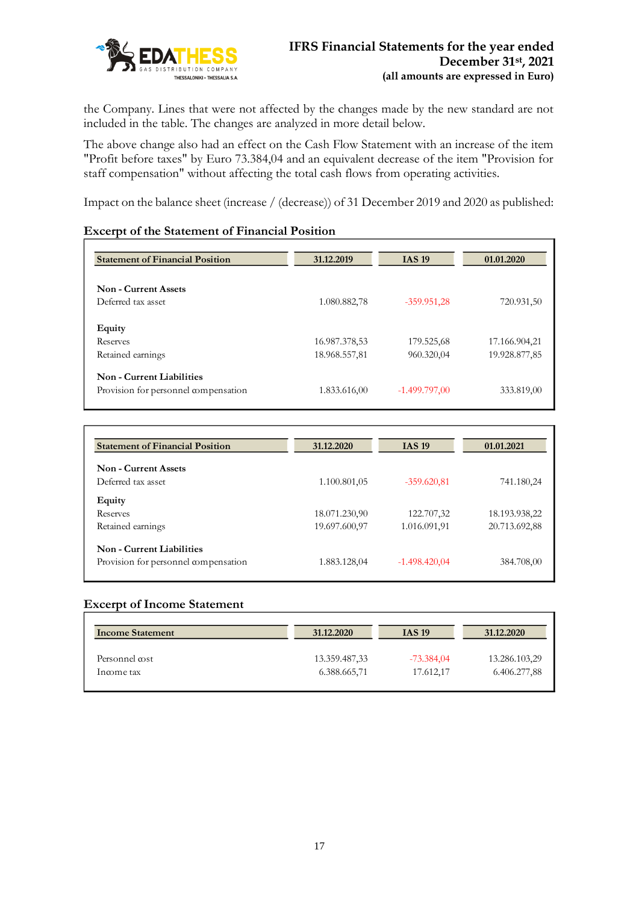the Company. Lines that were not affected by the changes made by the new standard are not included in the table. The changes are analyzed in more detail below.

The above change also had an effect on the Cash Flow Statement with an increase of the item "Profit before taxes" by Euro 73.384,04 and an equivalent decrease of the item "Provision for staff compensation" without affecting the total cash flows from operating activities.

Impact on the balance sheet (increase / (decrease)) of 31 December 2019 and 2020 as published:

### Excerpt of the Statement of Financial Position

| Statement of Financial Position | 31.12.2019 | IAS 19 | 01.01.2020 |
|---|---|---|---|
| **Non - Current Assets** | | | |
| Deferred tax asset | 1.080.882,78 | -359.951,28 | 720.931,50 |
| **Equity** | | | |
| Reserves | 16.987.378,53 | 179.525,68 | 17.166.904,21 |
| Retained earnings | 18.968.557,81 | 960.320,04 | 19.928.877,85 |
| **Non - Current Liabilities** | | | |
| Provision for personnel compensation | 1.833.616,00 | -1.499.797,00 | 333.819,00 |

| Statement of Financial Position | 31.12.2020 | IAS 19 | 01.01.2021 |
|---|---|---|---|
| **Non - Current Assets** | | | |
| Deferred tax asset | 1.100.801,05 | -359.620,81 | 741.180,24 |
| **Equity** | | | |
| Reserves | 18.071.230,90 | 122.707,32 | 18.193.938,22 |
| Retained earnings | 19.697.600,97 | 1.016.091,91 | 20.713.692,88 |
| **Non - Current Liabilities** | | | |
| Provision for personnel compensation | 1.883.128,04 | -1.498.420,04 | 384.708,00 |

### Excerpt of Income Statement

| Income Statement | 31.12.2020 | IAS 19 | 31.12.2020 |
|---|---|---|---|
| Personnel cost | 13.359.487,33 | -73.384,04 | 13.286.103,29 |
| Income tax | 6.388.665,71 | 17.612,17 | 6.406.277,88 |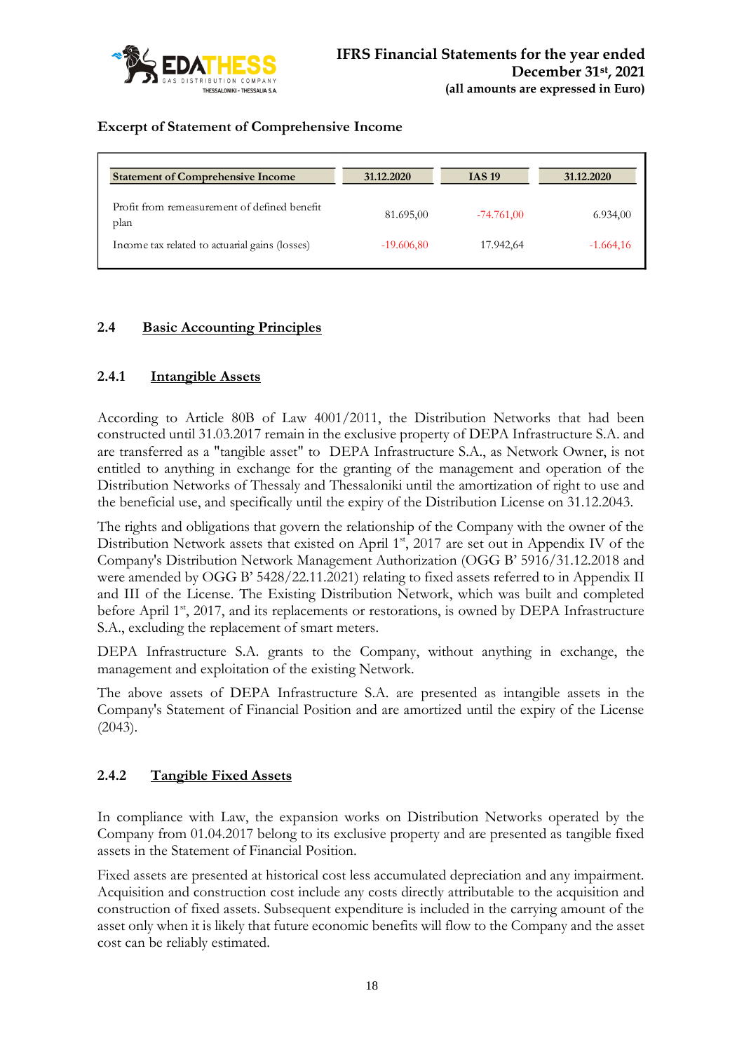**Excerpt of Statement of Comprehensive Income**

| Statement of Comprehensive Income | 31.12.2020 | IAS 19 | 31.12.2020 |
|---|---|---|---|
| Profit from remeasurement of defined benefit plan | 81.695,00 | -74.761,00 | 6.934,00 |
| Income tax related to actuarial gains (losses) | -19.606,80 | 17.942,64 | -1.664,16 |

## 2.4 Basic Accounting Principles

### 2.4.1 Intangible Assets

According to Article 80B of Law 4001/2011, the Distribution Networks that had been constructed until 31.03.2017 remain in the exclusive property of DEPA Infrastructure S.A. and are transferred as a "tangible asset" to DEPA Infrastructure S.A., as Network Owner, is not entitled to anything in exchange for the granting of the management and operation of the Distribution Networks of Thessaly and Thessaloniki until the amortization of right to use and the beneficial use, and specifically until the expiry of the Distribution License on 31.12.2043.

The rights and obligations that govern the relationship of the Company with the owner of the Distribution Network assets that existed on April 1st, 2017 are set out in Appendix IV of the Company's Distribution Network Management Authorization (OGG B' 5916/31.12.2018 and were amended by OGG B' 5428/22.11.2021) relating to fixed assets referred to in Appendix II and III of the License. The Existing Distribution Network, which was built and completed before April 1st, 2017, and its replacements or restorations, is owned by DEPA Infrastructure S.A., excluding the replacement of smart meters.

DEPA Infrastructure S.A. grants to the Company, without anything in exchange, the management and exploitation of the existing Network.

The above assets of DEPA Infrastructure S.A. are presented as intangible assets in the Company's Statement of Financial Position and are amortized until the expiry of the License (2043).

### 2.4.2 Tangible Fixed Assets

In compliance with Law, the expansion works on Distribution Networks operated by the Company from 01.04.2017 belong to its exclusive property and are presented as tangible fixed assets in the Statement of Financial Position.

Fixed assets are presented at historical cost less accumulated depreciation and any impairment. Acquisition and construction cost include any costs directly attributable to the acquisition and construction of fixed assets. Subsequent expenditure is included in the carrying amount of the asset only when it is likely that future economic benefits will flow to the Company and the asset cost can be reliably estimated.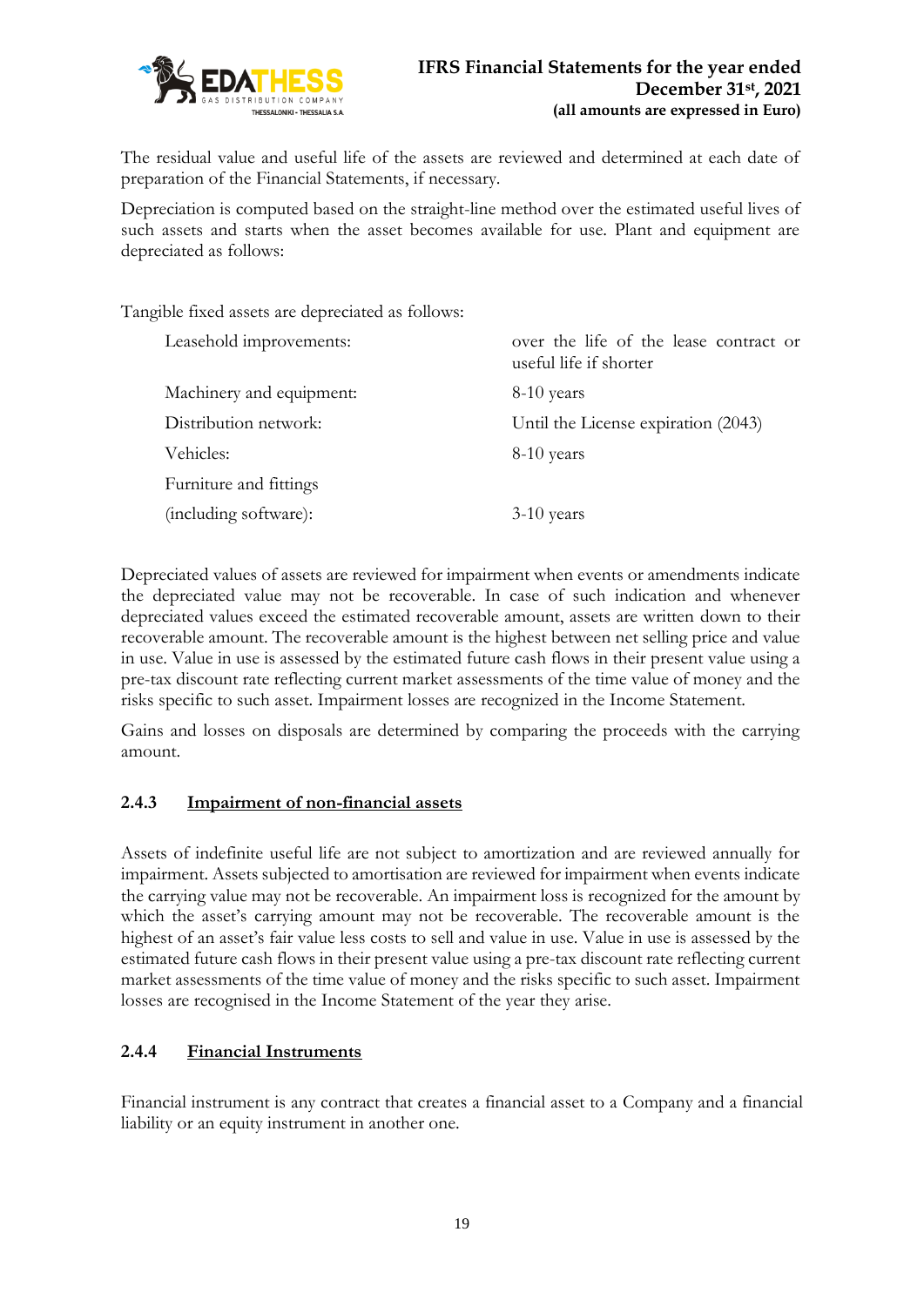The residual value and useful life of the assets are reviewed and determined at each date of preparation of the Financial Statements, if necessary.

Depreciation is computed based on the straight-line method over the estimated useful lives of such assets and starts when the asset becomes available for use. Plant and equipment are depreciated as follows:

Tangible fixed assets are depreciated as follows:

| | |
|---|---|
| Leasehold improvements: | over the life of the lease contract or useful life if shorter |
| Machinery and equipment: | 8-10 years |
| Distribution network: | Until the License expiration (2043) |
| Vehicles: | 8-10 years |
| Furniture and fittings (including software): | 3-10 years |

Depreciated values of assets are reviewed for impairment when events or amendments indicate the depreciated value may not be recoverable. In case of such indication and whenever depreciated values exceed the estimated recoverable amount, assets are written down to their recoverable amount. The recoverable amount is the highest between net selling price and value in use. Value in use is assessed by the estimated future cash flows in their present value using a pre-tax discount rate reflecting current market assessments of the time value of money and the risks specific to such asset. Impairment losses are recognized in the Income Statement.

Gains and losses on disposals are determined by comparing the proceeds with the carrying amount.

### 2.4.3 Impairment of non-financial assets

Assets of indefinite useful life are not subject to amortization and are reviewed annually for impairment. Assets subjected to amortisation are reviewed for impairment when events indicate the carrying value may not be recoverable. An impairment loss is recognized for the amount by which the asset's carrying amount may not be recoverable. The recoverable amount is the highest of an asset's fair value less costs to sell and value in use. Value in use is assessed by the estimated future cash flows in their present value using a pre-tax discount rate reflecting current market assessments of the time value of money and the risks specific to such asset. Impairment losses are recognised in the Income Statement of the year they arise.

### 2.4.4 Financial Instruments

Financial instrument is any contract that creates a financial asset to a Company and a financial liability or an equity instrument in another one.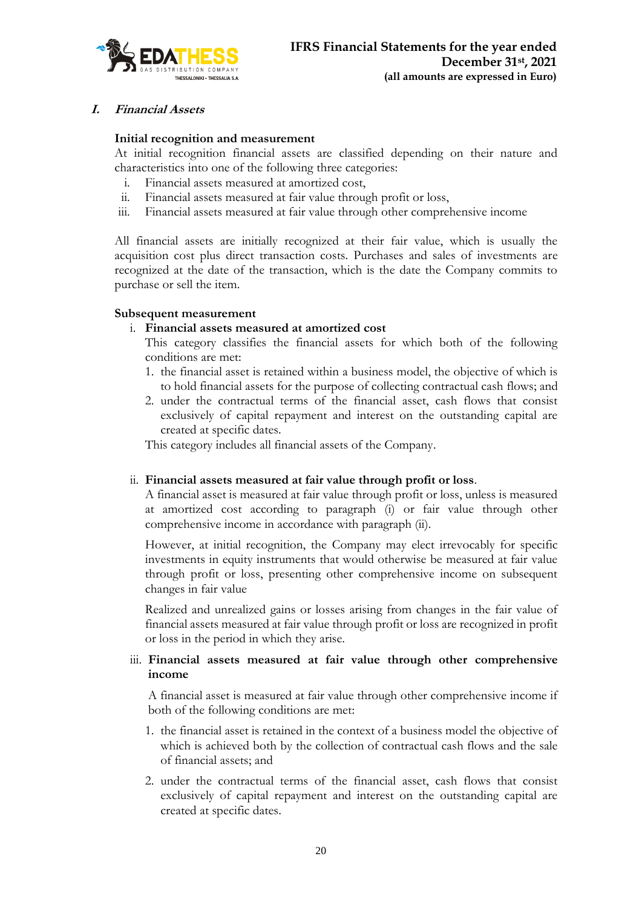## I. *Financial Assets*

**Initial recognition and measurement**

At initial recognition financial assets are classified depending on their nature and characteristics into one of the following three categories:

i. Financial assets measured at amortized cost,
ii. Financial assets measured at fair value through profit or loss,
iii. Financial assets measured at fair value through other comprehensive income

All financial assets are initially recognized at their fair value, which is usually the acquisition cost plus direct transaction costs. Purchases and sales of investments are recognized at the date of the transaction, which is the date the Company commits to purchase or sell the item.

**Subsequent measurement**

i. **Financial assets measured at amortized cost**

This category classifies the financial assets for which both of the following conditions are met:

1. the financial asset is retained within a business model, the objective of which is to hold financial assets for the purpose of collecting contractual cash flows; and
2. under the contractual terms of the financial asset, cash flows that consist exclusively of capital repayment and interest on the outstanding capital are created at specific dates.

This category includes all financial assets of the Company.

ii. **Financial assets measured at fair value through profit or loss**.

A financial asset is measured at fair value through profit or loss, unless is measured at amortized cost according to paragraph (i) or fair value through other comprehensive income in accordance with paragraph (ii).

However, at initial recognition, the Company may elect irrevocably for specific investments in equity instruments that would otherwise be measured at fair value through profit or loss, presenting other comprehensive income on subsequent changes in fair value

Realized and unrealized gains or losses arising from changes in the fair value of financial assets measured at fair value through profit or loss are recognized in profit or loss in the period in which they arise.

iii. **Financial assets measured at fair value through other comprehensive income**

A financial asset is measured at fair value through other comprehensive income if both of the following conditions are met:

1. the financial asset is retained in the context of a business model the objective of which is achieved both by the collection of contractual cash flows and the sale of financial assets; and
2. under the contractual terms of the financial asset, cash flows that consist exclusively of capital repayment and interest on the outstanding capital are created at specific dates.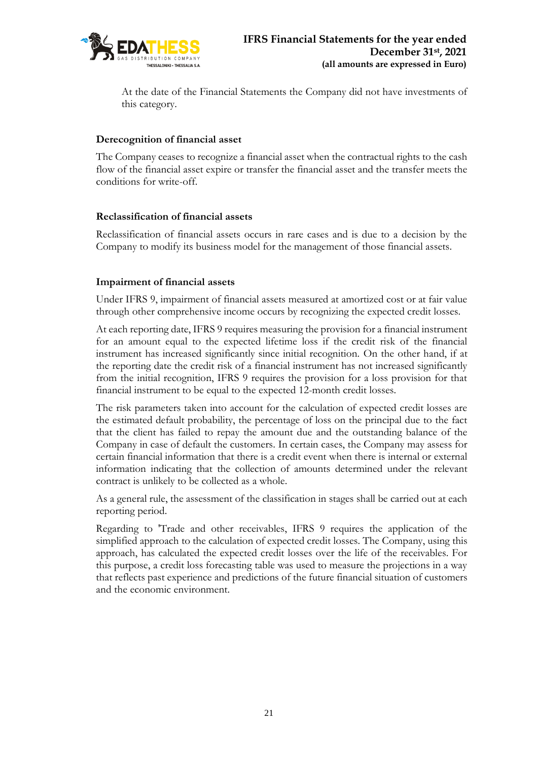At the date of the Financial Statements the Company did not have investments of this category.

**Derecognition of financial asset**

The Company ceases to recognize a financial asset when the contractual rights to the cash flow of the financial asset expire or transfer the financial asset and the transfer meets the conditions for write-off.

**Reclassification of financial assets**

Reclassification of financial assets occurs in rare cases and is due to a decision by the Company to modify its business model for the management of those financial assets.

**Impairment of financial assets**

Under IFRS 9, impairment of financial assets measured at amortized cost or at fair value through other comprehensive income occurs by recognizing the expected credit losses.

At each reporting date, IFRS 9 requires measuring the provision for a financial instrument for an amount equal to the expected lifetime loss if the credit risk of the financial instrument has increased significantly since initial recognition. On the other hand, if at the reporting date the credit risk of a financial instrument has not increased significantly from the initial recognition, IFRS 9 requires the provision for a loss provision for that financial instrument to be equal to the expected 12-month credit losses.

The risk parameters taken into account for the calculation of expected credit losses are the estimated default probability, the percentage of loss on the principal due to the fact that the client has failed to repay the amount due and the outstanding balance of the Company in case of default the customers. In certain cases, the Company may assess for certain financial information that there is a credit event when there is internal or external information indicating that the collection of amounts determined under the relevant contract is unlikely to be collected as a whole.

As a general rule, the assessment of the classification in stages shall be carried out at each reporting period.

Regarding to 'Trade and other receivables, IFRS 9 requires the application of the simplified approach to the calculation of expected credit losses. The Company, using this approach, has calculated the expected credit losses over the life of the receivables. For this purpose, a credit loss forecasting table was used to measure the projections in a way that reflects past experience and predictions of the future financial situation of customers and the economic environment.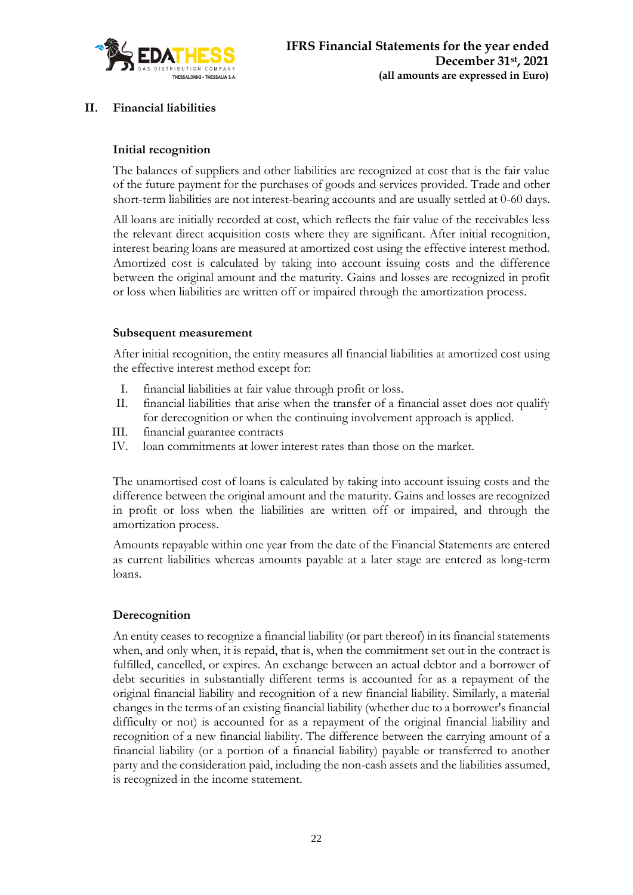## II. Financial liabilities

### Initial recognition

The balances of suppliers and other liabilities are recognized at cost that is the fair value of the future payment for the purchases of goods and services provided. Trade and other short-term liabilities are not interest-bearing accounts and are usually settled at 0-60 days.

All loans are initially recorded at cost, which reflects the fair value of the receivables less the relevant direct acquisition costs where they are significant. After initial recognition, interest bearing loans are measured at amortized cost using the effective interest method. Amortized cost is calculated by taking into account issuing costs and the difference between the original amount and the maturity. Gains and losses are recognized in profit or loss when liabilities are written off or impaired through the amortization process.

### Subsequent measurement

After initial recognition, the entity measures all financial liabilities at amortized cost using the effective interest method except for:

I. financial liabilities at fair value through profit or loss.
II. financial liabilities that arise when the transfer of a financial asset does not qualify for derecognition or when the continuing involvement approach is applied.
III. financial guarantee contracts
IV. loan commitments at lower interest rates than those on the market.

The unamortised cost of loans is calculated by taking into account issuing costs and the difference between the original amount and the maturity. Gains and losses are recognized in profit or loss when the liabilities are written off or impaired, and through the amortization process.

Amounts repayable within one year from the date of the Financial Statements are entered as current liabilities whereas amounts payable at a later stage are entered as long-term loans.

### Derecognition

An entity ceases to recognize a financial liability (or part thereof) in its financial statements when, and only when, it is repaid, that is, when the commitment set out in the contract is fulfilled, cancelled, or expires. An exchange between an actual debtor and a borrower of debt securities in substantially different terms is accounted for as a repayment of the original financial liability and recognition of a new financial liability. Similarly, a material changes in the terms of an existing financial liability (whether due to a borrower's financial difficulty or not) is accounted for as a repayment of the original financial liability and recognition of a new financial liability. The difference between the carrying amount of a financial liability (or a portion of a financial liability) payable or transferred to another party and the consideration paid, including the non-cash assets and the liabilities assumed, is recognized in the income statement.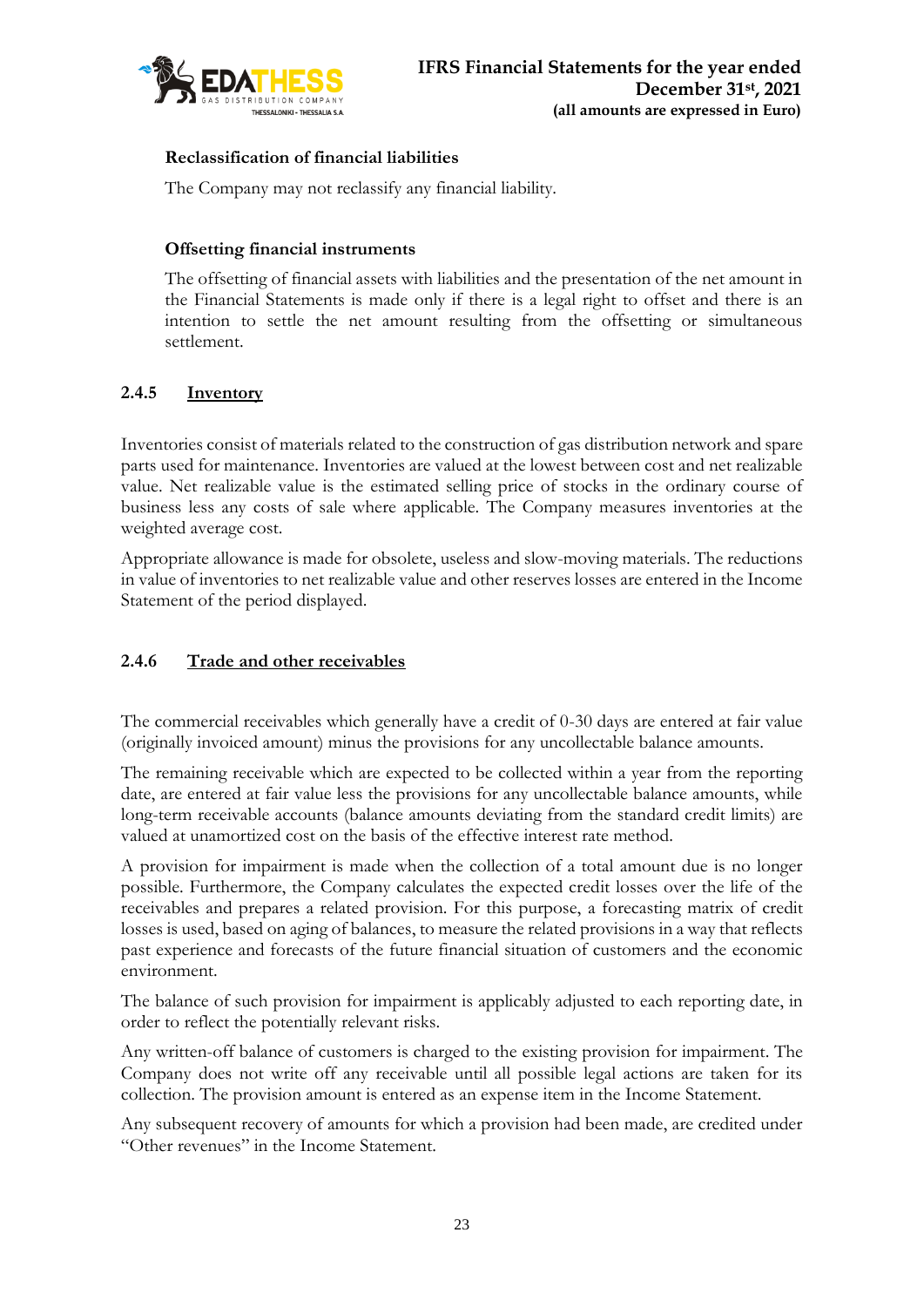**Reclassification of financial liabilities**

The Company may not reclassify any financial liability.

**Offsetting financial instruments**

The offsetting of financial assets with liabilities and the presentation of the net amount in the Financial Statements is made only if there is a legal right to offset and there is an intention to settle the net amount resulting from the offsetting or simultaneous settlement.

### 2.4.5 Inventory

Inventories consist of materials related to the construction of gas distribution network and spare parts used for maintenance. Inventories are valued at the lowest between cost and net realizable value. Net realizable value is the estimated selling price of stocks in the ordinary course of business less any costs of sale where applicable. The Company measures inventories at the weighted average cost.

Appropriate allowance is made for obsolete, useless and slow-moving materials. The reductions in value of inventories to net realizable value and other reserves losses are entered in the Income Statement of the period displayed.

### 2.4.6 Trade and other receivables

The commercial receivables which generally have a credit of 0-30 days are entered at fair value (originally invoiced amount) minus the provisions for any uncollectable balance amounts.

The remaining receivable which are expected to be collected within a year from the reporting date, are entered at fair value less the provisions for any uncollectable balance amounts, while long-term receivable accounts (balance amounts deviating from the standard credit limits) are valued at unamortized cost on the basis of the effective interest rate method.

A provision for impairment is made when the collection of a total amount due is no longer possible. Furthermore, the Company calculates the expected credit losses over the life of the receivables and prepares a related provision. For this purpose, a forecasting matrix of credit losses is used, based on aging of balances, to measure the related provisions in a way that reflects past experience and forecasts of the future financial situation of customers and the economic environment.

The balance of such provision for impairment is applicably adjusted to each reporting date, in order to reflect the potentially relevant risks.

Any written-off balance of customers is charged to the existing provision for impairment. The Company does not write off any receivable until all possible legal actions are taken for its collection. The provision amount is entered as an expense item in the Income Statement.

Any subsequent recovery of amounts for which a provision had been made, are credited under "Other revenues" in the Income Statement.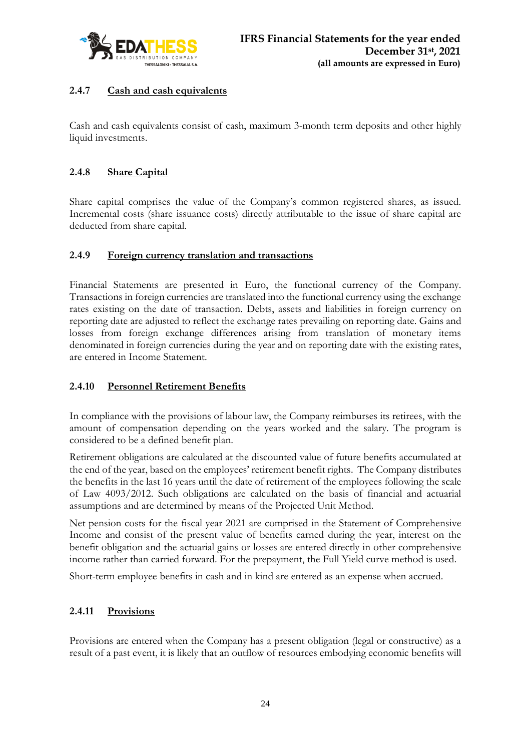### 2.4.7 Cash and cash equivalents

Cash and cash equivalents consist of cash, maximum 3-month term deposits and other highly liquid investments.

### 2.4.8 Share Capital

Share capital comprises the value of the Company's common registered shares, as issued. Incremental costs (share issuance costs) directly attributable to the issue of share capital are deducted from share capital.

### 2.4.9 Foreign currency translation and transactions

Financial Statements are presented in Euro, the functional currency of the Company. Transactions in foreign currencies are translated into the functional currency using the exchange rates existing on the date of transaction. Debts, assets and liabilities in foreign currency on reporting date are adjusted to reflect the exchange rates prevailing on reporting date. Gains and losses from foreign exchange differences arising from translation of monetary items denominated in foreign currencies during the year and on reporting date with the existing rates, are entered in Income Statement.

### 2.4.10 Personnel Retirement Benefits

In compliance with the provisions of labour law, the Company reimburses its retirees, with the amount of compensation depending on the years worked and the salary. The program is considered to be a defined benefit plan.

Retirement obligations are calculated at the discounted value of future benefits accumulated at the end of the year, based on the employees' retirement benefit rights. The Company distributes the benefits in the last 16 years until the date of retirement of the employees following the scale of Law 4093/2012. Such obligations are calculated on the basis of financial and actuarial assumptions and are determined by means of the Projected Unit Method.

Net pension costs for the fiscal year 2021 are comprised in the Statement of Comprehensive Income and consist of the present value of benefits earned during the year, interest on the benefit obligation and the actuarial gains or losses are entered directly in other comprehensive income rather than carried forward. For the prepayment, the Full Yield curve method is used.

Short-term employee benefits in cash and in kind are entered as an expense when accrued.

### 2.4.11 Provisions

Provisions are entered when the Company has a present obligation (legal or constructive) as a result of a past event, it is likely that an outflow of resources embodying economic benefits will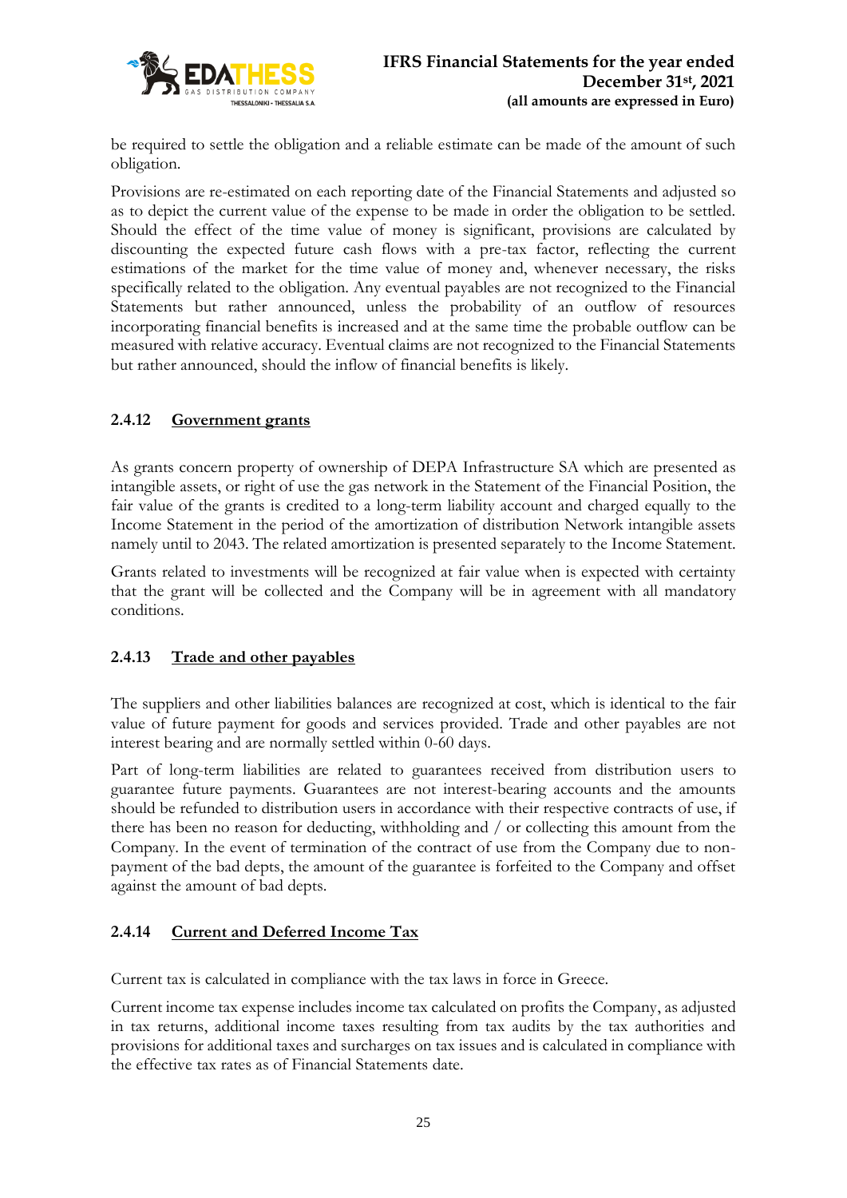be required to settle the obligation and a reliable estimate can be made of the amount of such obligation.

Provisions are re-estimated on each reporting date of the Financial Statements and adjusted so as to depict the current value of the expense to be made in order the obligation to be settled. Should the effect of the time value of money is significant, provisions are calculated by discounting the expected future cash flows with a pre-tax factor, reflecting the current estimations of the market for the time value of money and, whenever necessary, the risks specifically related to the obligation. Any eventual payables are not recognized to the Financial Statements but rather announced, unless the probability of an outflow of resources incorporating financial benefits is increased and at the same time the probable outflow can be measured with relative accuracy. Eventual claims are not recognized to the Financial Statements but rather announced, should the inflow of financial benefits is likely.

### 2.4.12 Government grants

As grants concern property of ownership of DEPA Infrastructure SA which are presented as intangible assets, or right of use the gas network in the Statement of the Financial Position, the fair value of the grants is credited to a long-term liability account and charged equally to the Income Statement in the period of the amortization of distribution Network intangible assets namely until to 2043. The related amortization is presented separately to the Income Statement.

Grants related to investments will be recognized at fair value when is expected with certainty that the grant will be collected and the Company will be in agreement with all mandatory conditions.

### 2.4.13 Trade and other payables

The suppliers and other liabilities balances are recognized at cost, which is identical to the fair value of future payment for goods and services provided. Trade and other payables are not interest bearing and are normally settled within 0-60 days.

Part of long-term liabilities are related to guarantees received from distribution users to guarantee future payments. Guarantees are not interest-bearing accounts and the amounts should be refunded to distribution users in accordance with their respective contracts of use, if there has been no reason for deducting, withholding and / or collecting this amount from the Company. In the event of termination of the contract of use from the Company due to non-payment of the bad depts, the amount of the guarantee is forfeited to the Company and offset against the amount of bad depts.

### 2.4.14 Current and Deferred Income Tax

Current tax is calculated in compliance with the tax laws in force in Greece.

Current income tax expense includes income tax calculated on profits the Company, as adjusted in tax returns, additional income taxes resulting from tax audits by the tax authorities and provisions for additional taxes and surcharges on tax issues and is calculated in compliance with the effective tax rates as of Financial Statements date.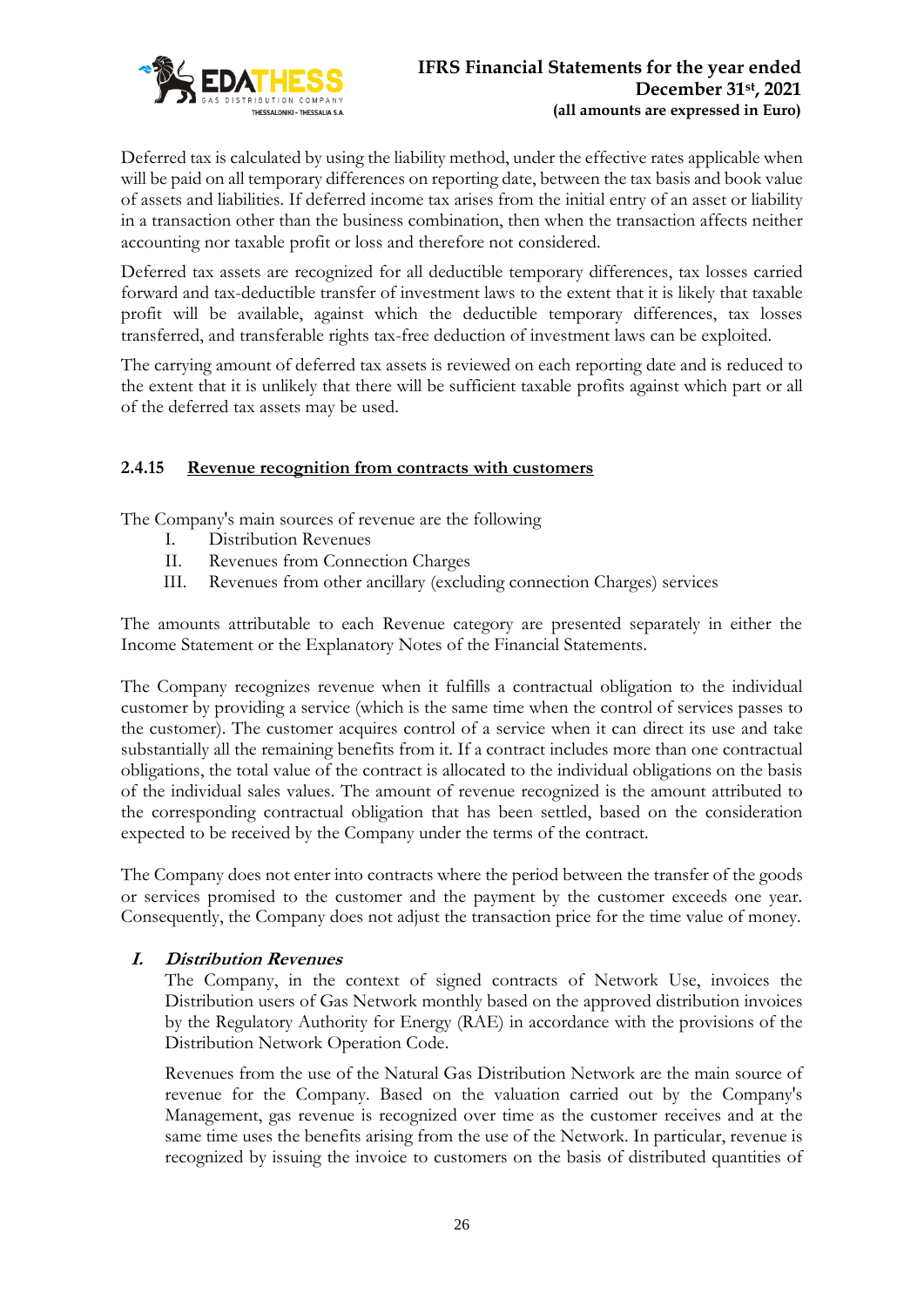Deferred tax is calculated by using the liability method, under the effective rates applicable when will be paid on all temporary differences on reporting date, between the tax basis and book value of assets and liabilities. If deferred income tax arises from the initial entry of an asset or liability in a transaction other than the business combination, then when the transaction affects neither accounting nor taxable profit or loss and therefore not considered.

Deferred tax assets are recognized for all deductible temporary differences, tax losses carried forward and tax-deductible transfer of investment laws to the extent that it is likely that taxable profit will be available, against which the deductible temporary differences, tax losses transferred, and transferable rights tax-free deduction of investment laws can be exploited.

The carrying amount of deferred tax assets is reviewed on each reporting date and is reduced to the extent that it is unlikely that there will be sufficient taxable profits against which part or all of the deferred tax assets may be used.

#### 2.4.15 Revenue recognition from contracts with customers

The Company's main sources of revenue are the following

I. Distribution Revenues
II. Revenues from Connection Charges
III. Revenues from other ancillary (excluding connection Charges) services

The amounts attributable to each Revenue category are presented separately in either the Income Statement or the Explanatory Notes of the Financial Statements.

The Company recognizes revenue when it fulfills a contractual obligation to the individual customer by providing a service (which is the same time when the control of services passes to the customer). The customer acquires control of a service when it can direct its use and take substantially all the remaining benefits from it. If a contract includes more than one contractual obligations, the total value of the contract is allocated to the individual obligations on the basis of the individual sales values. The amount of revenue recognized is the amount attributed to the corresponding contractual obligation that has been settled, based on the consideration expected to be received by the Company under the terms of the contract.

The Company does not enter into contracts where the period between the transfer of the goods or services promised to the customer and the payment by the customer exceeds one year. Consequently, the Company does not adjust the transaction price for the time value of money.

***I. Distribution Revenues***

The Company, in the context of signed contracts of Network Use, invoices the Distribution users of Gas Network monthly based on the approved distribution invoices by the Regulatory Authority for Energy (RAE) in accordance with the provisions of the Distribution Network Operation Code.

Revenues from the use of the Natural Gas Distribution Network are the main source of revenue for the Company. Based on the valuation carried out by the Company's Management, gas revenue is recognized over time as the customer receives and at the same time uses the benefits arising from the use of the Network. In particular, revenue is recognized by issuing the invoice to customers on the basis of distributed quantities of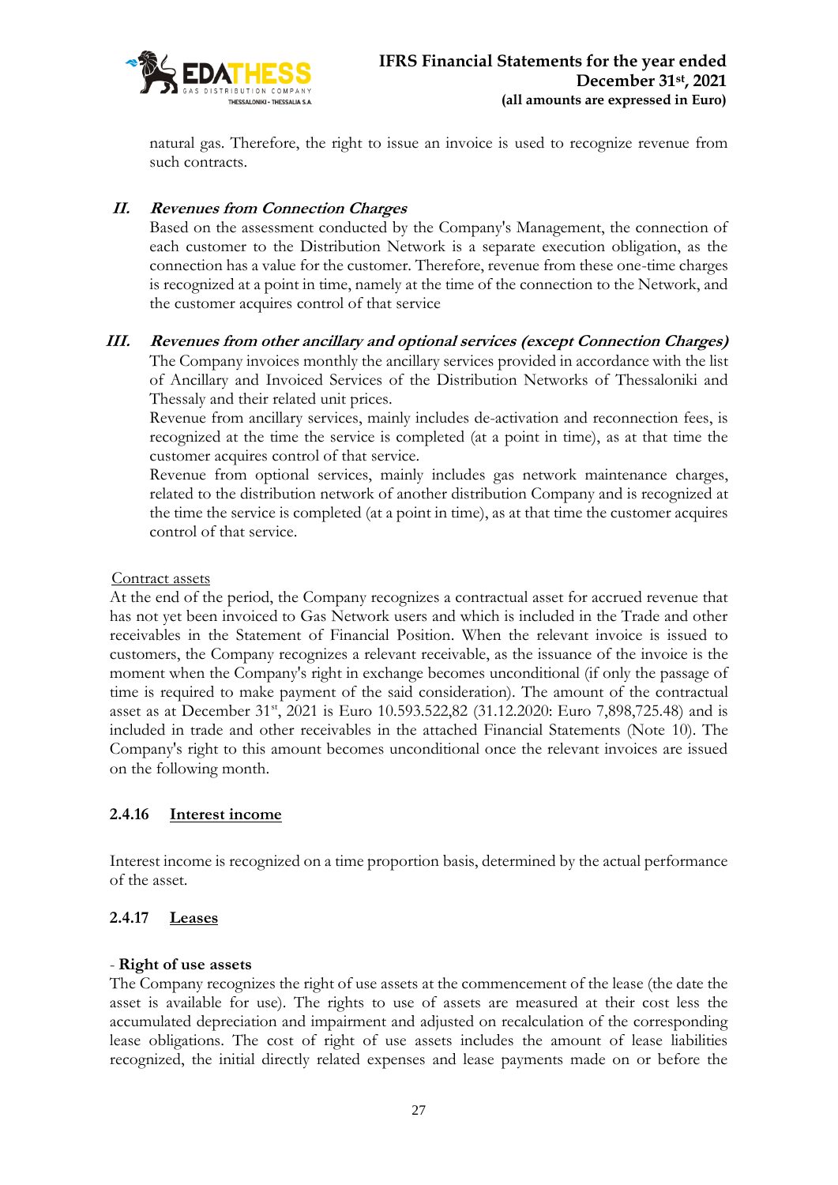natural gas. Therefore, the right to issue an invoice is used to recognize revenue from such contracts.

***II. Revenues from Connection Charges***

Based on the assessment conducted by the Company's Management, the connection of each customer to the Distribution Network is a separate execution obligation, as the connection has a value for the customer. Therefore, revenue from these one-time charges is recognized at a point in time, namely at the time of the connection to the Network, and the customer acquires control of that service

***III. Revenues from other ancillary and optional services (except Connection Charges)***

The Company invoices monthly the ancillary services provided in accordance with the list of Ancillary and Invoiced Services of the Distribution Networks of Thessaloniki and Thessaly and their related unit prices.

Revenue from ancillary services, mainly includes de-activation and reconnection fees, is recognized at the time the service is completed (at a point in time), as at that time the customer acquires control of that service.

Revenue from optional services, mainly includes gas network maintenance charges, related to the distribution network of another distribution Company and is recognized at the time the service is completed (at a point in time), as at that time the customer acquires control of that service.

Contract assets

At the end of the period, the Company recognizes a contractual asset for accrued revenue that has not yet been invoiced to Gas Network users and which is included in the Trade and other receivables in the Statement of Financial Position. When the relevant invoice is issued to customers, the Company recognizes a relevant receivable, as the issuance of the invoice is the moment when the Company's right in exchange becomes unconditional (if only the passage of time is required to make payment of the said consideration). The amount of the contractual asset as at December 31st, 2021 is Euro 10.593.522,82 (31.12.2020: Euro 7,898,725.48) and is included in trade and other receivables in the attached Financial Statements (Note 10). The Company's right to this amount becomes unconditional once the relevant invoices are issued on the following month.

### 2.4.16 Interest income

Interest income is recognized on a time proportion basis, determined by the actual performance of the asset.

### 2.4.17 Leases

- **Right of use assets**

The Company recognizes the right of use assets at the commencement of the lease (the date the asset is available for use). The rights to use of assets are measured at their cost less the accumulated depreciation and impairment and adjusted on recalculation of the corresponding lease obligations. The cost of right of use assets includes the amount of lease liabilities recognized, the initial directly related expenses and lease payments made on or before the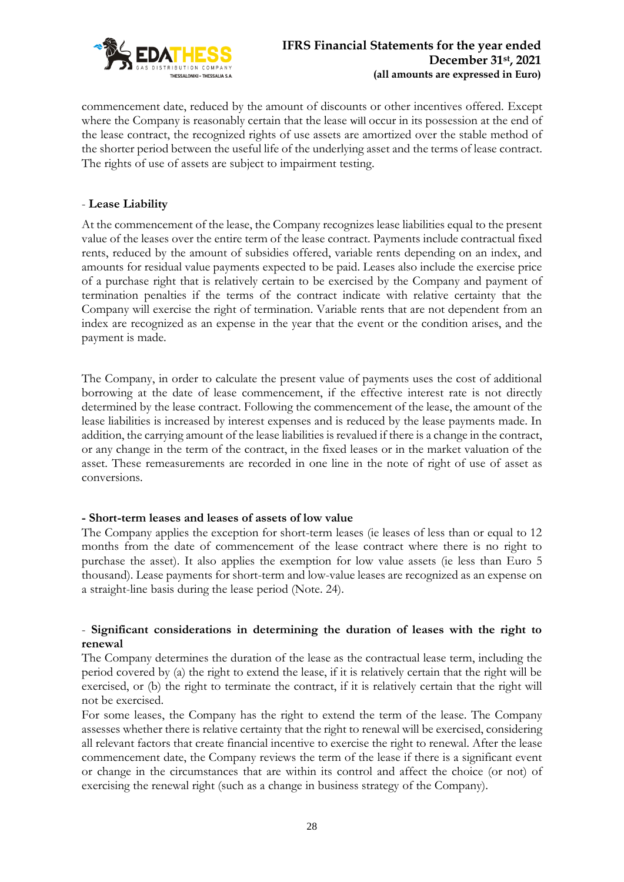commencement date, reduced by the amount of discounts or other incentives offered. Except where the Company is reasonably certain that the lease will occur in its possession at the end of the lease contract, the recognized rights of use assets are amortized over the stable method of the shorter period between the useful life of the underlying asset and the terms of lease contract. The rights of use of assets are subject to impairment testing.

- **Lease Liability**

At the commencement of the lease, the Company recognizes lease liabilities equal to the present value of the leases over the entire term of the lease contract. Payments include contractual fixed rents, reduced by the amount of subsidies offered, variable rents depending on an index, and amounts for residual value payments expected to be paid. Leases also include the exercise price of a purchase right that is relatively certain to be exercised by the Company and payment of termination penalties if the terms of the contract indicate with relative certainty that the Company will exercise the right of termination. Variable rents that are not dependent from an index are recognized as an expense in the year that the event or the condition arises, and the payment is made.

The Company, in order to calculate the present value of payments uses the cost of additional borrowing at the date of lease commencement, if the effective interest rate is not directly determined by the lease contract. Following the commencement of the lease, the amount of the lease liabilities is increased by interest expenses and is reduced by the lease payments made. In addition, the carrying amount of the lease liabilities is revalued if there is a change in the contract, or any change in the term of the contract, in the fixed leases or in the market valuation of the asset. These remeasurements are recorded in one line in the note of right of use of asset as conversions.

**- Short-term leases and leases of assets of low value**

The Company applies the exception for short-term leases (ie leases of less than or equal to 12 months from the date of commencement of the lease contract where there is no right to purchase the asset). It also applies the exemption for low value assets (ie less than Euro 5 thousand). Lease payments for short-term and low-value leases are recognized as an expense on a straight-line basis during the lease period (Note. 24).

- **Significant considerations in determining the duration of leases with the right to renewal**

The Company determines the duration of the lease as the contractual lease term, including the period covered by (a) the right to extend the lease, if it is relatively certain that the right will be exercised, or (b) the right to terminate the contract, if it is relatively certain that the right will not be exercised.

For some leases, the Company has the right to extend the term of the lease. The Company assesses whether there is relative certainty that the right to renewal will be exercised, considering all relevant factors that create financial incentive to exercise the right to renewal. After the lease commencement date, the Company reviews the term of the lease if there is a significant event or change in the circumstances that are within its control and affect the choice (or not) of exercising the renewal right (such as a change in business strategy of the Company).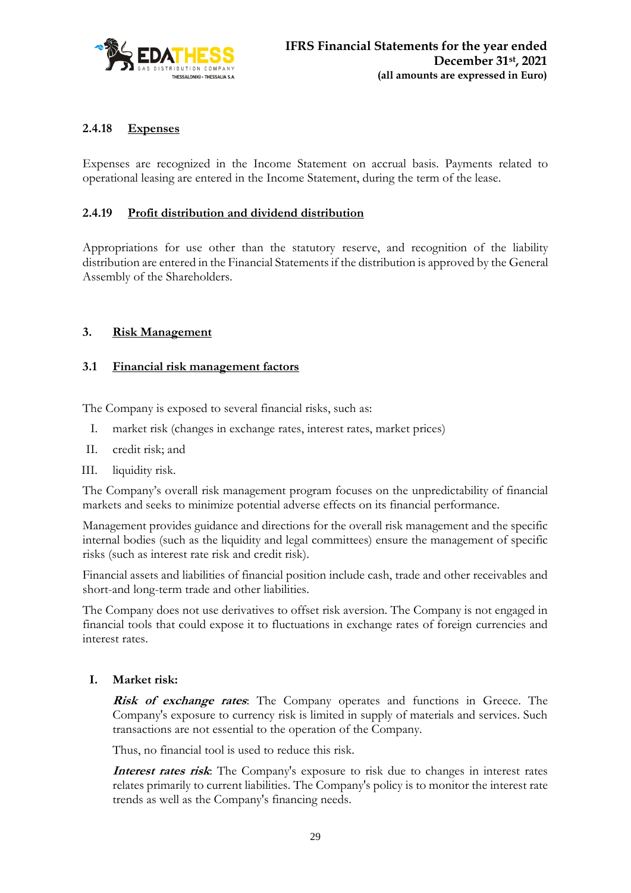#### 2.4.18 Expenses

Expenses are recognized in the Income Statement on accrual basis. Payments related to operational leasing are entered in the Income Statement, during the term of the lease.

#### 2.4.19 Profit distribution and dividend distribution

Appropriations for use other than the statutory reserve, and recognition of the liability distribution are entered in the Financial Statements if the distribution is approved by the General Assembly of the Shareholders.

## 3. Risk Management

### 3.1 Financial risk management factors

The Company is exposed to several financial risks, such as:

I. market risk (changes in exchange rates, interest rates, market prices)

II. credit risk; and

III. liquidity risk.

The Company's overall risk management program focuses on the unpredictability of financial markets and seeks to minimize potential adverse effects on its financial performance.

Management provides guidance and directions for the overall risk management and the specific internal bodies (such as the liquidity and legal committees) ensure the management of specific risks (such as interest rate risk and credit risk).

Financial assets and liabilities of financial position include cash, trade and other receivables and short-and long-term trade and other liabilities.

The Company does not use derivatives to offset risk aversion. The Company is not engaged in financial tools that could expose it to fluctuations in exchange rates of foreign currencies and interest rates.

**I. Market risk:**

***Risk of exchange rates***: The Company operates and functions in Greece. The Company's exposure to currency risk is limited in supply of materials and services. Such transactions are not essential to the operation of the Company.

Thus, no financial tool is used to reduce this risk.

***Interest rates risk***: The Company's exposure to risk due to changes in interest rates relates primarily to current liabilities. The Company's policy is to monitor the interest rate trends as well as the Company's financing needs.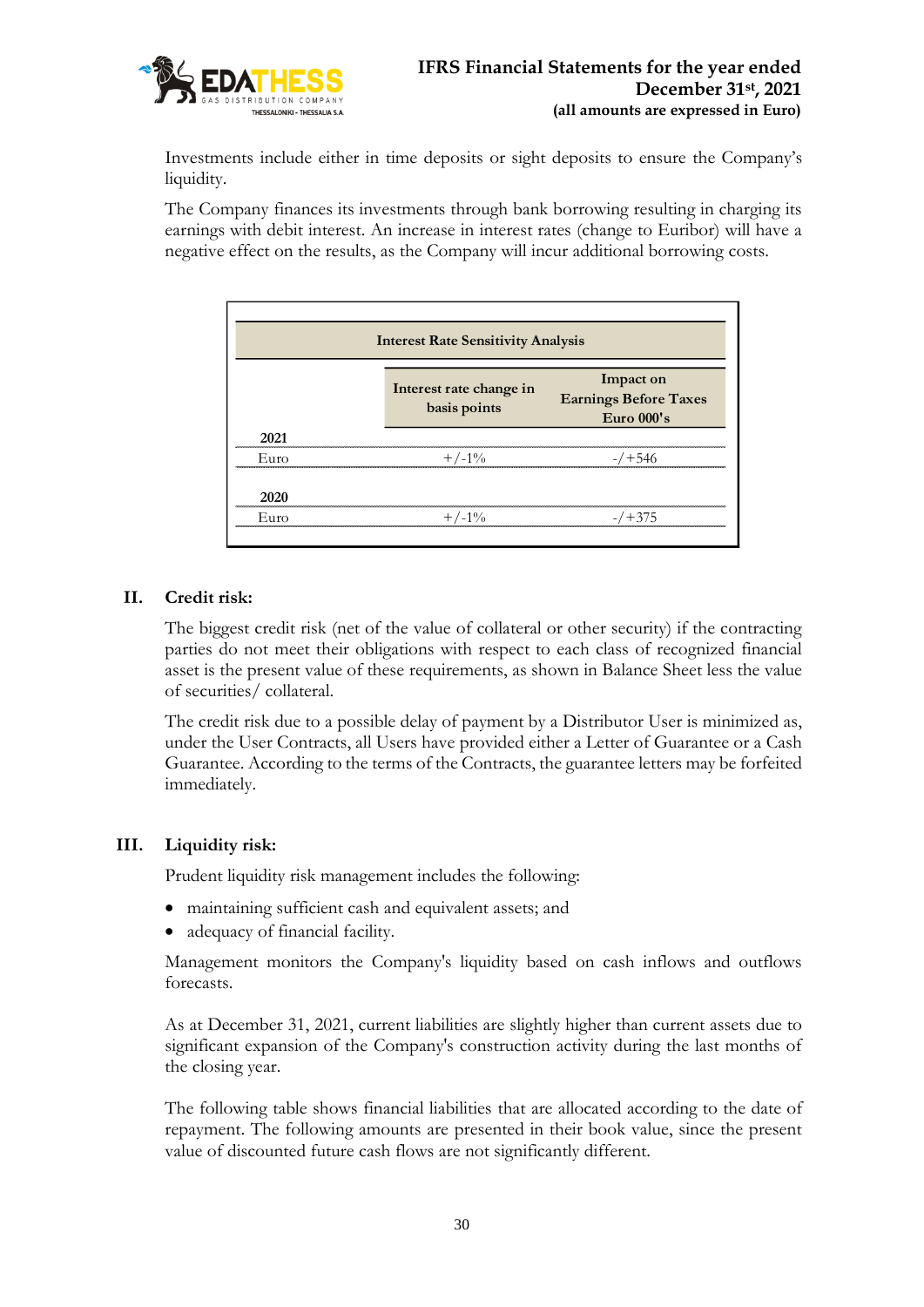Investments include either in time deposits or sight deposits to ensure the Company's liquidity.

The Company finances its investments through bank borrowing resulting in charging its earnings with debit interest. An increase in interest rates (change to Euribor) will have a negative effect on the results, as the Company will incur additional borrowing costs.

| Interest Rate Sensitivity Analysis | | |
|---|---|---|
| | Interest rate change in basis points | Impact on Earnings Before Taxes Euro 000's |
| **2021** | | |
| Euro | +/-1% | -/+546 |
| **2020** | | |
| Euro | +/-1% | -/+375 |

## II. Credit risk:

The biggest credit risk (net of the value of collateral or other security) if the contracting parties do not meet their obligations with respect to each class of recognized financial asset is the present value of these requirements, as shown in Balance Sheet less the value of securities/ collateral.

The credit risk due to a possible delay of payment by a Distributor User is minimized as, under the User Contracts, all Users have provided either a Letter of Guarantee or a Cash Guarantee. According to the terms of the Contracts, the guarantee letters may be forfeited immediately.

## III. Liquidity risk:

Prudent liquidity risk management includes the following:

- maintaining sufficient cash and equivalent assets; and
- adequacy of financial facility.

Management monitors the Company's liquidity based on cash inflows and outflows forecasts.

As at December 31, 2021, current liabilities are slightly higher than current assets due to significant expansion of the Company's construction activity during the last months of the closing year.

The following table shows financial liabilities that are allocated according to the date of repayment. The following amounts are presented in their book value, since the present value of discounted future cash flows are not significantly different.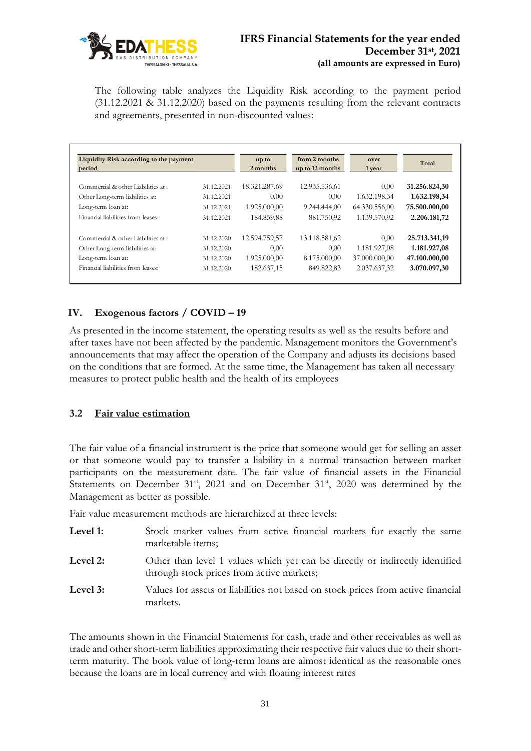The following table analyzes the Liquidity Risk according to the payment period (31.12.2021 & 31.12.2020) based on the payments resulting from the relevant contracts and agreements, presented in non-discounted values:

| Liquidity Risk according to the payment period | | up to 2 months | from 2 months up to 12 months | over 1 year | Total |
|---|---|---|---|---|---|
| Commercial & other Liabilities at : | 31.12.2021 | 18.321.287,69 | 12.935.536,61 | 0,00 | **31.256.824,30** |
| Other Long-term liabilities at: | 31.12.2021 | 0,00 | 0,00 | 1.632.198,34 | **1.632.198,34** |
| Long-term loan at: | 31.12.2021 | 1.925.000,00 | 9.244.444,00 | 64.330.556,00 | **75.500.000,00** |
| Financial liabilities from leases: | 31.12.2021 | 184.859,88 | 881.750,92 | 1.139.570,92 | **2.206.181,72** |
| Commercial & other Liabilities at : | 31.12.2020 | 12.594.759,57 | 13.118.581,62 | 0,00 | **25.713.341,19** |
| Other Long-term liabilities at: | 31.12.2020 | 0,00 | 0,00 | 1.181.927,08 | **1.181.927,08** |
| Long-term loan at: | 31.12.2020 | 1.925.000,00 | 8.175.000,00 | 37.000.000,00 | **47.100.000,00** |
| Financial liabilities from leases: | 31.12.2020 | 182.637,15 | 849.822,83 | 2.037.637,32 | **3.070.097,30** |

## IV. Exogenous factors / COVID – 19

As presented in the income statement, the operating results as well as the results before and after taxes have not been affected by the pandemic. Management monitors the Government's announcements that may affect the operation of the Company and adjusts its decisions based on the conditions that are formed. At the same time, the Management has taken all necessary measures to protect public health and the health of its employees

## 3.2 Fair value estimation

The fair value of a financial instrument is the price that someone would get for selling an asset or that someone would pay to transfer a liability in a normal transaction between market participants on the measurement date. The fair value of financial assets in the Financial Statements on December 31st, 2021 and on December 31st, 2020 was determined by the Management as better as possible.

Fair value measurement methods are hierarchized at three levels:

**Level 1:** Stock market values from active financial markets for exactly the same marketable items;

**Level 2:** Other than level 1 values which yet can be directly or indirectly identified through stock prices from active markets;

**Level 3:** Values for assets or liabilities not based on stock prices from active financial markets.

The amounts shown in the Financial Statements for cash, trade and other receivables as well as trade and other short-term liabilities approximating their respective fair values due to their short-term maturity. The book value of long-term loans are almost identical as the reasonable ones because the loans are in local currency and with floating interest rates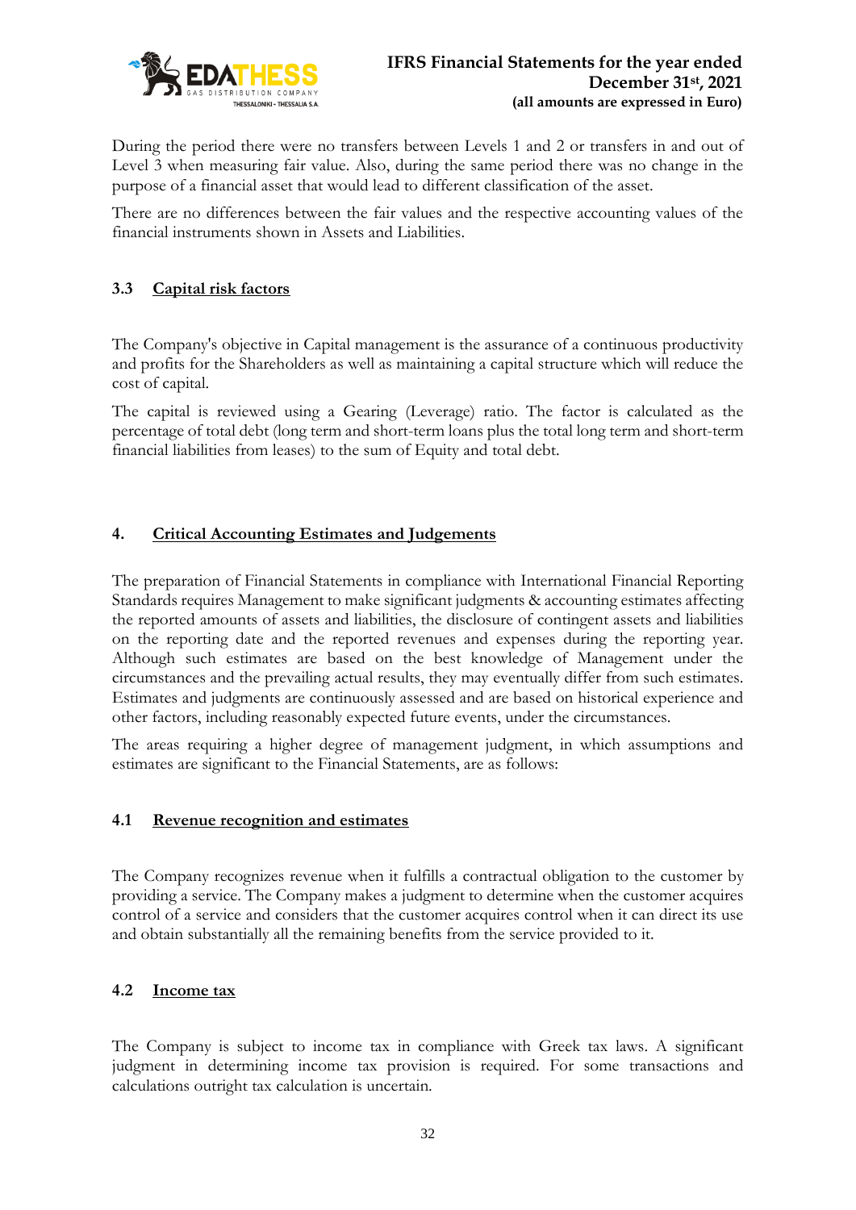During the period there were no transfers between Levels 1 and 2 or transfers in and out of Level 3 when measuring fair value. Also, during the same period there was no change in the purpose of a financial asset that would lead to different classification of the asset.

There are no differences between the fair values and the respective accounting values of the financial instruments shown in Assets and Liabilities.

### 3.3 Capital risk factors

The Company's objective in Capital management is the assurance of a continuous productivity and profits for the Shareholders as well as maintaining a capital structure which will reduce the cost of capital.

The capital is reviewed using a Gearing (Leverage) ratio. The factor is calculated as the percentage of total debt (long term and short-term loans plus the total long term and short-term financial liabilities from leases) to the sum of Equity and total debt.

## 4. Critical Accounting Estimates and Judgements

The preparation of Financial Statements in compliance with International Financial Reporting Standards requires Management to make significant judgments & accounting estimates affecting the reported amounts of assets and liabilities, the disclosure of contingent assets and liabilities on the reporting date and the reported revenues and expenses during the reporting year. Although such estimates are based on the best knowledge of Management under the circumstances and the prevailing actual results, they may eventually differ from such estimates. Estimates and judgments are continuously assessed and are based on historical experience and other factors, including reasonably expected future events, under the circumstances.

The areas requiring a higher degree of management judgment, in which assumptions and estimates are significant to the Financial Statements, are as follows:

### 4.1 Revenue recognition and estimates

The Company recognizes revenue when it fulfills a contractual obligation to the customer by providing a service. The Company makes a judgment to determine when the customer acquires control of a service and considers that the customer acquires control when it can direct its use and obtain substantially all the remaining benefits from the service provided to it.

### 4.2 Income tax

The Company is subject to income tax in compliance with Greek tax laws. A significant judgment in determining income tax provision is required. For some transactions and calculations outright tax calculation is uncertain.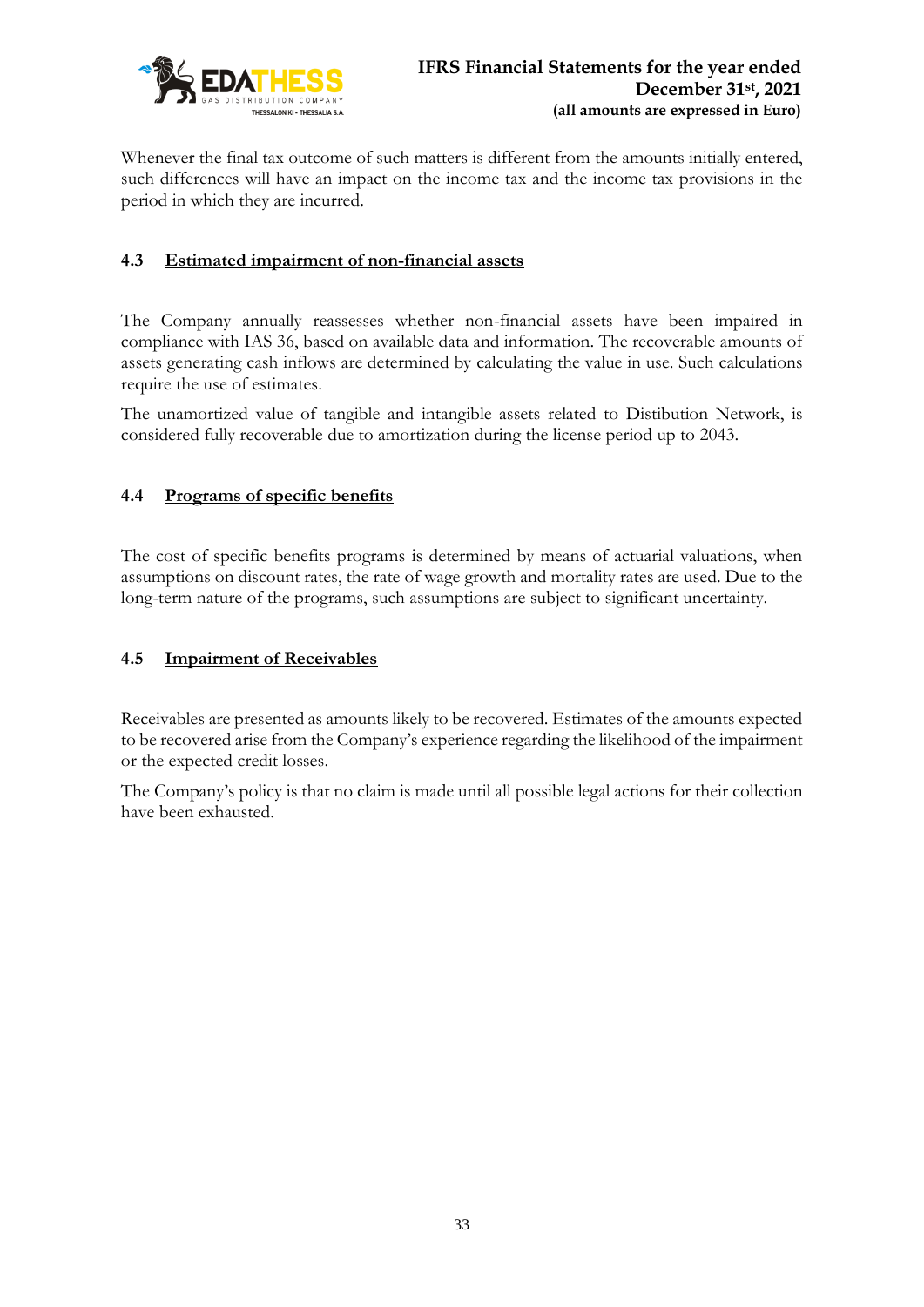Whenever the final tax outcome of such matters is different from the amounts initially entered, such differences will have an impact on the income tax and the income tax provisions in the period in which they are incurred.

### 4.3 Estimated impairment of non-financial assets

The Company annually reassesses whether non-financial assets have been impaired in compliance with IAS 36, based on available data and information. The recoverable amounts of assets generating cash inflows are determined by calculating the value in use. Such calculations require the use of estimates.

The unamortized value of tangible and intangible assets related to Distibution Network, is considered fully recoverable due to amortization during the license period up to 2043.

### 4.4 Programs of specific benefits

The cost of specific benefits programs is determined by means of actuarial valuations, when assumptions on discount rates, the rate of wage growth and mortality rates are used. Due to the long-term nature of the programs, such assumptions are subject to significant uncertainty.

### 4.5 Impairment of Receivables

Receivables are presented as amounts likely to be recovered. Estimates of the amounts expected to be recovered arise from the Company's experience regarding the likelihood of the impairment or the expected credit losses.

The Company's policy is that no claim is made until all possible legal actions for their collection have been exhausted.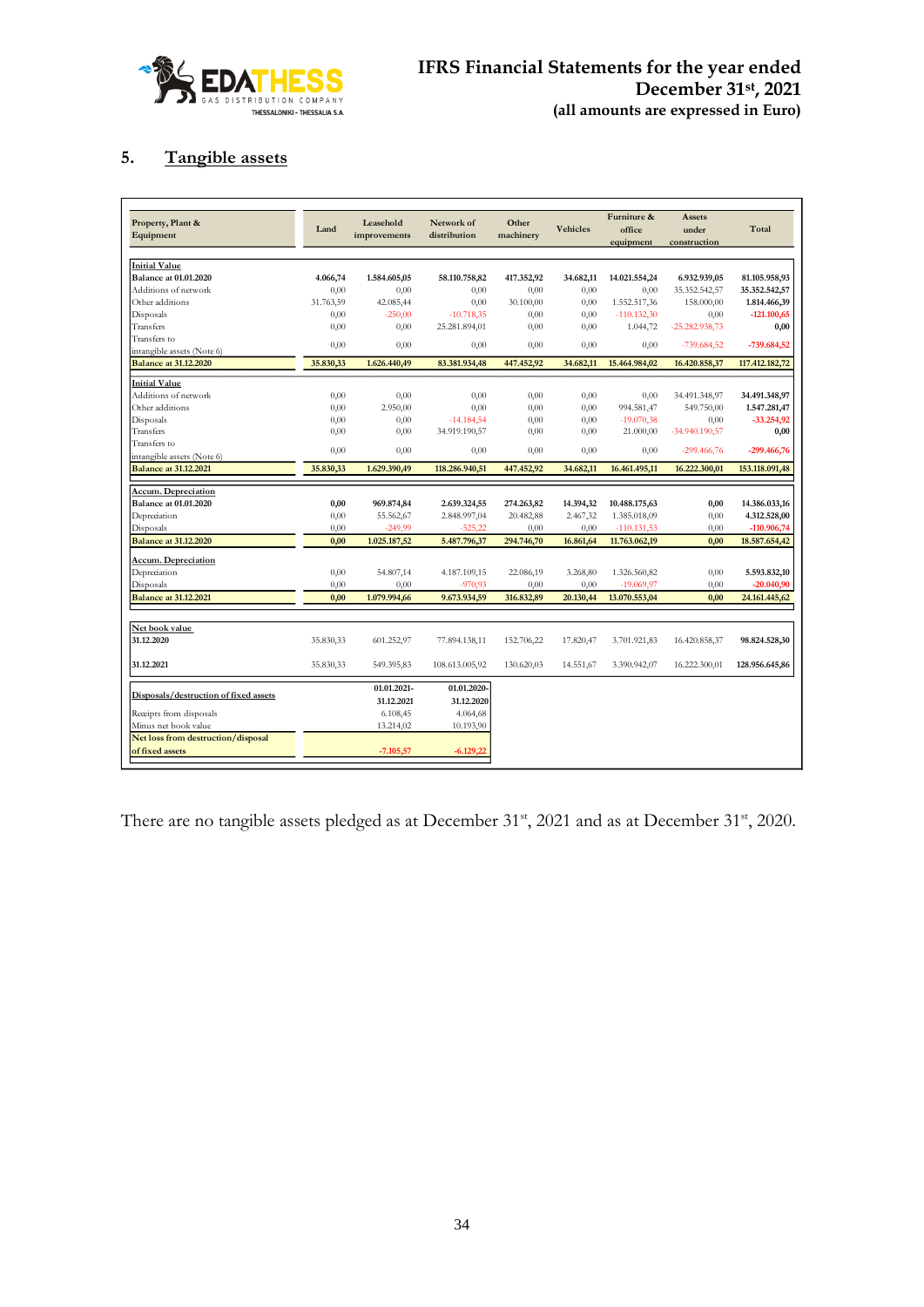## 5. Tangible assets

| Property, Plant & Equipment | Land | Leasehold improvements | Network of distribution | Other machinery | Vehicles | Furniture & office equipment | Assets under construction | Total |
|---|---|---|---|---|---|---|---|---|
| **Initial Value** | | | | | | | | |
| **Balance at 01.01.2020** | **4.066,74** | **1.584.605,05** | **58.110.758,82** | **417.352,92** | **34.682,11** | **14.021.554,24** | **6.932.939,05** | **81.105.958,93** |
| Additions of network | 0,00 | 0,00 | 0,00 | 0,00 | 0,00 | 0,00 | 35.352.542,57 | **35.352.542,57** |
| Other additions | 31.763,59 | 42.085,44 | 0,00 | 30.100,00 | 0,00 | 1.552.517,36 | 158.000,00 | **1.814.466,39** |
| Disposals | 0,00 | -250,00 | -10.718,35 | 0,00 | 0,00 | -110.132,30 | 0,00 | **-121.100,65** |
| Transfers | 0,00 | 0,00 | 25.281.894,01 | 0,00 | 0,00 | 1.044,72 | -25.282.938,73 | **0,00** |
| Transfers to intangible assets (Note 6) | 0,00 | 0,00 | 0,00 | 0,00 | 0,00 | 0,00 | -739.684,52 | **-739.684,52** |
| **Balance at 31.12.2020** | **35.830,33** | **1.626.440,49** | **83.381.934,48** | **447.452,92** | **34.682,11** | **15.464.984,02** | **16.420.858,37** | **117.412.182,72** |
| **Initial Value** | | | | | | | | |
| Additions of network | 0,00 | 0,00 | 0,00 | 0,00 | 0,00 | 0,00 | 34.491.348,97 | **34.491.348,97** |
| Other additions | 0,00 | 2.950,00 | 0,00 | 0,00 | 0,00 | 994.581,47 | 549.750,00 | **1.547.281,47** |
| Disposals | 0,00 | 0,00 | -14.184,54 | 0,00 | 0,00 | -19.070,38 | 0,00 | **-33.254,92** |
| Transfers | 0,00 | 0,00 | 34.919.190,57 | 0,00 | 0,00 | 21.000,00 | -34.940.190,57 | **0,00** |
| Transfers to intangible assets (Note 6) | 0,00 | 0,00 | 0,00 | 0,00 | 0,00 | 0,00 | -299.466,76 | **-299.466,76** |
| **Balance at 31.12.2021** | **35.830,33** | **1.629.390,49** | **118.286.940,51** | **447.452,92** | **34.682,11** | **16.461.495,11** | **16.222.300,01** | **153.118.091,48** |
| **Accum. Depreciation** | | | | | | | | |
| **Balance at 01.01.2020** | **0,00** | **969.874,84** | **2.639.324,55** | **274.263,82** | **14.394,32** | **10.488.175,63** | **0,00** | **14.386.033,16** |
| Depreciation | 0,00 | 55.562,67 | 2.848.997,04 | 20.482,88 | 2.467,32 | 1.385.018,09 | 0,00 | **4.312.528,00** |
| Disposals | 0,00 | -249,99 | -525,22 | 0,00 | 0,00 | -110.131,53 | 0,00 | **-110.906,74** |
| **Balance at 31.12.2020** | **0,00** | **1.025.187,52** | **5.487.796,37** | **294.746,70** | **16.861,64** | **11.763.062,19** | **0,00** | **18.587.654,42** |
| **Accum. Depreciation** | | | | | | | | |
| Depreciation | 0,00 | 54.807,14 | 4.187.109,15 | 22.086,19 | 3.268,80 | 1.326.560,82 | 0,00 | **5.593.832,10** |
| Disposals | 0,00 | 0,00 | -970,93 | 0,00 | 0,00 | -19.069,97 | 0,00 | **-20.040,90** |
| **Balance at 31.12.2021** | **0,00** | **1.079.994,66** | **9.673.934,59** | **316.832,89** | **20.130,44** | **13.070.553,04** | **0,00** | **24.161.445,62** |
| **Net book value** | | | | | | | | |
| **31.12.2020** | 35.830,33 | 601.252,97 | 77.894.138,11 | 152.706,22 | 17.820,47 | 3.701.921,83 | 16.420.858,37 | **98.824.528,30** |
| **31.12.2021** | 35.830,33 | 549.395,83 | 108.613.005,92 | 130.620,03 | 14.551,67 | 3.390.942,07 | 16.222.300,01 | **128.956.645,86** |

| Disposals/destruction of fixed assets | 01.01.2021-31.12.2021 | 01.01.2020-31.12.2020 |
|---|---|---|
| Receipts from disposals | 6.108,45 | 4.064,68 |
| Minus net book value | 13.214,02 | 10.193,90 |
| **Net loss from destruction/disposal of fixed assets** | **-7.105,57** | **-6.129,22** |

There are no tangible assets pledged as at December 31st, 2021 and as at December 31st, 2020.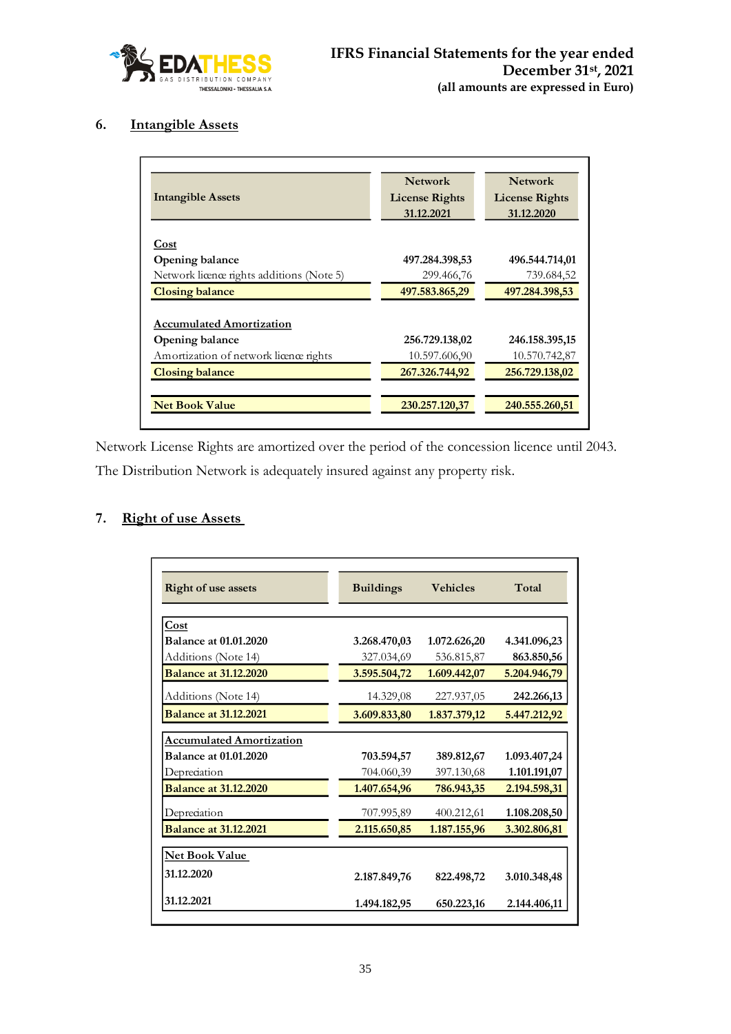## 6. Intangible Assets

| Intangible Assets | Network License Rights 31.12.2021 | Network License Rights 31.12.2020 |
|---|---|---|
| **Cost** | | |
| **Opening balance** | **497.284.398,53** | **496.544.714,01** |
| Network licence rights additions (Note 5) | 299.466,76 | 739.684,52 |
| **Closing balance** | **497.583.865,29** | **497.284.398,53** |
| **Accumulated Amortization** | | |
| **Opening balance** | **256.729.138,02** | **246.158.395,15** |
| Amortization of network licence rights | 10.597.606,90 | 10.570.742,87 |
| **Closing balance** | **267.326.744,92** | **256.729.138,02** |
| **Net Book Value** | **230.257.120,37** | **240.555.260,51** |

Network License Rights are amortized over the period of the concession licence until 2043.

The Distribution Network is adequately insured against any property risk.

## 7. Right of use Assets

| Right of use assets | Buildings | Vehicles | Total |
|---|---|---|---|
| **Cost** | | | |
| **Balance at 01.01.2020** | **3.268.470,03** | **1.072.626,20** | **4.341.096,23** |
| Additions (Note 14) | 327.034,69 | 536.815,87 | **863.850,56** |
| **Balance at 31.12.2020** | **3.595.504,72** | **1.609.442,07** | **5.204.946,79** |
| Additions (Note 14) | 14.329,08 | 227.937,05 | **242.266,13** |
| **Balance at 31.12.2021** | **3.609.833,80** | **1.837.379,12** | **5.447.212,92** |
| **Accumulated Amortization** | | | |
| **Balance at 01.01.2020** | **703.594,57** | **389.812,67** | **1.093.407,24** |
| Depreciation | 704.060,39 | 397.130,68 | **1.101.191,07** |
| **Balance at 31.12.2020** | **1.407.654,96** | **786.943,35** | **2.194.598,31** |
| Depreciation | 707.995,89 | 400.212,61 | **1.108.208,50** |
| **Balance at 31.12.2021** | **2.115.650,85** | **1.187.155,96** | **3.302.806,81** |
| **Net Book Value** | | | |
| **31.12.2020** | **2.187.849,76** | **822.498,72** | **3.010.348,48** |
| **31.12.2021** | **1.494.182,95** | **650.223,16** | **2.144.406,11** |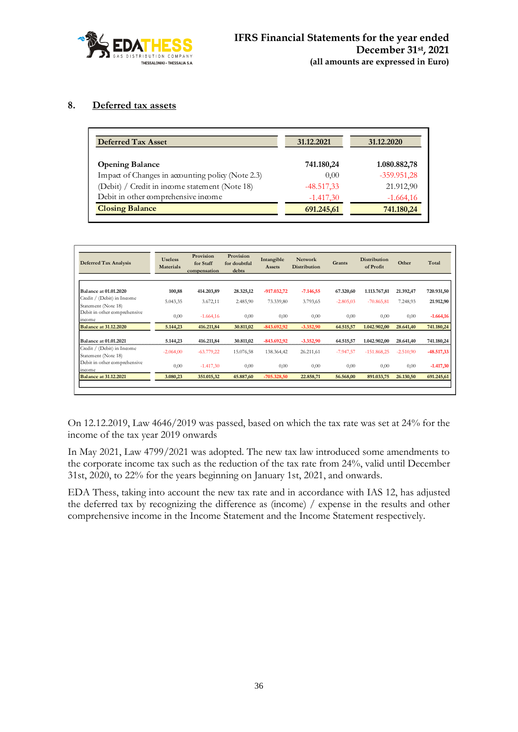## 8. Deferred tax assets

| Deferred Tax Asset | 31.12.2021 | 31.12.2020 |
|---|---|---|
| **Opening Balance** | **741.180,24** | **1.080.882,78** |
| Impact of Changes in accounting policy (Note 2.3) | 0,00 | -359.951,28 |
| (Debit) / Credit in income statement (Note 18) | -48.517,33 | 21.912,90 |
| Debit in other comprehensive income | -1.417,30 | -1.664,16 |
| **Closing Balance** | **691.245,61** | **741.180,24** |

| Deferred Tax Analysis | Useless Materials | Provision for Staff compensation | Provision for doubtful debts | Intangible Assets | Network Distribution | Grants | Distribution of Profit | Other | Total |
|---|---|---|---|---|---|---|---|---|---|
| **Balance at 01.01.2020** | **100,88** | **414.203,89** | **28.325,12** | **-917.032,72** | **-7.146,55** | **67.320,60** | **1.113.767,81** | **21.392,47** | **720.931,50** |
| Credit / (Debit) in Income Statement (Note 18) | 5.043,35 | 3.672,11 | 2.485,90 | 73.339,80 | 3.793,65 | -2.805,03 | -70.865,81 | 7.248,93 | **21.912,90** |
| Debit in other comprehensive income | 0,00 | -1.664,16 | 0,00 | 0,00 | 0,00 | 0,00 | 0,00 | 0,00 | **-1.664,16** |
| **Balance at 31.12.2020** | **5.144,23** | **416.211,84** | **30.811,02** | **-843.692,92** | **-3.352,90** | **64.515,57** | **1.042.902,00** | **28.641,40** | **741.180,24** |
| **Balance at 01.01.2021** | **5.144,23** | **416.211,84** | **30.811,02** | **-843.692,92** | **-3.352,90** | **64.515,57** | **1.042.902,00** | **28.641,40** | **741.180,24** |
| Credit / (Debit) in Income Statement (Note 18) | -2.064,00 | -63.779,22 | 15.076,58 | 138.364,42 | 26.211,61 | -7.947,57 | -151.868,25 | -2.510,90 | **-48.517,33** |
| Debit in other comprehensive income | 0,00 | -1.417,30 | 0,00 | 0,00 | 0,00 | 0,00 | 0,00 | 0,00 | **-1.417,30** |
| **Balance at 31.12.2021** | **3.080,23** | **351.015,32** | **45.887,60** | **-705.328,50** | **22.858,71** | **56.568,00** | **891.033,75** | **26.130,50** | **691.245,61** |

On 12.12.2019, Law 4646/2019 was passed, based on which the tax rate was set at 24% for the income of the tax year 2019 onwards

In May 2021, Law 4799/2021 was adopted. The new tax law introduced some amendments to the corporate income tax such as the reduction of the tax rate from 24%, valid until December 31st, 2020, to 22% for the years beginning on January 1st, 2021, and onwards.

EDA Thess, taking into account the new tax rate and in accordance with IAS 12, has adjusted the deferred tax by recognizing the difference as (income) / expense in the results and other comprehensive income in the Income Statement and the Income Statement respectively.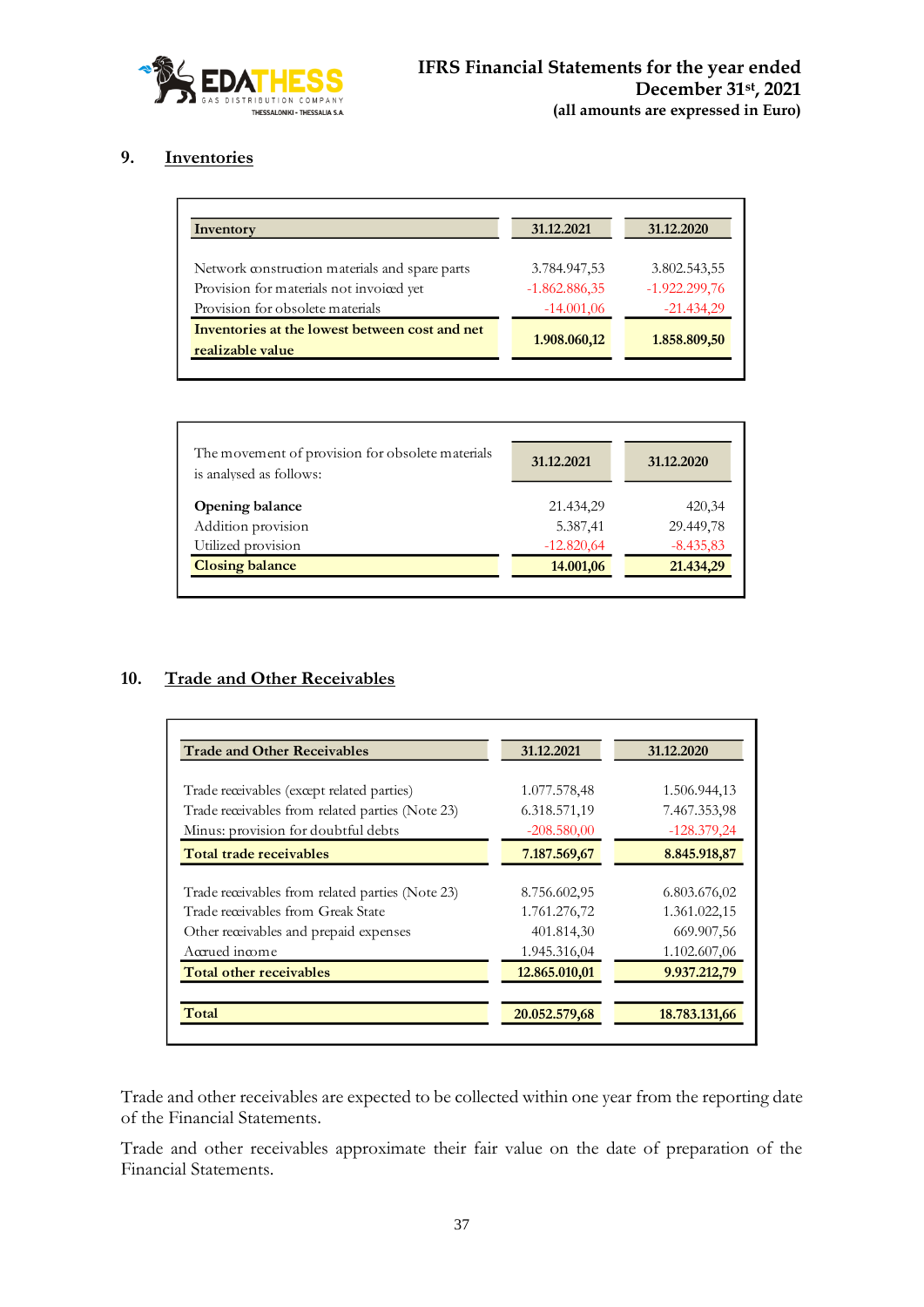## 9. Inventories

| Inventory | 31.12.2021 | 31.12.2020 |
|---|---|---|
| Network construction materials and spare parts | 3.784.947,53 | 3.802.543,55 |
| Provision for materials not invoiced yet | -1.862.886,35 | -1.922.299,76 |
| Provision for obsolete materials | -14.001,06 | -21.434,29 |
| **Inventories at the lowest between cost and net realizable value** | **1.908.060,12** | **1.858.809,50** |

| The movement of provision for obsolete materials is analysed as follows: | 31.12.2021 | 31.12.2020 |
|---|---|---|
| **Opening balance** | 21.434,29 | 420,34 |
| Addition provision | 5.387,41 | 29.449,78 |
| Utilized provision | -12.820,64 | -8.435,83 |
| **Closing balance** | **14.001,06** | **21.434,29** |

## 10. Trade and Other Receivables

| Trade and Other Receivables | 31.12.2021 | 31.12.2020 |
|---|---|---|
| Trade receivables (except related parties) | 1.077.578,48 | 1.506.944,13 |
| Trade receivables from related parties (Note 23) | 6.318.571,19 | 7.467.353,98 |
| Minus: provision for doubtful debts | -208.580,00 | -128.379,24 |
| **Total trade receivables** | **7.187.569,67** | **8.845.918,87** |
| Trade receivables from related parties (Note 23) | 8.756.602,95 | 6.803.676,02 |
| Trade receivables from Greak State | 1.761.276,72 | 1.361.022,15 |
| Other receivables and prepaid expenses | 401.814,30 | 669.907,56 |
| Accrued income | 1.945.316,04 | 1.102.607,06 |
| **Total other receivables** | **12.865.010,01** | **9.937.212,79** |
| **Total** | **20.052.579,68** | **18.783.131,66** |

Trade and other receivables are expected to be collected within one year from the reporting date of the Financial Statements.

Trade and other receivables approximate their fair value on the date of preparation of the Financial Statements.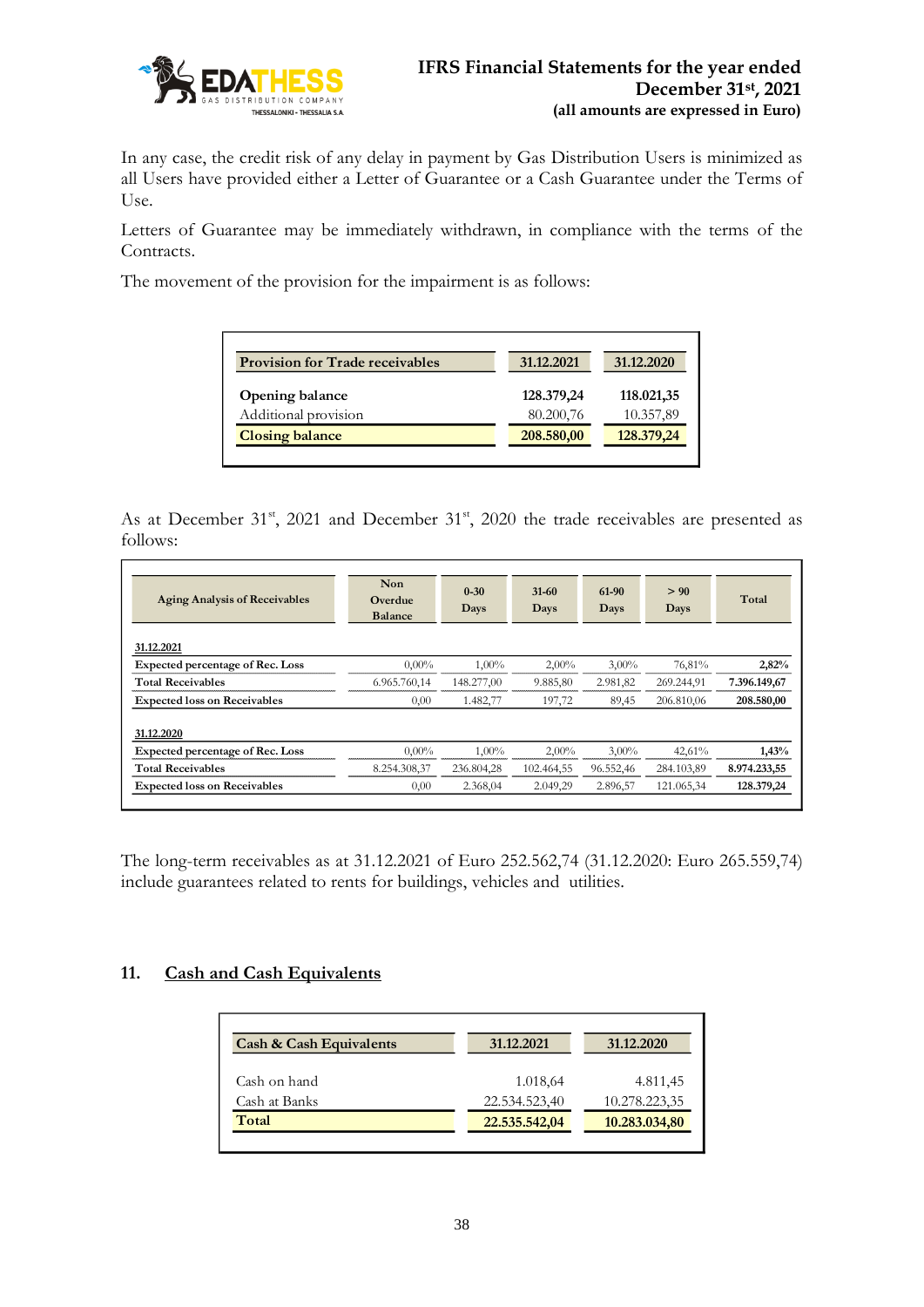In any case, the credit risk of any delay in payment by Gas Distribution Users is minimized as all Users have provided either a Letter of Guarantee or a Cash Guarantee under the Terms of Use.

Letters of Guarantee may be immediately withdrawn, in compliance with the terms of the Contracts.

The movement of the provision for the impairment is as follows:

| Provision for Trade receivables | 31.12.2021 | 31.12.2020 |
|---|---|---|
| **Opening balance** | **128.379,24** | **118.021,35** |
| Additional provision | 80.200,76 | 10.357,89 |
| **Closing balance** | **208.580,00** | **128.379,24** |

As at December 31st, 2021 and December 31st, 2020 the trade receivables are presented as follows:

| Aging Analysis of Receivables | Non Overdue Balance | 0-30 Days | 31-60 Days | 61-90 Days | > 90 Days | Total |
|---|---|---|---|---|---|---|
| **31.12.2021** | | | | | | |
| **Expected percentage of Rec. Loss** | 0,00% | 1,00% | 2,00% | 3,00% | 76,81% | **2,82%** |
| **Total Receivables** | 6.965.760,14 | 148.277,00 | 9.885,80 | 2.981,82 | 269.244,91 | **7.396.149,67** |
| **Expected loss on Receivables** | 0,00 | 1.482,77 | 197,72 | 89,45 | 206.810,06 | **208.580,00** |
| **31.12.2020** | | | | | | |
| **Expected percentage of Rec. Loss** | 0,00% | 1,00% | 2,00% | 3,00% | 42,61% | **1,43%** |
| **Total Receivables** | 8.254.308,37 | 236.804,28 | 102.464,55 | 96.552,46 | 284.103,89 | **8.974.233,55** |
| **Expected loss on Receivables** | 0,00 | 2.368,04 | 2.049,29 | 2.896,57 | 121.065,34 | **128.379,24** |

The long-term receivables as at 31.12.2021 of Euro 252.562,74 (31.12.2020: Euro 265.559,74) include guarantees related to rents for buildings, vehicles and utilities.

## 11. Cash and Cash Equivalents

| Cash & Cash Equivalents | 31.12.2021 | 31.12.2020 |
|---|---|---|
| Cash on hand | 1.018,64 | 4.811,45 |
| Cash at Banks | 22.534.523,40 | 10.278.223,35 |
| **Total** | **22.535.542,04** | **10.283.034,80** |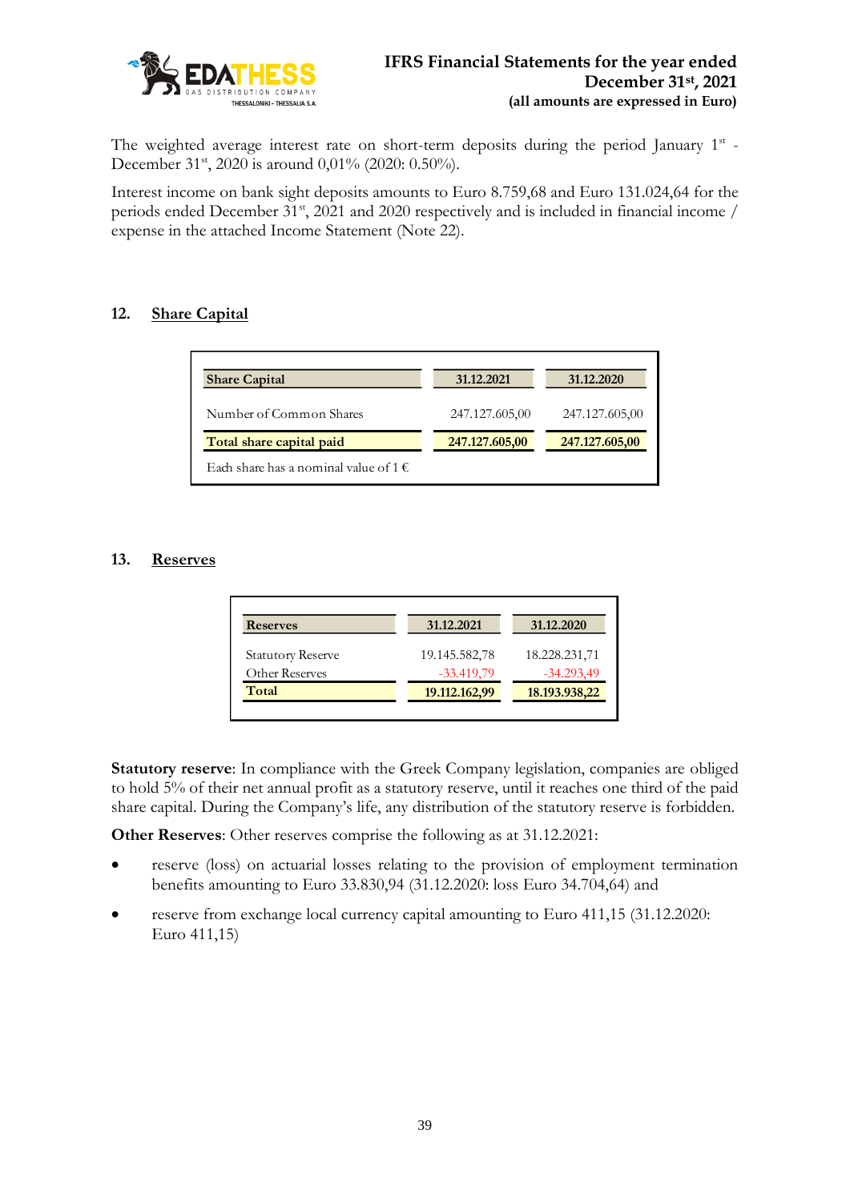The weighted average interest rate on short-term deposits during the period January 1st - December 31st, 2020 is around 0,01% (2020: 0.50%).

Interest income on bank sight deposits amounts to Euro 8.759,68 and Euro 131.024,64 for the periods ended December 31st, 2021 and 2020 respectively and is included in financial income / expense in the attached Income Statement (Note 22).

## 12. Share Capital

| Share Capital | 31.12.2021 | 31.12.2020 |
|---|---|---|
| Number of Common Shares | 247.127.605,00 | 247.127.605,00 |
| **Total share capital paid** | **247.127.605,00** | **247.127.605,00** |
| Each share has a nominal value of 1 € | | |

## 13. Reserves

| Reserves | 31.12.2021 | 31.12.2020 |
|---|---|---|
| Statutory Reserve | 19.145.582,78 | 18.228.231,71 |
| Other Reserves | -33.419,79 | -34.293,49 |
| **Total** | **19.112.162,99** | **18.193.938,22** |

**Statutory reserve**: In compliance with the Greek Company legislation, companies are obliged to hold 5% of their net annual profit as a statutory reserve, until it reaches one third of the paid share capital. During the Company's life, any distribution of the statutory reserve is forbidden.

**Other Reserves**: Other reserves comprise the following as at 31.12.2021:

- reserve (loss) on actuarial losses relating to the provision of employment termination benefits amounting to Euro 33.830,94 (31.12.2020: loss Euro 34.704,64) and
- reserve from exchange local currency capital amounting to Euro 411,15 (31.12.2020: Euro 411,15)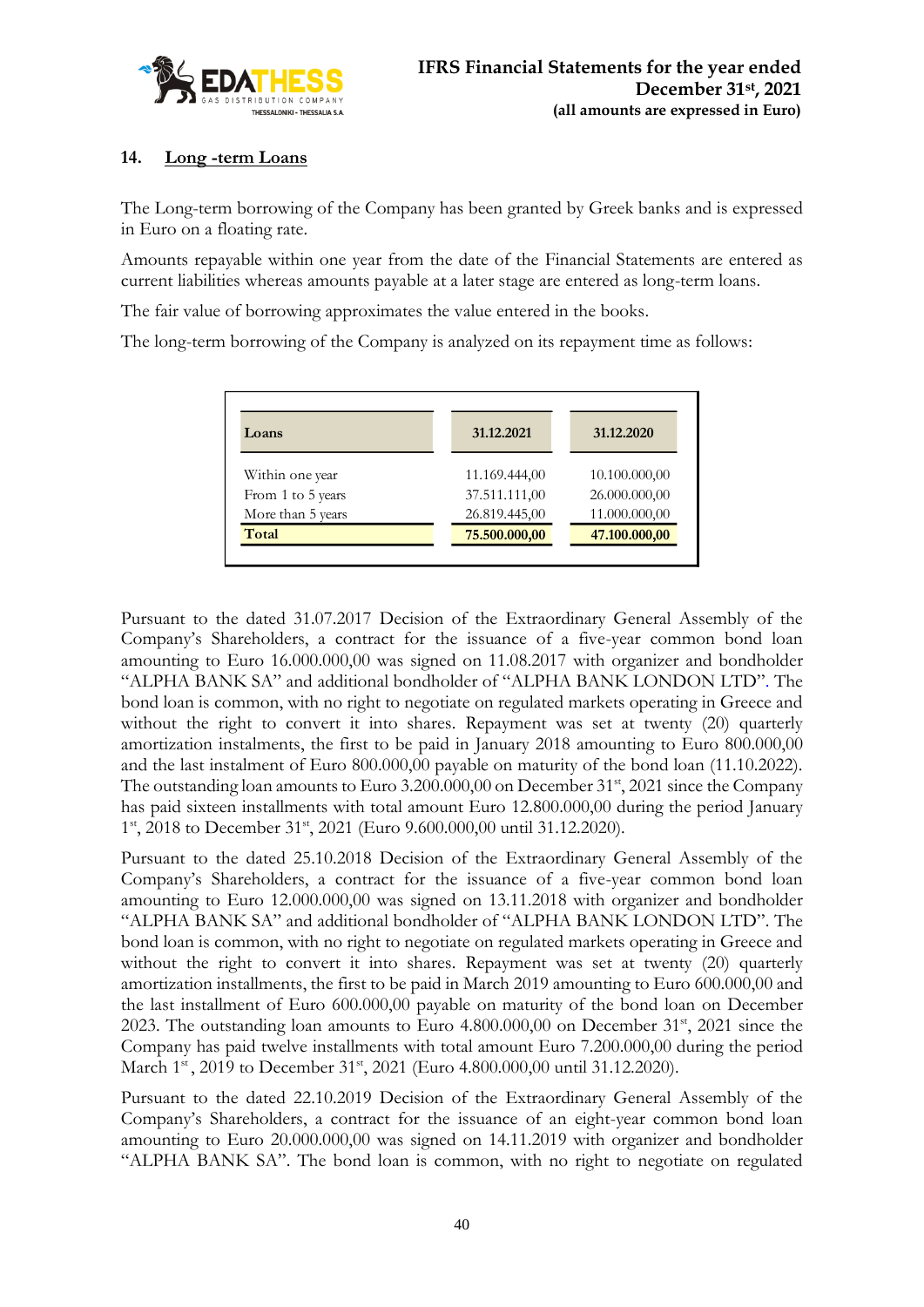## 14. Long -term Loans

The Long-term borrowing of the Company has been granted by Greek banks and is expressed in Euro on a floating rate.

Amounts repayable within one year from the date of the Financial Statements are entered as current liabilities whereas amounts payable at a later stage are entered as long-term loans.

The fair value of borrowing approximates the value entered in the books.

The long-term borrowing of the Company is analyzed on its repayment time as follows:

| Loans | 31.12.2021 | 31.12.2020 |
|---|---|---|
| Within one year | 11.169.444,00 | 10.100.000,00 |
| From 1 to 5 years | 37.511.111,00 | 26.000.000,00 |
| More than 5 years | 26.819.445,00 | 11.000.000,00 |
| **Total** | **75.500.000,00** | **47.100.000,00** |

Pursuant to the dated 31.07.2017 Decision of the Extraordinary General Assembly of the Company's Shareholders, a contract for the issuance of a five-year common bond loan amounting to Euro 16.000.000,00 was signed on 11.08.2017 with organizer and bondholder "ALPHA BANK SA" and additional bondholder of "ALPHA BANK LONDON LTD". The bond loan is common, with no right to negotiate on regulated markets operating in Greece and without the right to convert it into shares. Repayment was set at twenty (20) quarterly amortization instalments, the first to be paid in January 2018 amounting to Euro 800.000,00 and the last instalment of Euro 800.000,00 payable on maturity of the bond loan (11.10.2022). The outstanding loan amounts to Euro 3.200.000,00 on December 31st, 2021 since the Company has paid sixteen installments with total amount Euro 12.800.000,00 during the period January 1st, 2018 to December 31st, 2021 (Euro 9.600.000,00 until 31.12.2020).

Pursuant to the dated 25.10.2018 Decision of the Extraordinary General Assembly of the Company's Shareholders, a contract for the issuance of a five-year common bond loan amounting to Euro 12.000.000,00 was signed on 13.11.2018 with organizer and bondholder "ALPHA BANK SA" and additional bondholder of "ALPHA BANK LONDON LTD". The bond loan is common, with no right to negotiate on regulated markets operating in Greece and without the right to convert it into shares. Repayment was set at twenty (20) quarterly amortization installments, the first to be paid in March 2019 amounting to Euro 600.000,00 and the last installment of Euro 600.000,00 payable on maturity of the bond loan on December 2023. The outstanding loan amounts to Euro 4.800.000,00 on December 31st, 2021 since the Company has paid twelve installments with total amount Euro 7.200.000,00 during the period March 1st, 2019 to December 31st, 2021 (Euro 4.800.000,00 until 31.12.2020).

Pursuant to the dated 22.10.2019 Decision of the Extraordinary General Assembly of the Company's Shareholders, a contract for the issuance of an eight-year common bond loan amounting to Euro 20.000.000,00 was signed on 14.11.2019 with organizer and bondholder "ALPHA BANK SA". The bond loan is common, with no right to negotiate on regulated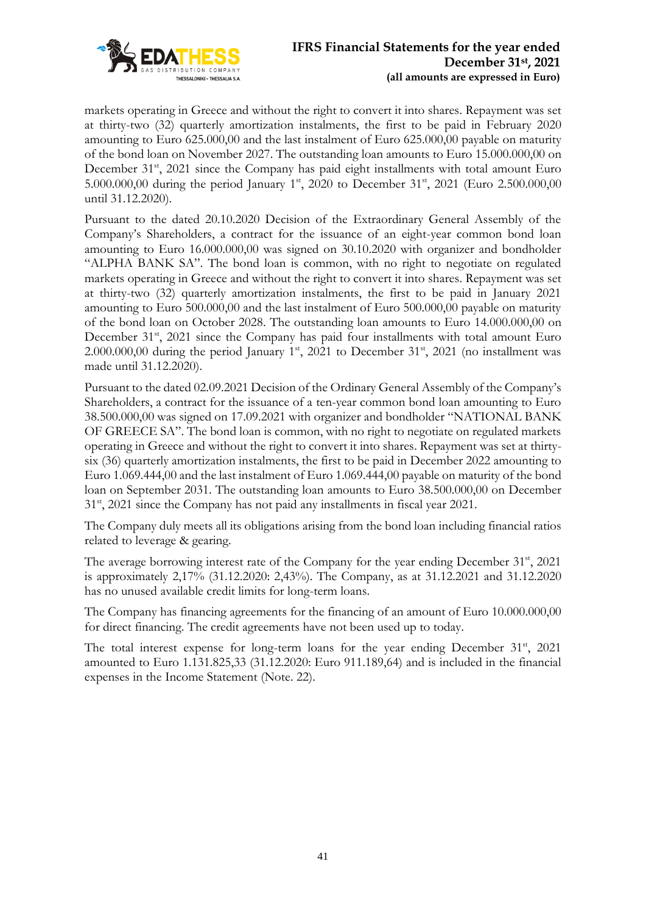markets operating in Greece and without the right to convert it into shares. Repayment was set at thirty-two (32) quarterly amortization instalments, the first to be paid in February 2020 amounting to Euro 625.000,00 and the last instalment of Euro 625.000,00 payable on maturity of the bond loan on November 2027. The outstanding loan amounts to Euro 15.000.000,00 on December 31st, 2021 since the Company has paid eight installments with total amount Euro 5.000.000,00 during the period January 1st, 2020 to December 31st, 2021 (Euro 2.500.000,00 until 31.12.2020).

Pursuant to the dated 20.10.2020 Decision of the Extraordinary General Assembly of the Company's Shareholders, a contract for the issuance of an eight-year common bond loan amounting to Euro 16.000.000,00 was signed on 30.10.2020 with organizer and bondholder "ALPHA BANK SA". The bond loan is common, with no right to negotiate on regulated markets operating in Greece and without the right to convert it into shares. Repayment was set at thirty-two (32) quarterly amortization instalments, the first to be paid in January 2021 amounting to Euro 500.000,00 and the last instalment of Euro 500.000,00 payable on maturity of the bond loan on October 2028. The outstanding loan amounts to Euro 14.000.000,00 on December 31st, 2021 since the Company has paid four installments with total amount Euro 2.000.000,00 during the period January 1st, 2021 to December 31st, 2021 (no installment was made until 31.12.2020).

Pursuant to the dated 02.09.2021 Decision of the Ordinary General Assembly of the Company's Shareholders, a contract for the issuance of a ten-year common bond loan amounting to Euro 38.500.000,00 was signed on 17.09.2021 with organizer and bondholder "NATIONAL BANK OF GREECE SA". The bond loan is common, with no right to negotiate on regulated markets operating in Greece and without the right to convert it into shares. Repayment was set at thirty-six (36) quarterly amortization instalments, the first to be paid in December 2022 amounting to Euro 1.069.444,00 and the last instalment of Euro 1.069.444,00 payable on maturity of the bond loan on September 2031. The outstanding loan amounts to Euro 38.500.000,00 on December 31st, 2021 since the Company has not paid any installments in fiscal year 2021.

The Company duly meets all its obligations arising from the bond loan including financial ratios related to leverage & gearing.

The average borrowing interest rate of the Company for the year ending December 31st, 2021 is approximately 2,17% (31.12.2020: 2,43%). The Company, as at 31.12.2021 and 31.12.2020 has no unused available credit limits for long-term loans.

The Company has financing agreements for the financing of an amount of Euro 10.000.000,00 for direct financing. The credit agreements have not been used up to today.

The total interest expense for long-term loans for the year ending December 31st, 2021 amounted to Euro 1.131.825,33 (31.12.2020: Euro 911.189,64) and is included in the financial expenses in the Income Statement (Note. 22).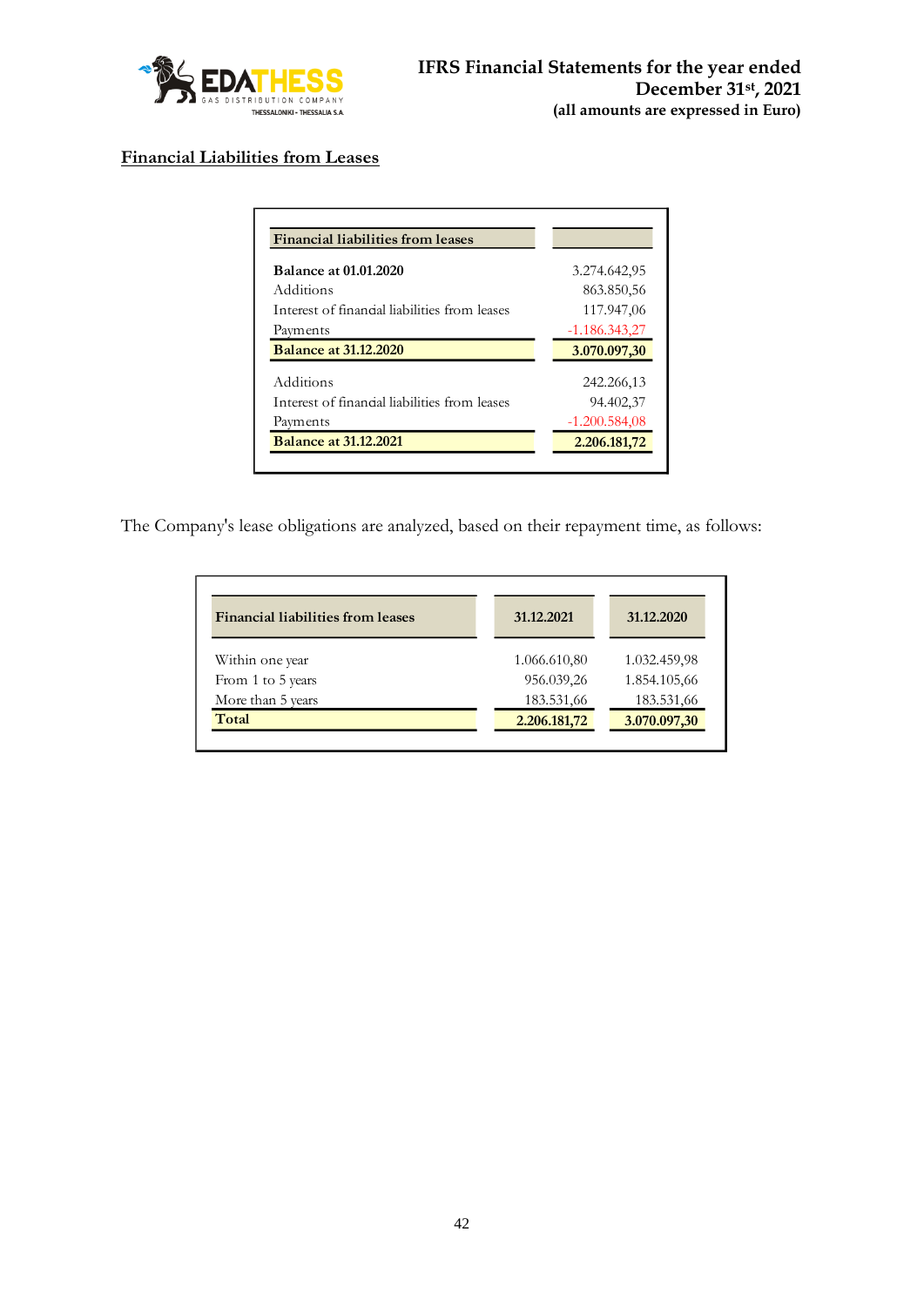## Financial Liabilities from Leases

| Financial liabilities from leases | |
|---|---|
| **Balance at 01.01.2020** | 3.274.642,95 |
| Additions | 863.850,56 |
| Interest of financial liabilities from leases | 117.947,06 |
| Payments | -1.186.343,27 |
| **Balance at 31.12.2020** | **3.070.097,30** |
| Additions | 242.266,13 |
| Interest of financial liabilities from leases | 94.402,37 |
| Payments | -1.200.584,08 |
| **Balance at 31.12.2021** | **2.206.181,72** |

The Company's lease obligations are analyzed, based on their repayment time, as follows:

| Financial liabilities from leases | 31.12.2021 | 31.12.2020 |
|---|---|---|
| Within one year | 1.066.610,80 | 1.032.459,98 |
| From 1 to 5 years | 956.039,26 | 1.854.105,66 |
| More than 5 years | 183.531,66 | 183.531,66 |
| **Total** | **2.206.181,72** | **3.070.097,30** |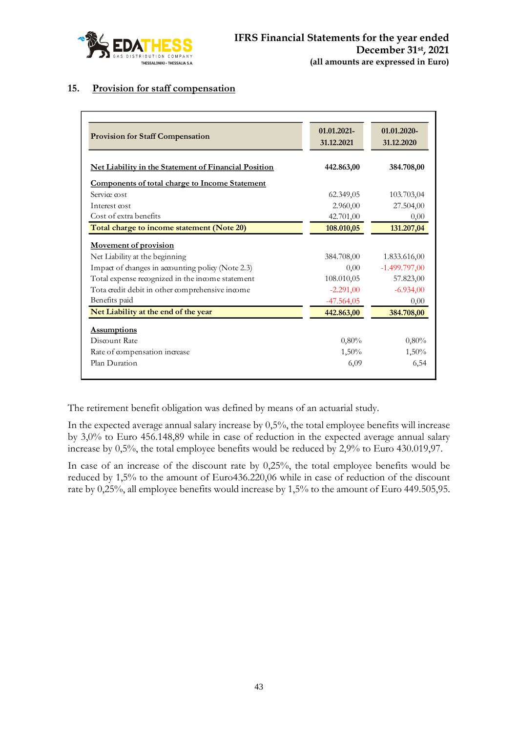## 15. Provision for staff compensation

| Provision for Staff Compensation | 01.01.2021-31.12.2021 | 01.01.2020-31.12.2020 |
|---|---|---|
| **Net Liability in the Statement of Financial Position** | **442.863,00** | **384.708,00** |
| **Components of total charge to Income Statement** | | |
| Service cost | 62.349,05 | 103.703,04 |
| Interest cost | 2.960,00 | 27.504,00 |
| Cost of extra benefits | 42.701,00 | 0,00 |
| **Total charge to income statement (Note 20)** | **108.010,05** | **131.207,04** |
| **Movement of provision** | | |
| Net Liability at the beginning | 384.708,00 | 1.833.616,00 |
| Impact of changes in accounting policy (Note 2.3) | 0,00 | -1.499.797,00 |
| Total expense recognized in the income statement | 108.010,05 | 57.823,00 |
| Tota credit debit in other comprehensive income | -2.291,00 | -6.934,00 |
| Benefits paid | -47.564,05 | 0,00 |
| **Net Liability at the end of the year** | **442.863,00** | **384.708,00** |
| **Assumptions** | | |
| Discount Rate | 0,80% | 0,80% |
| Rate of compensation increase | 1,50% | 1,50% |
| Plan Duration | 6,09 | 6,54 |

The retirement benefit obligation was defined by means of an actuarial study.

In the expected average annual salary increase by 0,5%, the total employee benefits will increase by 3,0% to Euro 456.148,89 while in case of reduction in the expected average annual salary increase by 0,5%, the total employee benefits would be reduced by 2,9% to Euro 430.019,97.

In case of an increase of the discount rate by 0,25%, the total employee benefits would be reduced by 1,5% to the amount of Euro436.220,06 while in case of reduction of the discount rate by 0,25%, all employee benefits would increase by 1,5% to the amount of Euro 449.505,95.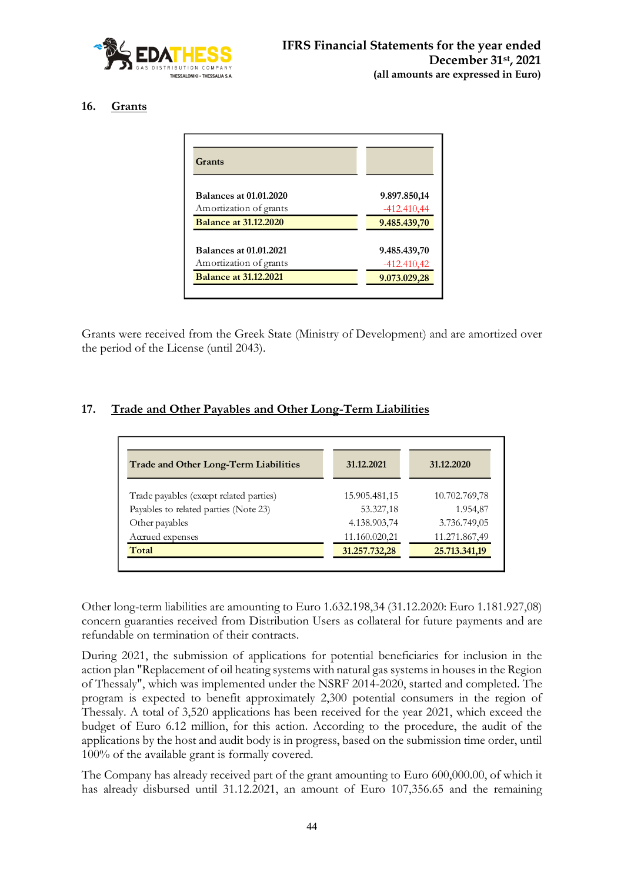## 16. Grants

| Grants | |
|---|---|
| **Balances at 01.01.2020** | **9.897.850,14** |
| Amortization of grants | -412.410,44 |
| **Balance at 31.12.2020** | **9.485.439,70** |
| | |
| **Balances at 01.01.2021** | **9.485.439,70** |
| Amortization of grants | -412.410,42 |
| **Balance at 31.12.2021** | **9.073.029,28** |

Grants were received from the Greek State (Ministry of Development) and are amortized over the period of the License (until 2043).

## 17. Trade and Other Payables and Other Long-Term Liabilities

| Trade and Other Long-Term Liabilities | 31.12.2021 | 31.12.2020 |
|---|---|---|
| Trade payables (except related parties) | 15.905.481,15 | 10.702.769,78 |
| Payables to related parties (Note 23) | 53.327,18 | 1.954,87 |
| Other payables | 4.138.903,74 | 3.736.749,05 |
| Accrued expenses | 11.160.020,21 | 11.271.867,49 |
| **Total** | **31.257.732,28** | **25.713.341,19** |

Other long-term liabilities are amounting to Euro 1.632.198,34 (31.12.2020: Euro 1.181.927,08) concern guaranties received from Distribution Users as collateral for future payments and are refundable on termination of their contracts.

During 2021, the submission of applications for potential beneficiaries for inclusion in the action plan "Replacement of oil heating systems with natural gas systems in houses in the Region of Thessaly", which was implemented under the NSRF 2014-2020, started and completed. The program is expected to benefit approximately 2,300 potential consumers in the region of Thessaly. A total of 3,520 applications has been received for the year 2021, which exceed the budget of Euro 6.12 million, for this action. According to the procedure, the audit of the applications by the host and audit body is in progress, based on the submission time order, until 100% of the available grant is formally covered.

The Company has already received part of the grant amounting to Euro 600,000.00, of which it has already disbursed until 31.12.2021, an amount of Euro 107,356.65 and the remaining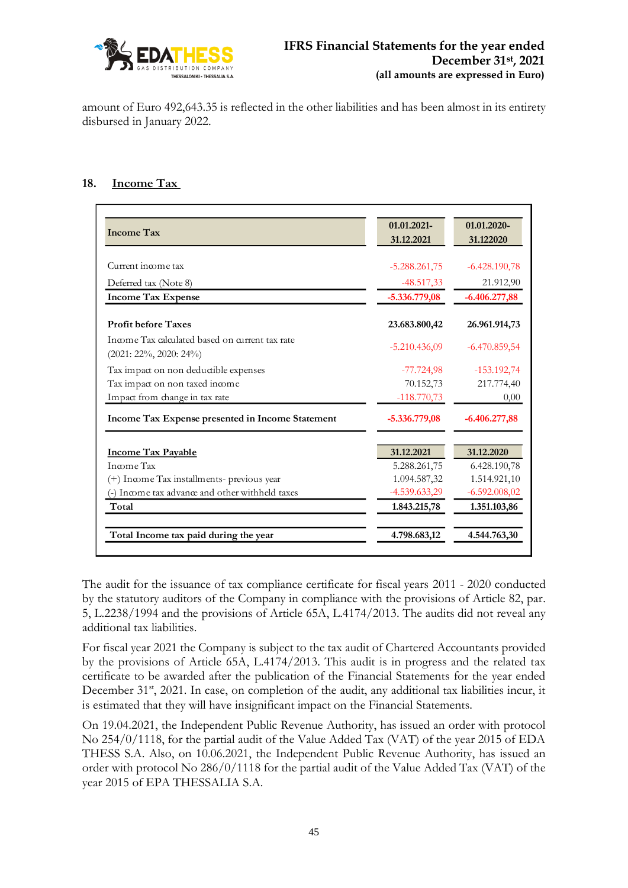amount of Euro 492,643.35 is reflected in the other liabilities and has been almost in its entirety disbursed in January 2022.

## 18. Income Tax

| Income Tax | 01.01.2021-31.12.2021 | 01.01.2020-31.122020 |
|---|---|---|
| Current income tax | -5.288.261,75 | -6.428.190,78 |
| Deferred tax (Note 8) | -48.517,33 | 21.912,90 |
| **Income Tax Expense** | **-5.336.779,08** | **-6.406.277,88** |
| **Profit before Taxes** | **23.683.800,42** | **26.961.914,73** |
| Income Tax calculated based on current tax rate (2021: 22%, 2020: 24%) | -5.210.436,09 | -6.470.859,54 |
| Tax impact on non deductible expenses | -77.724,98 | -153.192,74 |
| Tax impact on non taxed income | 70.152,73 | 217.774,40 |
| Impact from change in tax rate | -118.770,73 | 0,00 |
| **Income Tax Expense presented in Income Statement** | **-5.336.779,08** | **-6.406.277,88** |
| **Income Tax Payable** | **31.12.2021** | **31.12.2020** |
| Income Tax | 5.288.261,75 | 6.428.190,78 |
| (+) Income Tax installments- previous year | 1.094.587,32 | 1.514.921,10 |
| (-) Income tax advance and other withheld taxes | -4.539.633,29 | -6.592.008,02 |
| **Total** | **1.843.215,78** | **1.351.103,86** |
| **Total Income tax paid during the year** | **4.798.683,12** | **4.544.763,30** |

The audit for the issuance of tax compliance certificate for fiscal years 2011 - 2020 conducted by the statutory auditors of the Company in compliance with the provisions of Article 82, par. 5, L.2238/1994 and the provisions of Article 65A, L.4174/2013. The audits did not reveal any additional tax liabilities.

For fiscal year 2021 the Company is subject to the tax audit of Chartered Accountants provided by the provisions of Article 65A, L.4174/2013. This audit is in progress and the related tax certificate to be awarded after the publication of the Financial Statements for the year ended December 31st, 2021. In case, on completion of the audit, any additional tax liabilities incur, it is estimated that they will have insignificant impact on the Financial Statements.

On 19.04.2021, the Independent Public Revenue Authority, has issued an order with protocol No 254/0/1118, for the partial audit of the Value Added Tax (VAT) of the year 2015 of EDA THESS S.A. Also, on 10.06.2021, the Independent Public Revenue Authority, has issued an order with protocol No 286/0/1118 for the partial audit of the Value Added Tax (VAT) of the year 2015 of EPA THESSALIA S.A.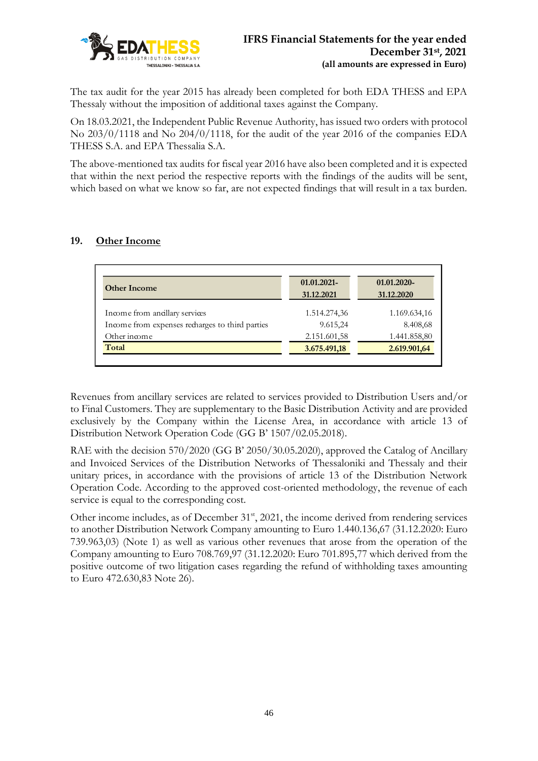The tax audit for the year 2015 has already been completed for both EDA THESS and EPA Thessaly without the imposition of additional taxes against the Company.

On 18.03.2021, the Independent Public Revenue Authority, has issued two orders with protocol No 203/0/1118 and No 204/0/1118, for the audit of the year 2016 of the companies EDA THESS S.A. and EPA Thessalia S.A.

The above-mentioned tax audits for fiscal year 2016 have also been completed and it is expected that within the next period the respective reports with the findings of the audits will be sent, which based on what we know so far, are not expected findings that will result in a tax burden.

## 19. Other Income

| Other Income | 01.01.2021-31.12.2021 | 01.01.2020-31.12.2020 |
|---|---|---|
| Income from ancillary services | 1.514.274,36 | 1.169.634,16 |
| Income from expenses recharges to third parties | 9.615,24 | 8.408,68 |
| Other income | 2.151.601,58 | 1.441.858,80 |
| **Total** | **3.675.491,18** | **2.619.901,64** |

Revenues from ancillary services are related to services provided to Distribution Users and/or to Final Customers. They are supplementary to the Basic Distribution Activity and are provided exclusively by the Company within the License Area, in accordance with article 13 of Distribution Network Operation Code (GG B' 1507/02.05.2018).

RAE with the decision 570/2020 (GG B' 2050/30.05.2020), approved the Catalog of Ancillary and Invoiced Services of the Distribution Networks of Thessaloniki and Thessaly and their unitary prices, in accordance with the provisions of article 13 of the Distribution Network Operation Code. According to the approved cost-oriented methodology, the revenue of each service is equal to the corresponding cost.

Other income includes, as of December 31st, 2021, the income derived from rendering services to another Distribution Network Company amounting to Euro 1.440.136,67 (31.12.2020: Euro 739.963,03) (Note 1) as well as various other revenues that arose from the operation of the Company amounting to Euro 708.769,97 (31.12.2020: Euro 701.895,77 which derived from the positive outcome of two litigation cases regarding the refund of withholding taxes amounting to Euro 472.630,83 Note 26).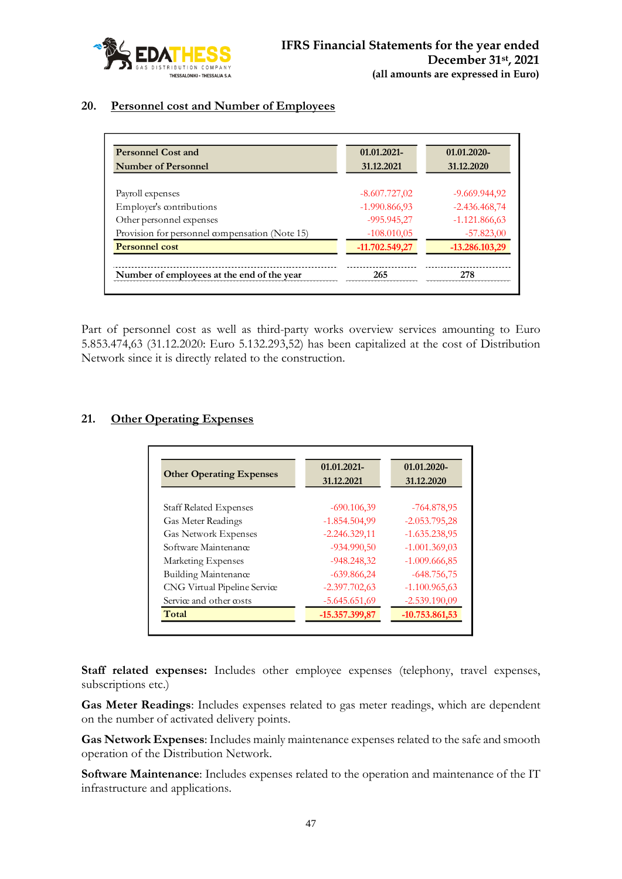## 20. Personnel cost and Number of Employees

| Personnel Cost and Number of Personnel | 01.01.2021-31.12.2021 | 01.01.2020-31.12.2020 |
|---|---|---|
| Payroll expenses | -8.607.727,02 | -9.669.944,92 |
| Employer's contributions | -1.990.866,93 | -2.436.468,74 |
| Other personnel expenses | -995.945,27 | -1.121.866,63 |
| Provision for personnel compensation (Note 15) | -108.010,05 | -57.823,00 |
| **Personnel cost** | **-11.702.549,27** | **-13.286.103,29** |
| **Number of employees at the end of the year** | **265** | **278** |

Part of personnel cost as well as third-party works overview services amounting to Euro 5.853.474,63 (31.12.2020: Euro 5.132.293,52) has been capitalized at the cost of Distribution Network since it is directly related to the construction.

## 21. Other Operating Expenses

| Other Operating Expenses | 01.01.2021-31.12.2021 | 01.01.2020-31.12.2020 |
|---|---|---|
| Staff Related Expenses | -690.106,39 | -764.878,95 |
| Gas Meter Readings | -1.854.504,99 | -2.053.795,28 |
| Gas Network Expenses | -2.246.329,11 | -1.635.238,95 |
| Software Maintenance | -934.990,50 | -1.001.369,03 |
| Marketing Expenses | -948.248,32 | -1.009.666,85 |
| Building Maintenance | -639.866,24 | -648.756,75 |
| CNG Virtual Pipeline Service | -2.397.702,63 | -1.100.965,63 |
| Service and other costs | -5.645.651,69 | -2.539.190,09 |
| **Total** | **-15.357.399,87** | **-10.753.861,53** |

**Staff related expenses:** Includes other employee expenses (telephony, travel expenses, subscriptions etc.)

**Gas Meter Readings**: Includes expenses related to gas meter readings, which are dependent on the number of activated delivery points.

**Gas Network Expenses**: Includes mainly maintenance expenses related to the safe and smooth operation of the Distribution Network.

**Software Maintenance**: Includes expenses related to the operation and maintenance of the IT infrastructure and applications.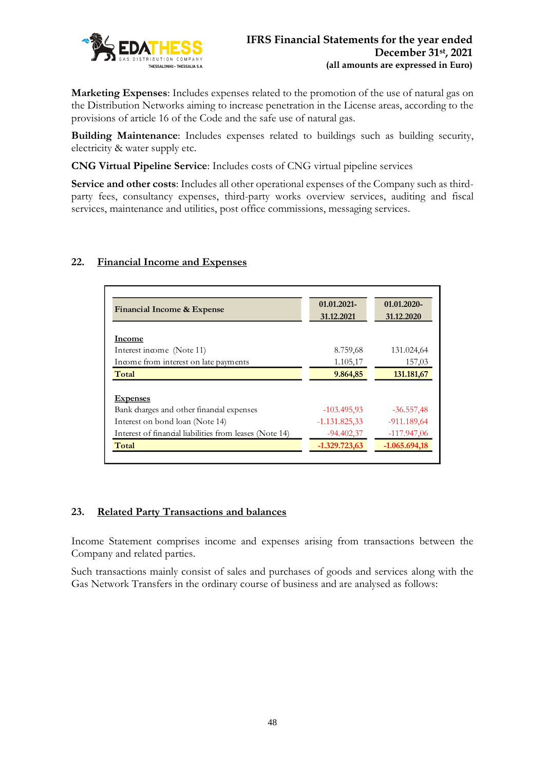**Marketing Expenses**: Includes expenses related to the promotion of the use of natural gas on the Distribution Networks aiming to increase penetration in the License areas, according to the provisions of article 16 of the Code and the safe use of natural gas.

**Building Maintenance**: Includes expenses related to buildings such as building security, electricity & water supply etc.

**CNG Virtual Pipeline Service**: Includes costs of CNG virtual pipeline services

**Service and other costs**: Includes all other operational expenses of the Company such as third-party fees, consultancy expenses, third-party works overview services, auditing and fiscal services, maintenance and utilities, post office commissions, messaging services.

## 22. Financial Income and Expenses

| Financial Income & Expense | 01.01.2021-31.12.2021 | 01.01.2020-31.12.2020 |
|---|---|---|
| **Income** | | |
| Interest income (Note 11) | 8.759,68 | 131.024,64 |
| Income from interest on late payments | 1.105,17 | 157,03 |
| **Total** | **9.864,85** | **131.181,67** |
| **Expenses** | | |
| Bank charges and other financial expenses | -103.495,93 | -36.557,48 |
| Interest on bond loan (Note 14) | -1.131.825,33 | -911.189,64 |
| Interest of financial liabilities from leases (Note 14) | -94.402,37 | -117.947,06 |
| **Total** | **-1.329.723,63** | **-1.065.694,18** |

## 23. Related Party Transactions and balances

Income Statement comprises income and expenses arising from transactions between the Company and related parties.

Such transactions mainly consist of sales and purchases of goods and services along with the Gas Network Transfers in the ordinary course of business and are analysed as follows: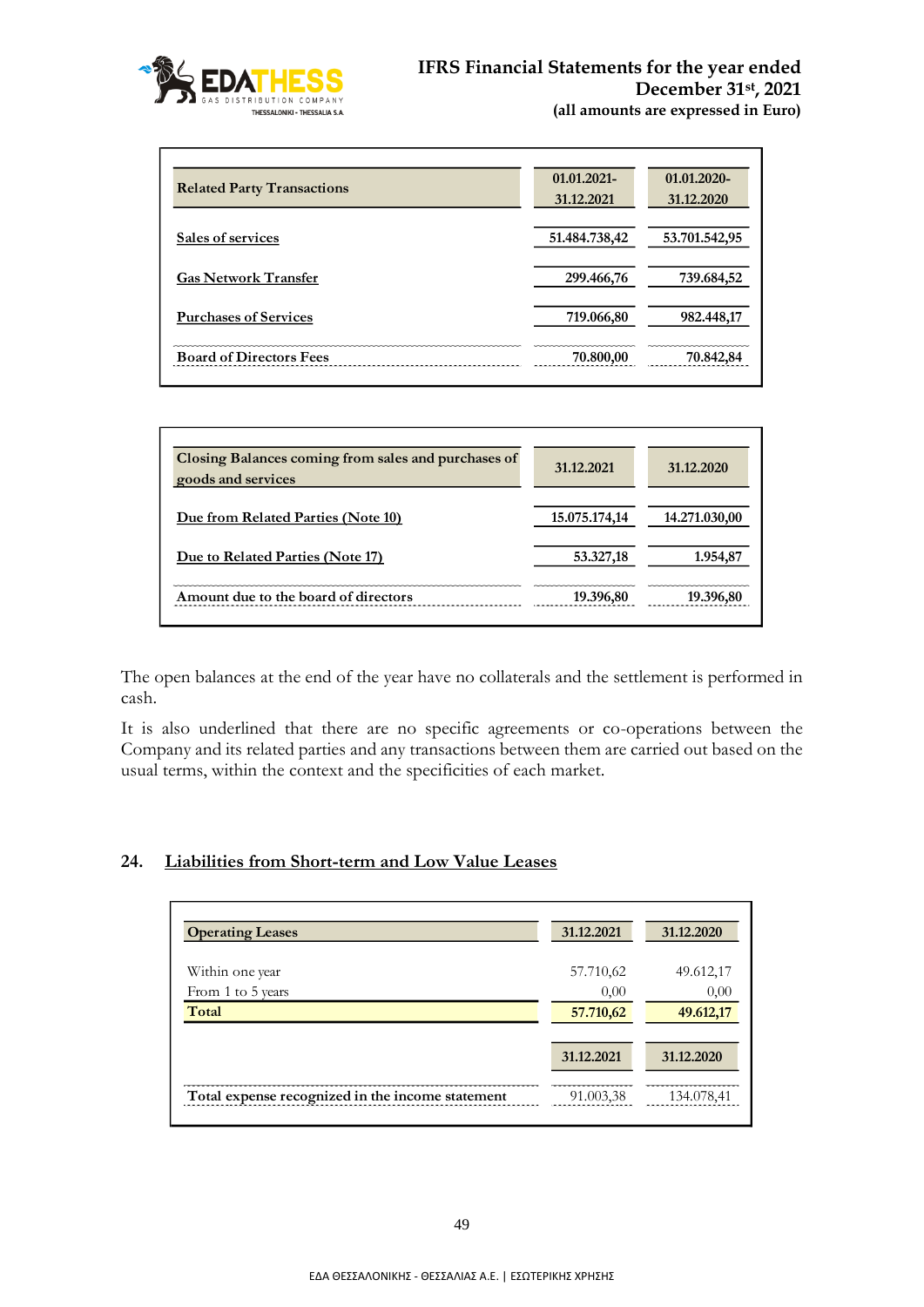| Related Party Transactions | 01.01.2021-31.12.2021 | 01.01.2020-31.12.2020 |
|---|---|---|
| Sales of services | 51.484.738,42 | 53.701.542,95 |
| Gas Network Transfer | 299.466,76 | 739.684,52 |
| Purchases of Services | 719.066,80 | 982.448,17 |
| Board of Directors Fees | 70.800,00 | 70.842,84 |

| Closing Balances coming from sales and purchases of goods and services | 31.12.2021 | 31.12.2020 |
|---|---|---|
| Due from Related Parties (Note 10) | 15.075.174,14 | 14.271.030,00 |
| Due to Related Parties (Note 17) | 53.327,18 | 1.954,87 |
| Amount due to the board of directors | 19.396,80 | 19.396,80 |

The open balances at the end of the year have no collaterals and the settlement is performed in cash.

It is also underlined that there are no specific agreements or co-operations between the Company and its related parties and any transactions between them are carried out based on the usual terms, within the context and the specificities of each market.

## 24. Liabilities from Short-term and Low Value Leases

| Operating Leases | 31.12.2021 | 31.12.2020 |
|---|---|---|
| Within one year | 57.710,62 | 49.612,17 |
| From 1 to 5 years | 0,00 | 0,00 |
| **Total** | **57.710,62** | **49.612,17** |

| | 31.12.2021 | 31.12.2020 |
|---|---|---|
| Total expense recognized in the income statement | 91.003,38 | 134.078,41 |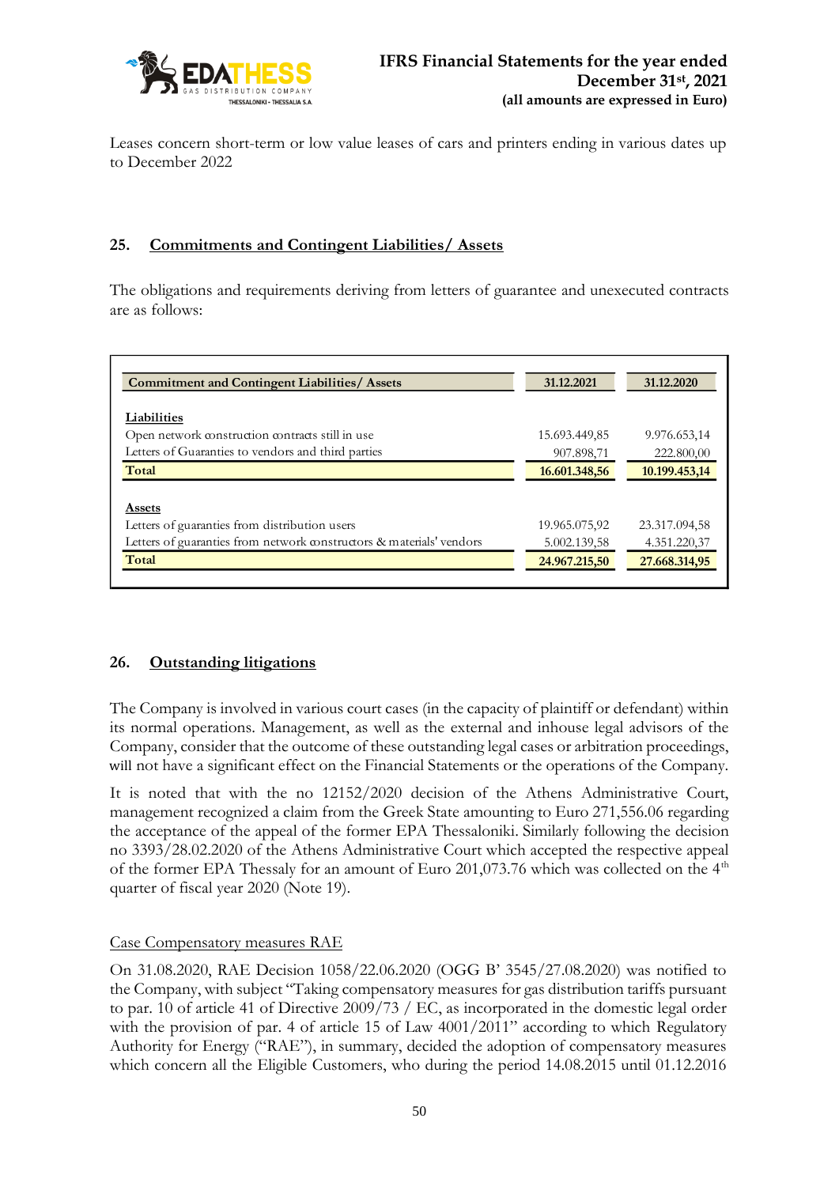Leases concern short-term or low value leases of cars and printers ending in various dates up to December 2022

## 25. Commitments and Contingent Liabilities/ Assets

The obligations and requirements deriving from letters of guarantee and unexecuted contracts are as follows:

| Commitment and Contingent Liabilities/ Assets | 31.12.2021 | 31.12.2020 |
|---|---|---|
| **Liabilities** | | |
| Open network construction contracts still in use | 15.693.449,85 | 9.976.653,14 |
| Letters of Guaranties to vendors and third parties | 907.898,71 | 222.800,00 |
| **Total** | **16.601.348,56** | **10.199.453,14** |
| **Assets** | | |
| Letters of guaranties from distribution users | 19.965.075,92 | 23.317.094,58 |
| Letters of guaranties from network constructors & materials' vendors | 5.002.139,58 | 4.351.220,37 |
| **Total** | **24.967.215,50** | **27.668.314,95** |

## 26. Outstanding litigations

The Company is involved in various court cases (in the capacity of plaintiff or defendant) within its normal operations. Management, as well as the external and inhouse legal advisors of the Company, consider that the outcome of these outstanding legal cases or arbitration proceedings, will not have a significant effect on the Financial Statements or the operations of the Company.

It is noted that with the no 12152/2020 decision of the Athens Administrative Court, management recognized a claim from the Greek State amounting to Euro 271,556.06 regarding the acceptance of the appeal of the former EPA Thessaloniki. Similarly following the decision no 3393/28.02.2020 of the Athens Administrative Court which accepted the respective appeal of the former EPA Thessaly for an amount of Euro 201,073.76 which was collected on the 4th quarter of fiscal year 2020 (Note 19).

Case Compensatory measures RAE

On 31.08.2020, RAE Decision 1058/22.06.2020 (OGG B' 3545/27.08.2020) was notified to the Company, with subject "Taking compensatory measures for gas distribution tariffs pursuant to par. 10 of article 41 of Directive 2009/73 / EC, as incorporated in the domestic legal order with the provision of par. 4 of article 15 of Law 4001/2011" according to which Regulatory Authority for Energy ("RAE"), in summary, decided the adoption of compensatory measures which concern all the Eligible Customers, who during the period 14.08.2015 until 01.12.2016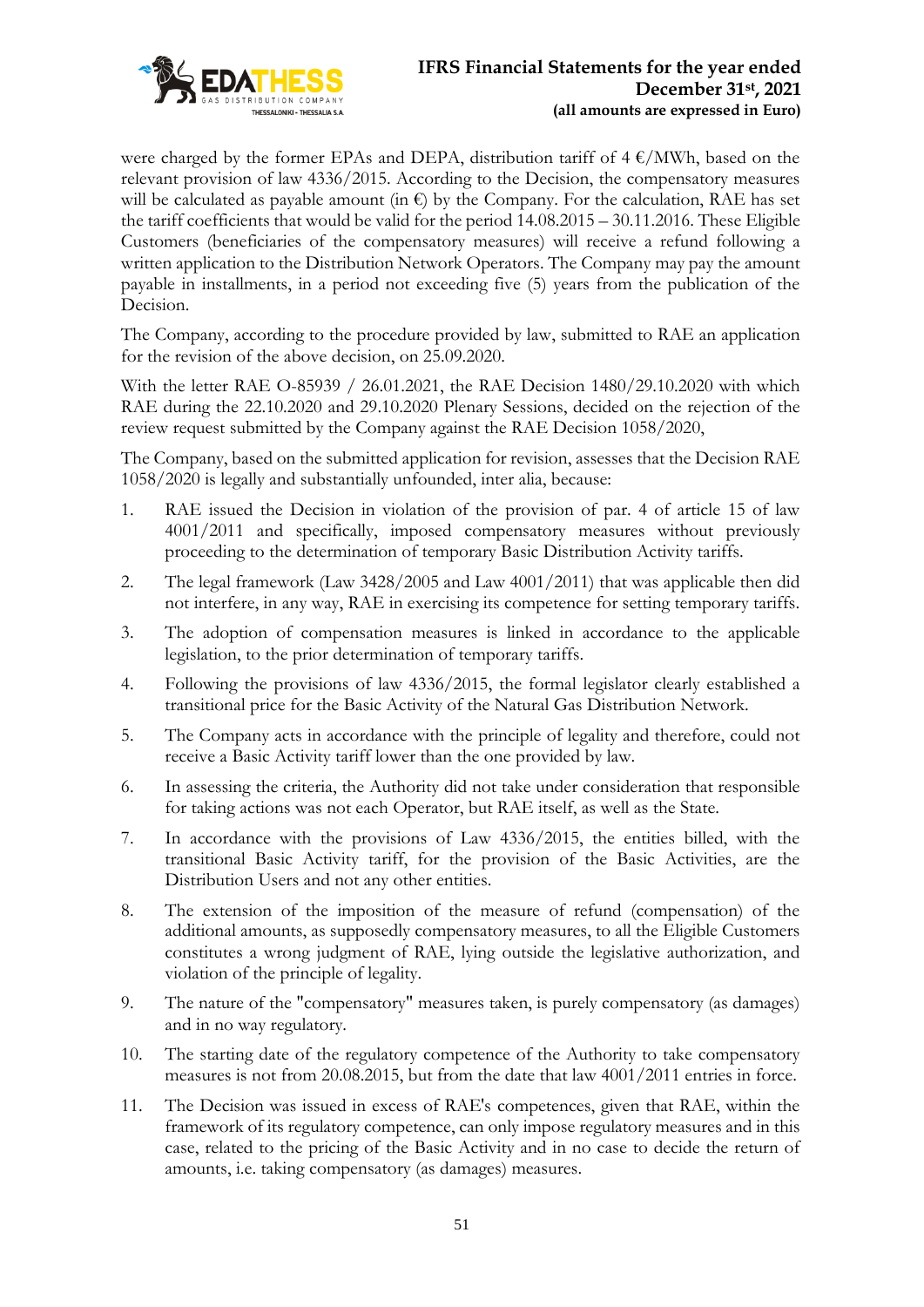were charged by the former EPAs and DEPA, distribution tariff of 4 €/MWh, based on the relevant provision of law 4336/2015. According to the Decision, the compensatory measures will be calculated as payable amount (in €) by the Company. For the calculation, RAE has set the tariff coefficients that would be valid for the period 14.08.2015 – 30.11.2016. These Eligible Customers (beneficiaries of the compensatory measures) will receive a refund following a written application to the Distribution Network Operators. The Company may pay the amount payable in installments, in a period not exceeding five (5) years from the publication of the Decision.

The Company, according to the procedure provided by law, submitted to RAE an application for the revision of the above decision, on 25.09.2020.

With the letter RAE O-85939 / 26.01.2021, the RAE Decision 1480/29.10.2020 with which RAE during the 22.10.2020 and 29.10.2020 Plenary Sessions, decided on the rejection of the review request submitted by the Company against the RAE Decision 1058/2020,

The Company, based on the submitted application for revision, assesses that the Decision RAE 1058/2020 is legally and substantially unfounded, inter alia, because:

1. RAE issued the Decision in violation of the provision of par. 4 of article 15 of law 4001/2011 and specifically, imposed compensatory measures without previously proceeding to the determination of temporary Basic Distribution Activity tariffs.
2. The legal framework (Law 3428/2005 and Law 4001/2011) that was applicable then did not interfere, in any way, RAE in exercising its competence for setting temporary tariffs.
3. The adoption of compensation measures is linked in accordance to the applicable legislation, to the prior determination of temporary tariffs.
4. Following the provisions of law 4336/2015, the formal legislator clearly established a transitional price for the Basic Activity of the Natural Gas Distribution Network.
5. The Company acts in accordance with the principle of legality and therefore, could not receive a Basic Activity tariff lower than the one provided by law.
6. In assessing the criteria, the Authority did not take under consideration that responsible for taking actions was not each Operator, but RAE itself, as well as the State.
7. In accordance with the provisions of Law 4336/2015, the entities billed, with the transitional Basic Activity tariff, for the provision of the Basic Activities, are the Distribution Users and not any other entities.
8. The extension of the imposition of the measure of refund (compensation) of the additional amounts, as supposedly compensatory measures, to all the Eligible Customers constitutes a wrong judgment of RAE, lying outside the legislative authorization, and violation of the principle of legality.
9. The nature of the "compensatory" measures taken, is purely compensatory (as damages) and in no way regulatory.
10. The starting date of the regulatory competence of the Authority to take compensatory measures is not from 20.08.2015, but from the date that law 4001/2011 entries in force.
11. The Decision was issued in excess of RAE's competences, given that RAE, within the framework of its regulatory competence, can only impose regulatory measures and in this case, related to the pricing of the Basic Activity and in no case to decide the return of amounts, i.e. taking compensatory (as damages) measures.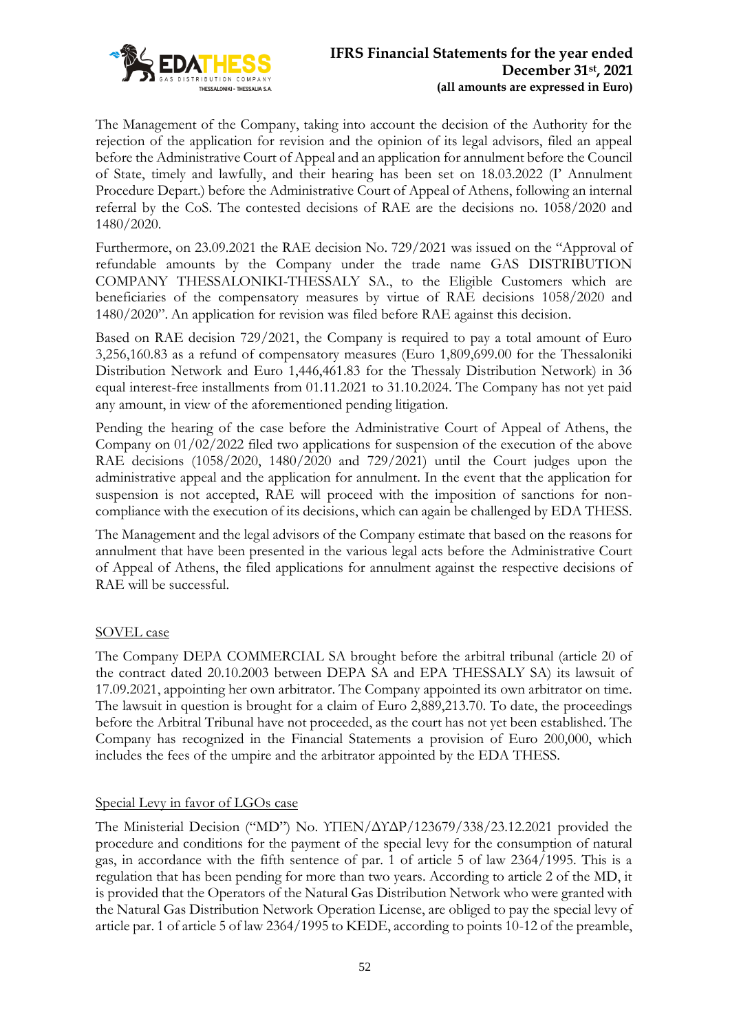The Management of the Company, taking into account the decision of the Authority for the rejection of the application for revision and the opinion of its legal advisors, filed an appeal before the Administrative Court of Appeal and an application for annulment before the Council of State, timely and lawfully, and their hearing has been set on 18.03.2022 (I' Annulment Procedure Depart.) before the Administrative Court of Appeal of Athens, following an internal referral by the CoS. The contested decisions of RAE are the decisions no. 1058/2020 and 1480/2020.

Furthermore, on 23.09.2021 the RAE decision No. 729/2021 was issued on the "Approval of refundable amounts by the Company under the trade name GAS DISTRIBUTION COMPANY THESSALONIKI-THESSALY SA., to the Eligible Customers which are beneficiaries of the compensatory measures by virtue of RAE decisions 1058/2020 and 1480/2020". An application for revision was filed before RAE against this decision.

Based on RAE decision 729/2021, the Company is required to pay a total amount of Euro 3,256,160.83 as a refund of compensatory measures (Euro 1,809,699.00 for the Thessaloniki Distribution Network and Euro 1,446,461.83 for the Thessaly Distribution Network) in 36 equal interest-free installments from 01.11.2021 to 31.10.2024. The Company has not yet paid any amount, in view of the aforementioned pending litigation.

Pending the hearing of the case before the Administrative Court of Appeal of Athens, the Company on 01/02/2022 filed two applications for suspension of the execution of the above RAE decisions (1058/2020, 1480/2020 and 729/2021) until the Court judges upon the administrative appeal and the application for annulment. In the event that the application for suspension is not accepted, RAE will proceed with the imposition of sanctions for non-compliance with the execution of its decisions, which can again be challenged by EDA THESS.

The Management and the legal advisors of the Company estimate that based on the reasons for annulment that have been presented in the various legal acts before the Administrative Court of Appeal of Athens, the filed applications for annulment against the respective decisions of RAE will be successful.

SOVEL case

The Company DEPA COMMERCIAL SA brought before the arbitral tribunal (article 20 of the contract dated 20.10.2003 between DEPA SA and EPA THESSALY SA) its lawsuit of 17.09.2021, appointing her own arbitrator. The Company appointed its own arbitrator on time. The lawsuit in question is brought for a claim of Euro 2,889,213.70. To date, the proceedings before the Arbitral Tribunal have not proceeded, as the court has not yet been established. The Company has recognized in the Financial Statements a provision of Euro 200,000, which includes the fees of the umpire and the arbitrator appointed by the EDA THESS.

Special Levy in favor of LGOs case

The Ministerial Decision ("MD") No. ΥΠΕΝ/ΔΥΔΡ/123679/338/23.12.2021 provided the procedure and conditions for the payment of the special levy for the consumption of natural gas, in accordance with the fifth sentence of par. 1 of article 5 of law 2364/1995. This is a regulation that has been pending for more than two years. According to article 2 of the MD, it is provided that the Operators of the Natural Gas Distribution Network who were granted with the Natural Gas Distribution Network Operation License, are obliged to pay the special levy of article par. 1 of article 5 of law 2364/1995 to KEDE, according to points 10-12 of the preamble,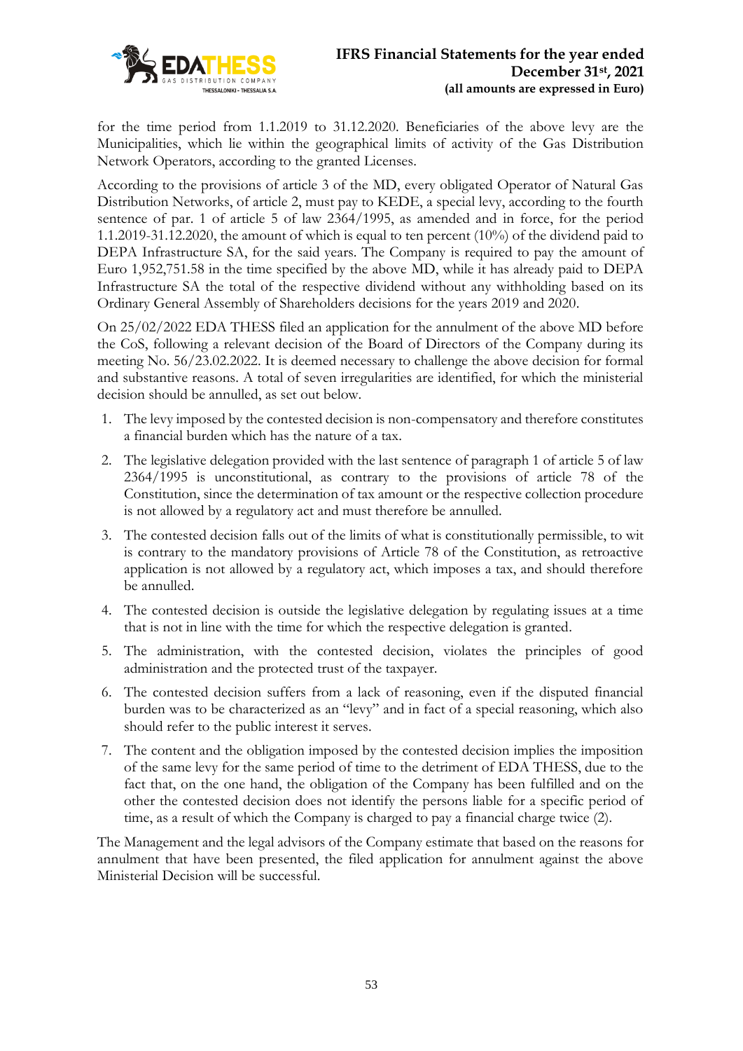for the time period from 1.1.2019 to 31.12.2020. Beneficiaries of the above levy are the Municipalities, which lie within the geographical limits of activity of the Gas Distribution Network Operators, according to the granted Licenses.

According to the provisions of article 3 of the MD, every obligated Operator of Natural Gas Distribution Networks, of article 2, must pay to KEDE, a special levy, according to the fourth sentence of par. 1 of article 5 of law 2364/1995, as amended and in force, for the period 1.1.2019-31.12.2020, the amount of which is equal to ten percent (10%) of the dividend paid to DEPA Infrastructure SA, for the said years. The Company is required to pay the amount of Euro 1,952,751.58 in the time specified by the above MD, while it has already paid to DEPA Infrastructure SA the total of the respective dividend without any withholding based on its Ordinary General Assembly of Shareholders decisions for the years 2019 and 2020.

On 25/02/2022 EDA THESS filed an application for the annulment of the above MD before the CoS, following a relevant decision of the Board of Directors of the Company during its meeting No. 56/23.02.2022. It is deemed necessary to challenge the above decision for formal and substantive reasons. A total of seven irregularities are identified, for which the ministerial decision should be annulled, as set out below.

1. The levy imposed by the contested decision is non-compensatory and therefore constitutes a financial burden which has the nature of a tax.
2. The legislative delegation provided with the last sentence of paragraph 1 of article 5 of law 2364/1995 is unconstitutional, as contrary to the provisions of article 78 of the Constitution, since the determination of tax amount or the respective collection procedure is not allowed by a regulatory act and must therefore be annulled.
3. The contested decision falls out of the limits of what is constitutionally permissible, to wit is contrary to the mandatory provisions of Article 78 of the Constitution, as retroactive application is not allowed by a regulatory act, which imposes a tax, and should therefore be annulled.
4. The contested decision is outside the legislative delegation by regulating issues at a time that is not in line with the time for which the respective delegation is granted.
5. The administration, with the contested decision, violates the principles of good administration and the protected trust of the taxpayer.
6. The contested decision suffers from a lack of reasoning, even if the disputed financial burden was to be characterized as an "levy" and in fact of a special reasoning, which also should refer to the public interest it serves.
7. The content and the obligation imposed by the contested decision implies the imposition of the same levy for the same period of time to the detriment of EDA THESS, due to the fact that, on the one hand, the obligation of the Company has been fulfilled and on the other the contested decision does not identify the persons liable for a specific period of time, as a result of which the Company is charged to pay a financial charge twice (2).

The Management and the legal advisors of the Company estimate that based on the reasons for annulment that have been presented, the filed application for annulment against the above Ministerial Decision will be successful.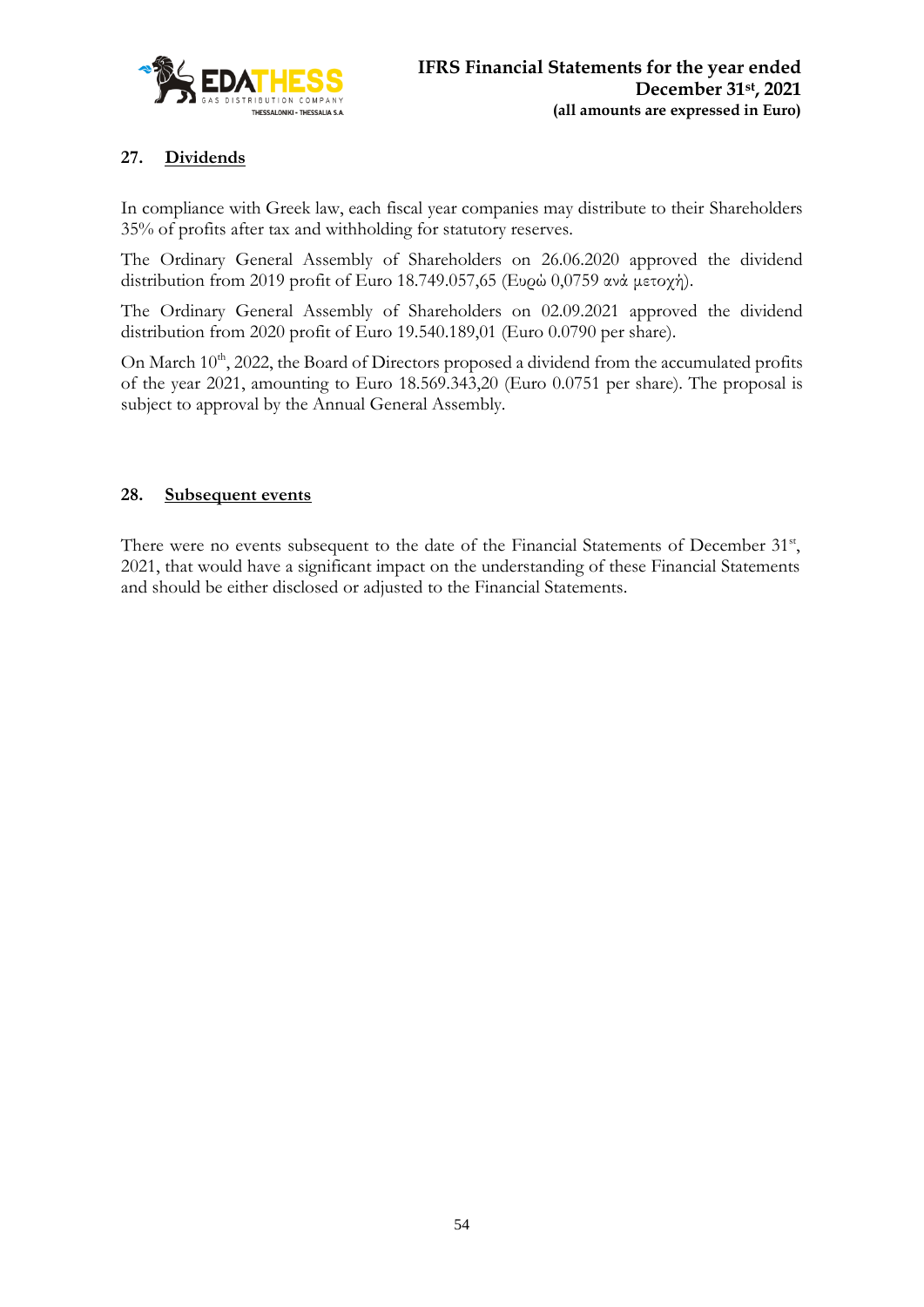## 27. Dividends

In compliance with Greek law, each fiscal year companies may distribute to their Shareholders 35% of profits after tax and withholding for statutory reserves.

The Ordinary General Assembly of Shareholders on 26.06.2020 approved the dividend distribution from 2019 profit of Euro 18.749.057,65 (Ευρώ 0,0759 ανά μετοχή).

The Ordinary General Assembly of Shareholders on 02.09.2021 approved the dividend distribution from 2020 profit of Euro 19.540.189,01 (Euro 0.0790 per share).

On March 10th, 2022, the Board of Directors proposed a dividend from the accumulated profits of the year 2021, amounting to Euro 18.569.343,20 (Euro 0.0751 per share). The proposal is subject to approval by the Annual General Assembly.

## 28. Subsequent events

There were no events subsequent to the date of the Financial Statements of December 31st, 2021, that would have a significant impact on the understanding of these Financial Statements and should be either disclosed or adjusted to the Financial Statements.